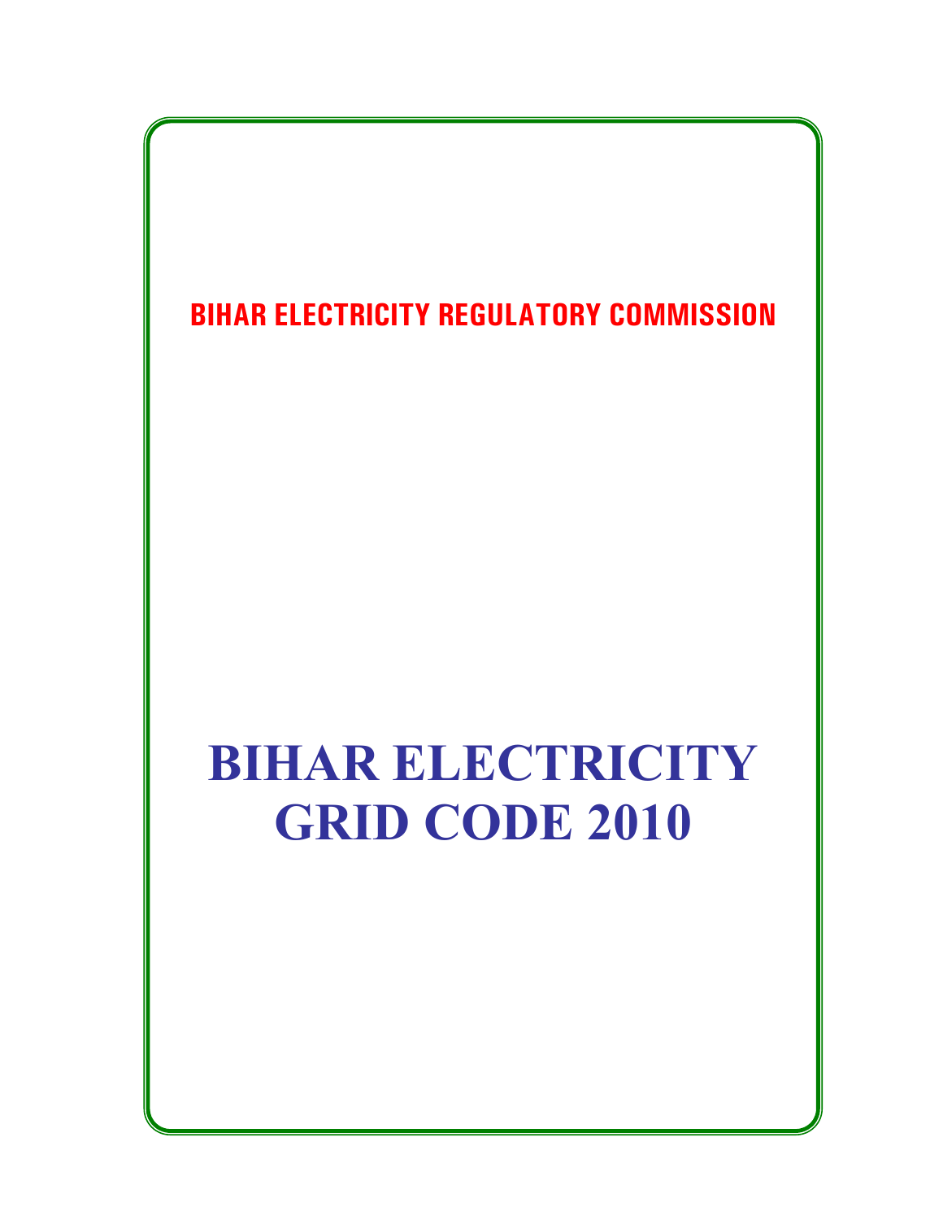## BIHAR ELECTRICITY REGULATORY COMMISSION

# BIHAR ELECTRICITY GRID CODE 2010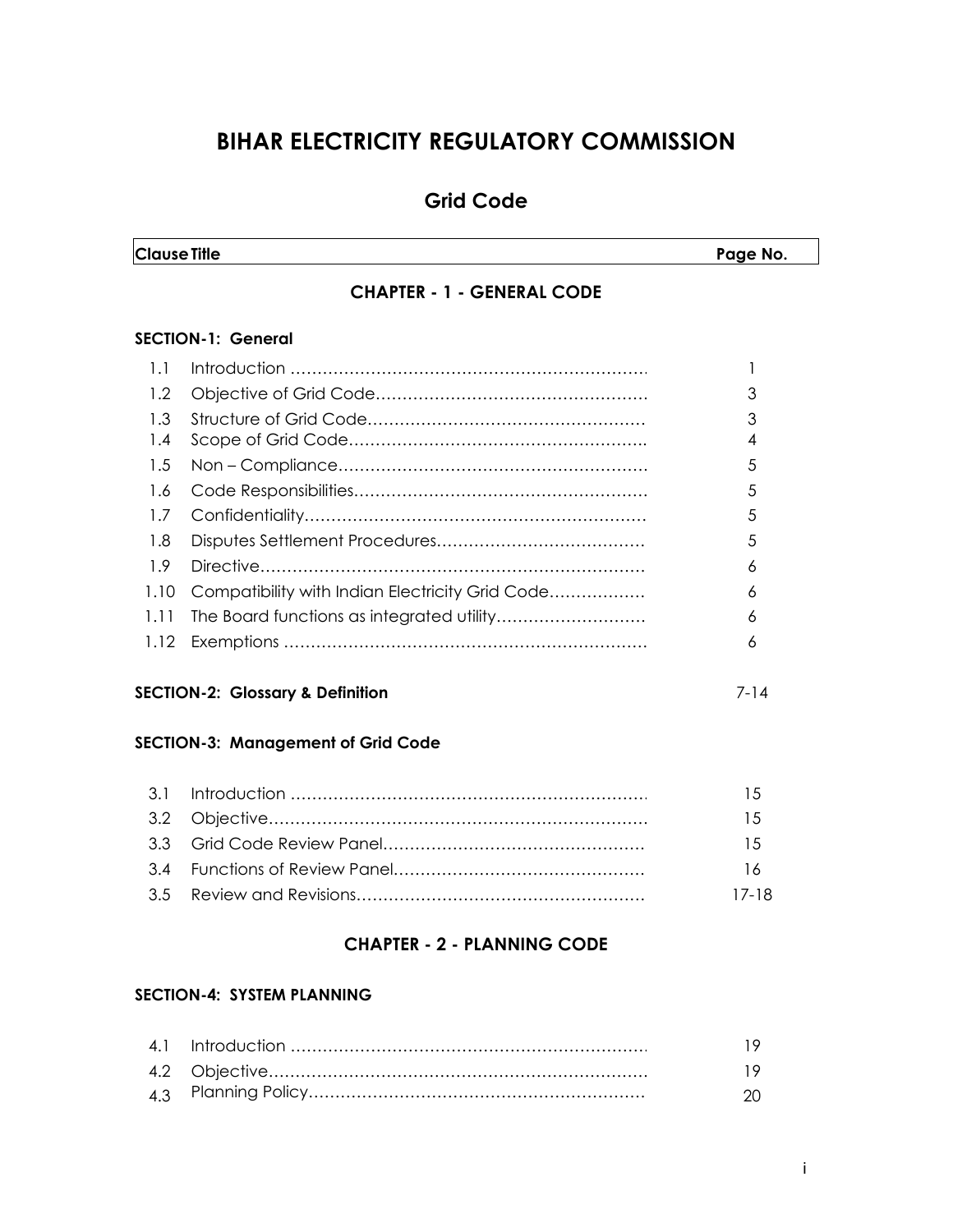# BIHAR ELECTRICITY REGULATORY COMMISSION

## Grid Code

| Clause | Title | Page No. |
|---|---|---|
| | **CHAPTER - 1 - GENERAL CODE** | |
| | **SECTION-1: General** | |
| 1.1 | Introduction | 1 |
| 1.2 | Objective of Grid Code | 3 |
| 1.3 | Structure of Grid Code | 3 |
| 1.4 | Scope of Grid Code | 4 |
| 1.5 | Non – Compliance | 5 |
| 1.6 | Code Responsibilities | 5 |
| 1.7 | Confidentiality | 5 |
| 1.8 | Disputes Settlement Procedures | 5 |
| 1.9 | Directive | 6 |
| 1.10 | Compatibility with Indian Electricity Grid Code | 6 |
| 1.11 | The Board functions as integrated utility | 6 |
| 1.12 | Exemptions | 6 |
| | **SECTION-2: Glossary & Definition** | 7-14 |
| | **SECTION-3: Management of Grid Code** | |
| 3.1 | Introduction | 15 |
| 3.2 | Objective | 15 |
| 3.3 | Grid Code Review Panel | 15 |
| 3.4 | Functions of Review Panel | 16 |
| 3.5 | Review and Revisions | 17-18 |
| | **CHAPTER - 2 - PLANNING CODE** | |
| | **SECTION-4: SYSTEM PLANNING** | |
| 4.1 | Introduction | 19 |
| 4.2 | Objective | 19 |
| 4.3 | Planning Policy | 20 |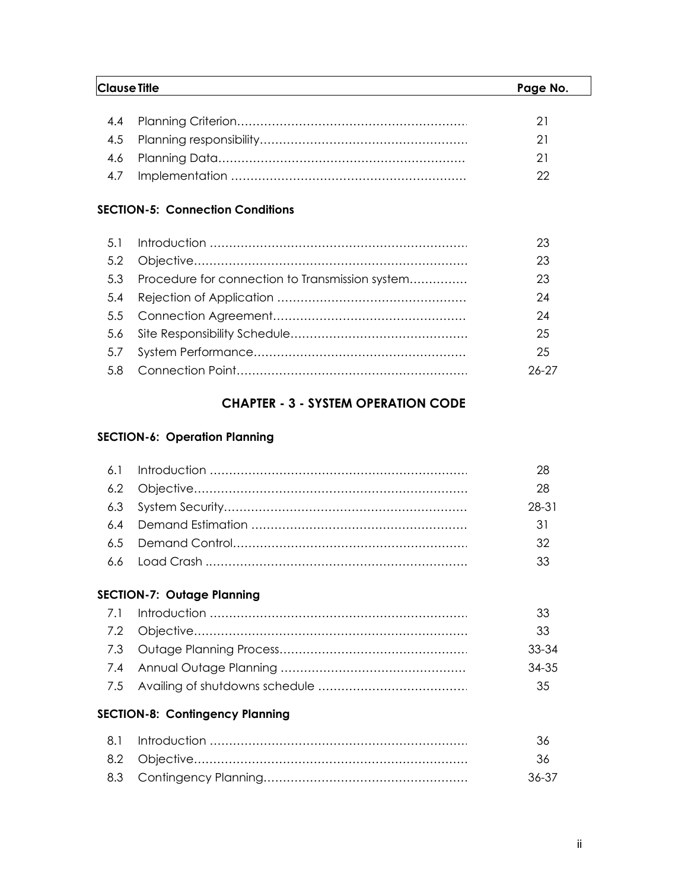| Clause | Title | Page No. |
|---|---|---|
| 4.4 | Planning Criterion | 21 |
| 4.5 | Planning responsibility | 21 |
| 4.6 | Planning Data | 21 |
| 4.7 | Implementation | 22 |

**SECTION-5: Connection Conditions**

| Clause | Title | Page No. |
|---|---|---|
| 5.1 | Introduction | 23 |
| 5.2 | Objective | 23 |
| 5.3 | Procedure for connection to Transmission system | 23 |
| 5.4 | Rejection of Application | 24 |
| 5.5 | Connection Agreement | 24 |
| 5.6 | Site Responsibility Schedule | 25 |
| 5.7 | System Performance | 25 |
| 5.8 | Connection Point | 26-27 |

## CHAPTER - 3 - SYSTEM OPERATION CODE

**SECTION-6: Operation Planning**

| Clause | Title | Page No. |
|---|---|---|
| 6.1 | Introduction | 28 |
| 6.2 | Objective | 28 |
| 6.3 | System Security | 28-31 |
| 6.4 | Demand Estimation | 31 |
| 6.5 | Demand Control | 32 |
| 6.6 | Load Crash | 33 |

**SECTION-7: Outage Planning**

| Clause | Title | Page No. |
|---|---|---|
| 7.1 | Introduction | 33 |
| 7.2 | Objective | 33 |
| 7.3 | Outage Planning Process | 33-34 |
| 7.4 | Annual Outage Planning | 34-35 |
| 7.5 | Availing of shutdowns schedule | 35 |

**SECTION-8: Contingency Planning**

| Clause | Title | Page No. |
|---|---|---|
| 8.1 | Introduction | 36 |
| 8.2 | Objective | 36 |
| 8.3 | Contingency Planning | 36-37 |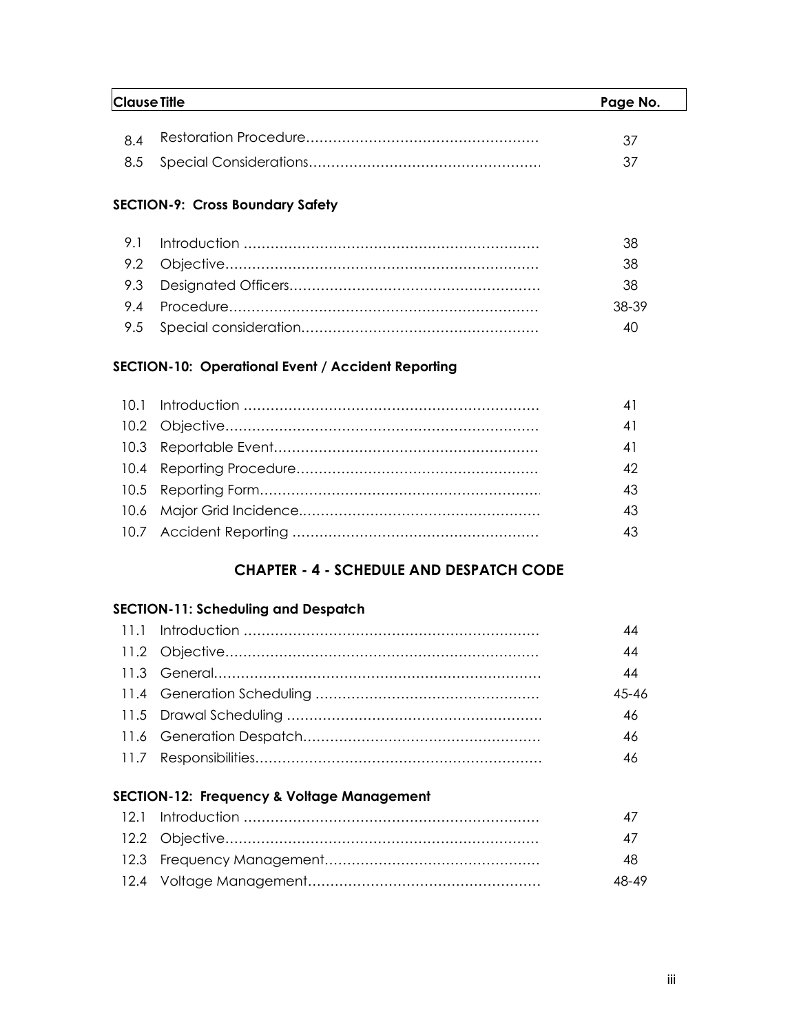| Clause | Title | Page No. |
|---|---|---|
| 8.4 | Restoration Procedure | 37 |
| 8.5 | Special Considerations | 37 |

**SECTION-9: Cross Boundary Safety**

| Clause | Title | Page No. |
|---|---|---|
| 9.1 | Introduction | 38 |
| 9.2 | Objective | 38 |
| 9.3 | Designated Officers | 38 |
| 9.4 | Procedure | 38-39 |
| 9.5 | Special consideration | 40 |

**SECTION-10: Operational Event / Accident Reporting**

| Clause | Title | Page No. |
|---|---|---|
| 10.1 | Introduction | 41 |
| 10.2 | Objective | 41 |
| 10.3 | Reportable Event | 41 |
| 10.4 | Reporting Procedure | 42 |
| 10.5 | Reporting Form | 43 |
| 10.6 | Major Grid Incidence. | 43 |
| 10.7 | Accident Reporting | 43 |

## CHAPTER - 4 - SCHEDULE AND DESPATCH CODE

**SECTION-11: Scheduling and Despatch**

| Clause | Title | Page No. |
|---|---|---|
| 11.1 | Introduction | 44 |
| 11.2 | Objective | 44 |
| 11.3 | General | 44 |
| 11.4 | Generation Scheduling | 45-46 |
| 11.5 | Drawal Scheduling | 46 |
| 11.6 | Generation Despatch | 46 |
| 11.7 | Responsibilities | 46 |

**SECTION-12: Frequency & Voltage Management**

| Clause | Title | Page No. |
|---|---|---|
| 12.1 | Introduction | 47 |
| 12.2 | Objective | 47 |
| 12.3 | Frequency Management | 48 |
| 12.4 | Voltage Management | 48-49 |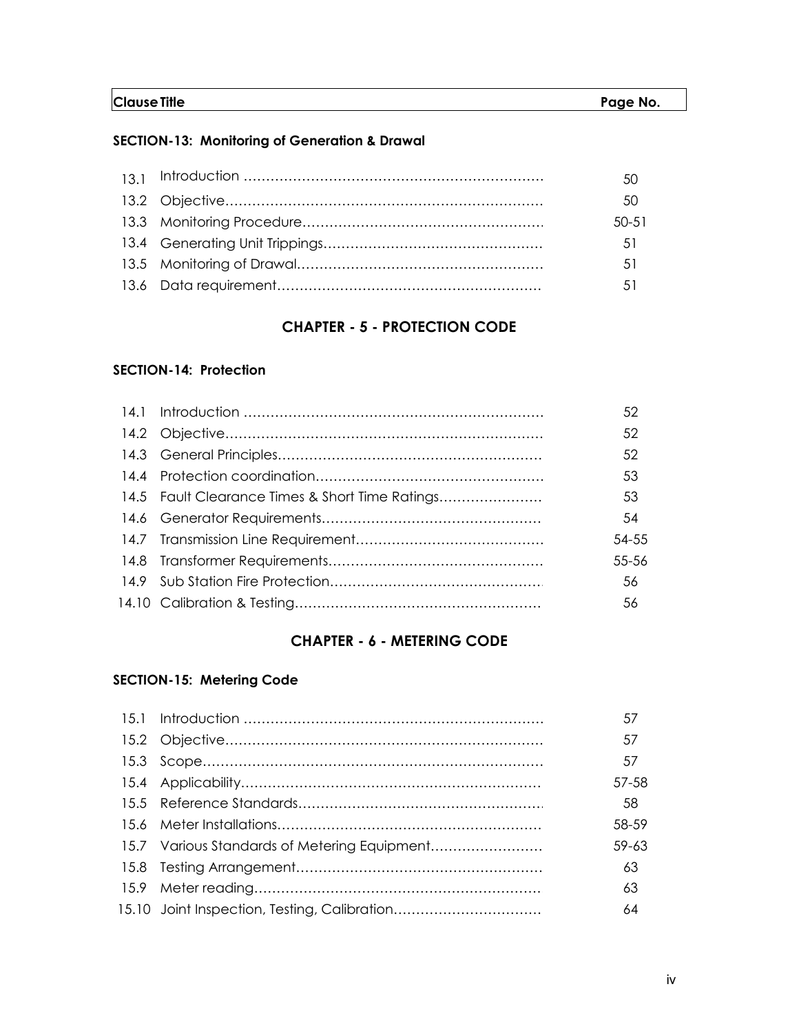| Clause Title | | Page No. |
|---|---|---|

**SECTION-13: Monitoring of Generation & Drawal**

| | | |
|---|---|---|
| 13.1 | Introduction | 50 |
| 13.2 | Objective | 50 |
| 13.3 | Monitoring Procedure | 50-51 |
| 13.4 | Generating Unit Trippings | 51 |
| 13.5 | Monitoring of Drawal | 51 |
| 13.6 | Data requirement | 51 |

## CHAPTER - 5 - PROTECTION CODE

**SECTION-14: Protection**

| | | |
|---|---|---|
| 14.1 | Introduction | 52 |
| 14.2 | Objective | 52 |
| 14.3 | General Principles | 52 |
| 14.4 | Protection coordination | 53 |
| 14.5 | Fault Clearance Times & Short Time Ratings | 53 |
| 14.6 | Generator Requirements | 54 |
| 14.7 | Transmission Line Requirement | 54-55 |
| 14.8 | Transformer Requirements | 55-56 |
| 14.9 | Sub Station Fire Protection | 56 |
| 14.10 | Calibration & Testing | 56 |

## CHAPTER - 6 - METERING CODE

**SECTION-15: Metering Code**

| | | |
|---|---|---|
| 15.1 | Introduction | 57 |
| 15.2 | Objective | 57 |
| 15.3 | Scope | 57 |
| 15.4 | Applicability | 57-58 |
| 15.5 | Reference Standards | 58 |
| 15.6 | Meter Installations | 58-59 |
| 15.7 | Various Standards of Metering Equipment | 59-63 |
| 15.8 | Testing Arrangement | 63 |
| 15.9 | Meter reading | 63 |
| 15.10 | Joint Inspection, Testing, Calibration | 64 |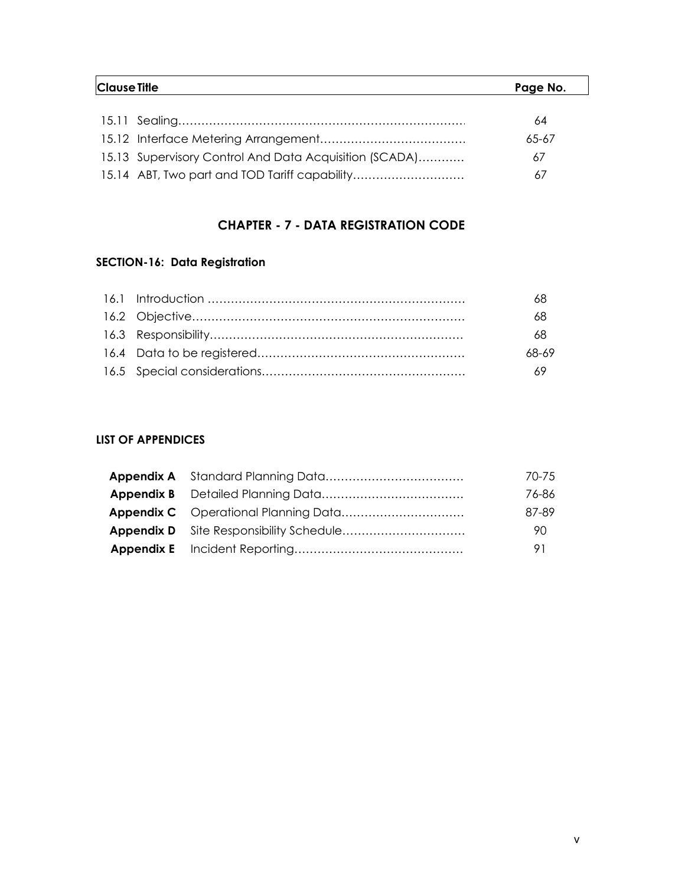| Clause Title | Page No. |
|---|---|
| 15.11 Sealing……………………………………………………………… | 64 |
| 15.12 Interface Metering Arrangement……………………………… | 65-67 |
| 15.13 Supervisory Control And Data Acquisition (SCADA)………… | 67 |
| 15.14 ABT, Two part and TOD Tariff capability……………………… | 67 |

## CHAPTER - 7 - DATA REGISTRATION CODE

### SECTION-16: Data Registration

| | |
|---|---|
| 16.1 Introduction ……………………………………………………… | 68 |
| 16.2 Objective………………………………………………………… | 68 |
| 16.3 Responsibility…………………………………………………… | 68 |
| 16.4 Data to be registered………………………………………… | 68-69 |
| 16.5 Special considerations……………………………………… | 69 |

### LIST OF APPENDICES

| | | |
|---|---|---|
| **Appendix A** | Standard Planning Data……………………………… | 70-75 |
| **Appendix B** | Detailed Planning Data……………………………… | 76-86 |
| **Appendix C** | Operational Planning Data………………………… | 87-89 |
| **Appendix D** | Site Responsibility Schedule……………………… | 90 |
| **Appendix E** | Incident Reporting…………………………………… | 91 |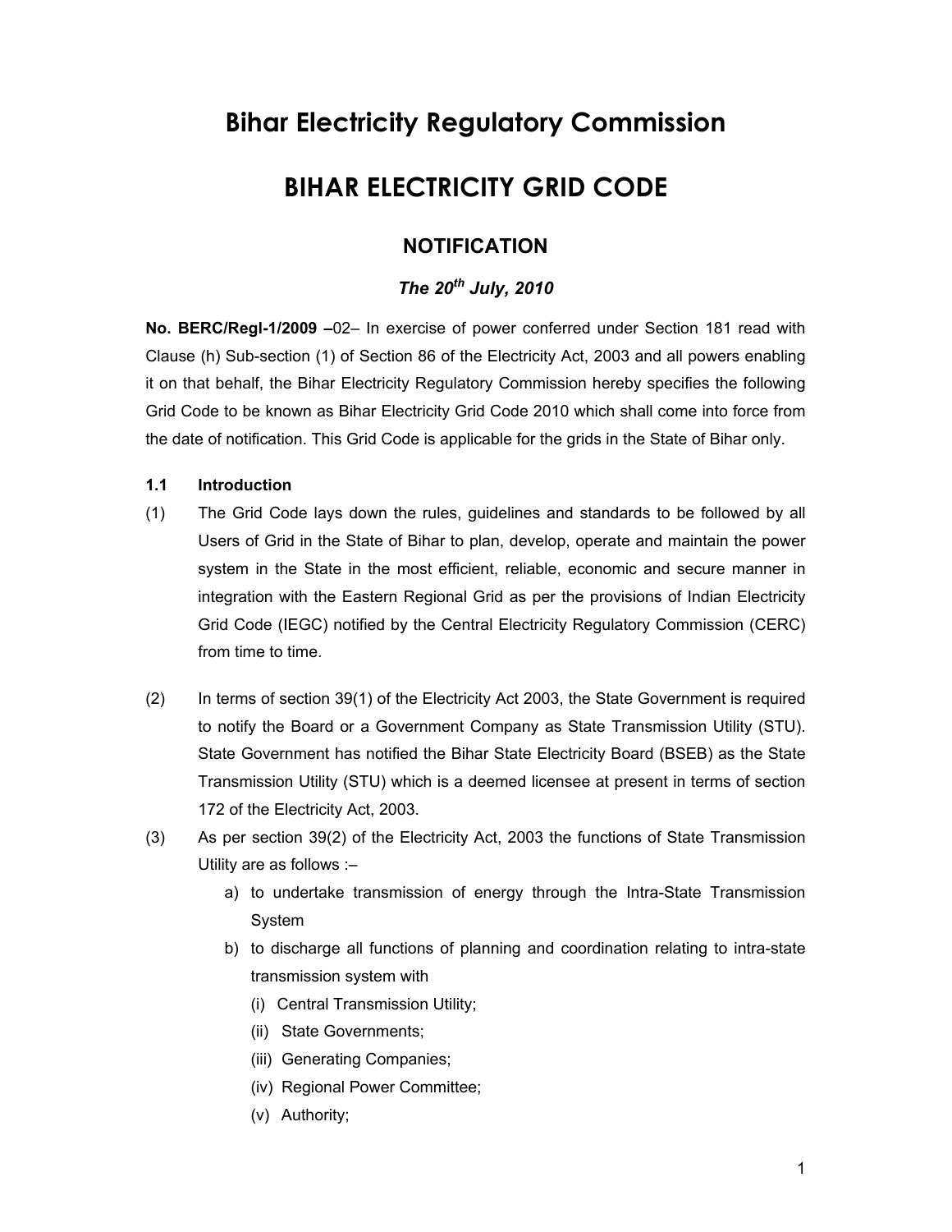# Bihar Electricity Regulatory Commission

# BIHAR ELECTRICITY GRID CODE

## NOTIFICATION

### *The 20th July, 2010*

**No. BERC/Regl-1/2009 –**02– In exercise of power conferred under Section 181 read with Clause (h) Sub-section (1) of Section 86 of the Electricity Act, 2003 and all powers enabling it on that behalf, the Bihar Electricity Regulatory Commission hereby specifies the following Grid Code to be known as Bihar Electricity Grid Code 2010 which shall come into force from the date of notification. This Grid Code is applicable for the grids in the State of Bihar only.

**1.1 Introduction**

(1) The Grid Code lays down the rules, guidelines and standards to be followed by all Users of Grid in the State of Bihar to plan, develop, operate and maintain the power system in the State in the most efficient, reliable, economic and secure manner in integration with the Eastern Regional Grid as per the provisions of Indian Electricity Grid Code (IEGC) notified by the Central Electricity Regulatory Commission (CERC) from time to time.

(2) In terms of section 39(1) of the Electricity Act 2003, the State Government is required to notify the Board or a Government Company as State Transmission Utility (STU). State Government has notified the Bihar State Electricity Board (BSEB) as the State Transmission Utility (STU) which is a deemed licensee at present in terms of section 172 of the Electricity Act, 2003.

(3) As per section 39(2) of the Electricity Act, 2003 the functions of State Transmission Utility are as follows :–

a) to undertake transmission of energy through the Intra-State Transmission System

b) to discharge all functions of planning and coordination relating to intra-state transmission system with

(i) Central Transmission Utility;

(ii) State Governments;

(iii) Generating Companies;

(iv) Regional Power Committee;

(v) Authority;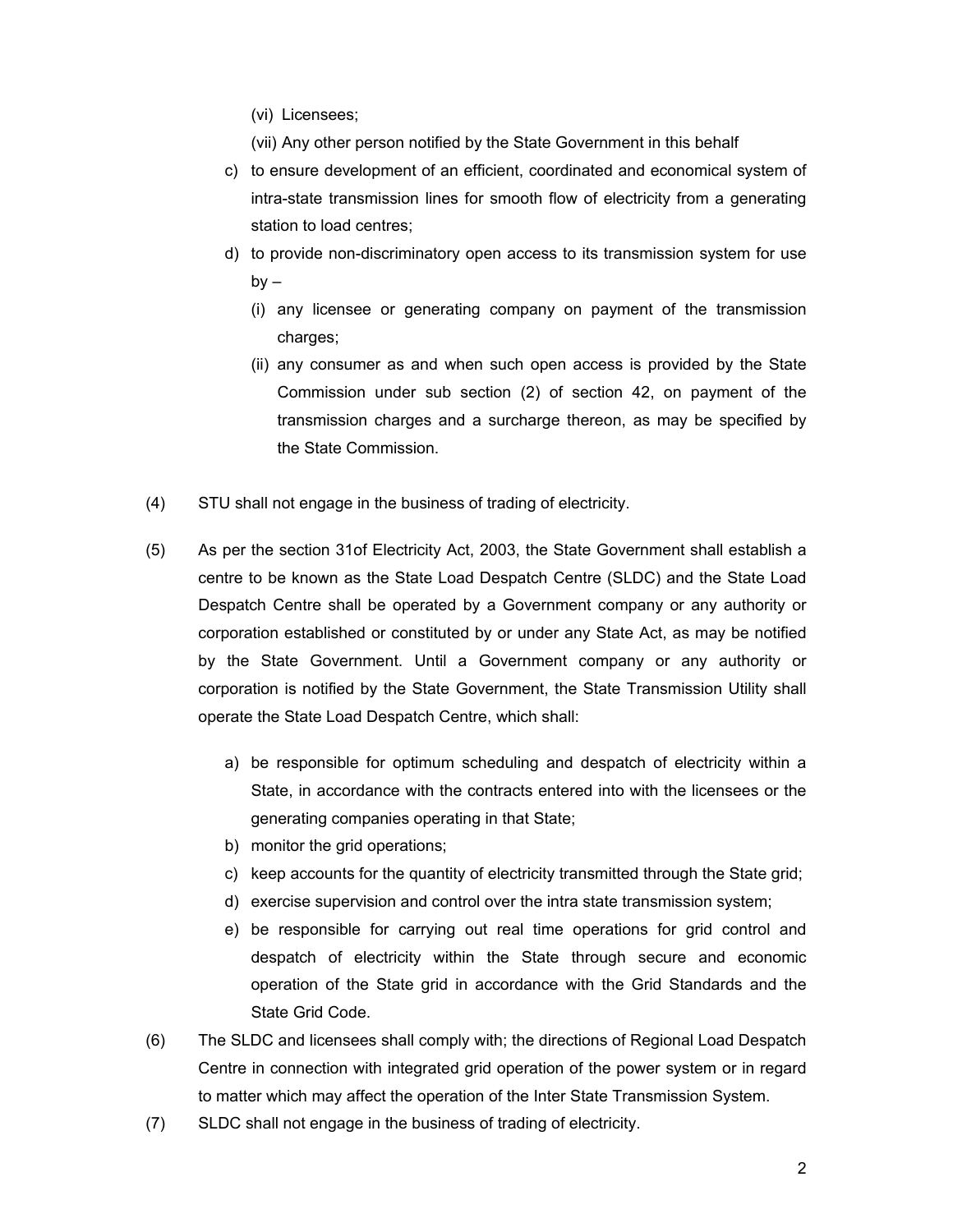(vi) Licensees;

(vii) Any other person notified by the State Government in this behalf

c) to ensure development of an efficient, coordinated and economical system of intra-state transmission lines for smooth flow of electricity from a generating station to load centres;

d) to provide non-discriminatory open access to its transmission system for use by –

   (i) any licensee or generating company on payment of the transmission charges;

   (ii) any consumer as and when such open access is provided by the State Commission under sub section (2) of section 42, on payment of the transmission charges and a surcharge thereon, as may be specified by the State Commission.

(4) STU shall not engage in the business of trading of electricity.

(5) As per the section 31of Electricity Act, 2003, the State Government shall establish a centre to be known as the State Load Despatch Centre (SLDC) and the State Load Despatch Centre shall be operated by a Government company or any authority or corporation established or constituted by or under any State Act, as may be notified by the State Government. Until a Government company or any authority or corporation is notified by the State Government, the State Transmission Utility shall operate the State Load Despatch Centre, which shall:

a) be responsible for optimum scheduling and despatch of electricity within a State, in accordance with the contracts entered into with the licensees or the generating companies operating in that State;

b) monitor the grid operations;

c) keep accounts for the quantity of electricity transmitted through the State grid;

d) exercise supervision and control over the intra state transmission system;

e) be responsible for carrying out real time operations for grid control and despatch of electricity within the State through secure and economic operation of the State grid in accordance with the Grid Standards and the State Grid Code.

(6) The SLDC and licensees shall comply with; the directions of Regional Load Despatch Centre in connection with integrated grid operation of the power system or in regard to matter which may affect the operation of the Inter State Transmission System.

(7) SLDC shall not engage in the business of trading of electricity.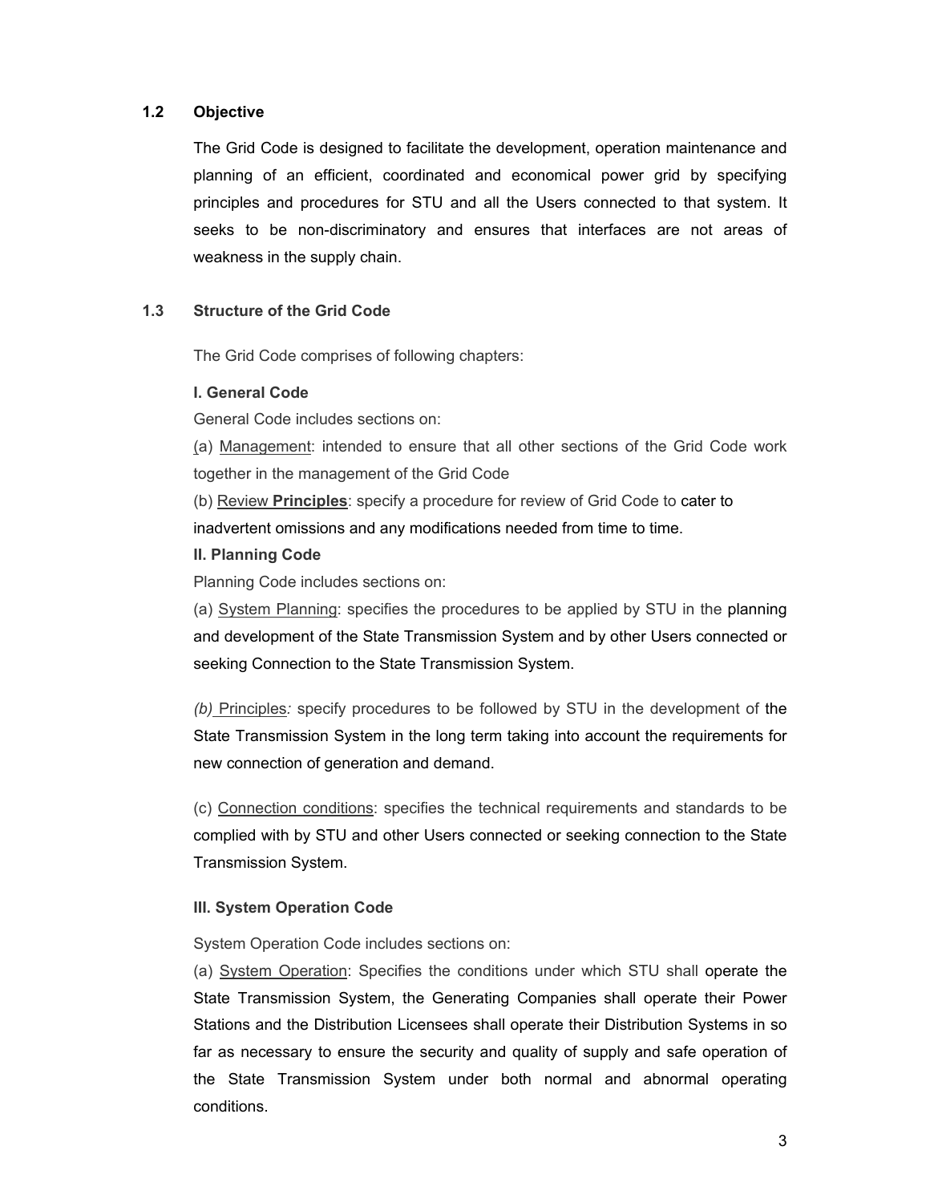## 1.2 Objective

The Grid Code is designed to facilitate the development, operation maintenance and planning of an efficient, coordinated and economical power grid by specifying principles and procedures for STU and all the Users connected to that system. It seeks to be non-discriminatory and ensures that interfaces are not areas of weakness in the supply chain.

## 1.3 Structure of the Grid Code

The Grid Code comprises of following chapters:

**I. General Code**

General Code includes sections on:

(a) Management: intended to ensure that all other sections of the Grid Code work together in the management of the Grid Code

(b) Review **Principles**: specify a procedure for review of Grid Code to cater to inadvertent omissions and any modifications needed from time to time.

**II. Planning Code**

Planning Code includes sections on:

(a) System Planning: specifies the procedures to be applied by STU in the planning and development of the State Transmission System and by other Users connected or seeking Connection to the State Transmission System.

*(b)* Principles*:* specify procedures to be followed by STU in the development of the State Transmission System in the long term taking into account the requirements for new connection of generation and demand.

(c) Connection conditions: specifies the technical requirements and standards to be complied with by STU and other Users connected or seeking connection to the State Transmission System.

**III. System Operation Code**

System Operation Code includes sections on:

(a) System Operation: Specifies the conditions under which STU shall operate the State Transmission System, the Generating Companies shall operate their Power Stations and the Distribution Licensees shall operate their Distribution Systems in so far as necessary to ensure the security and quality of supply and safe operation of the State Transmission System under both normal and abnormal operating conditions.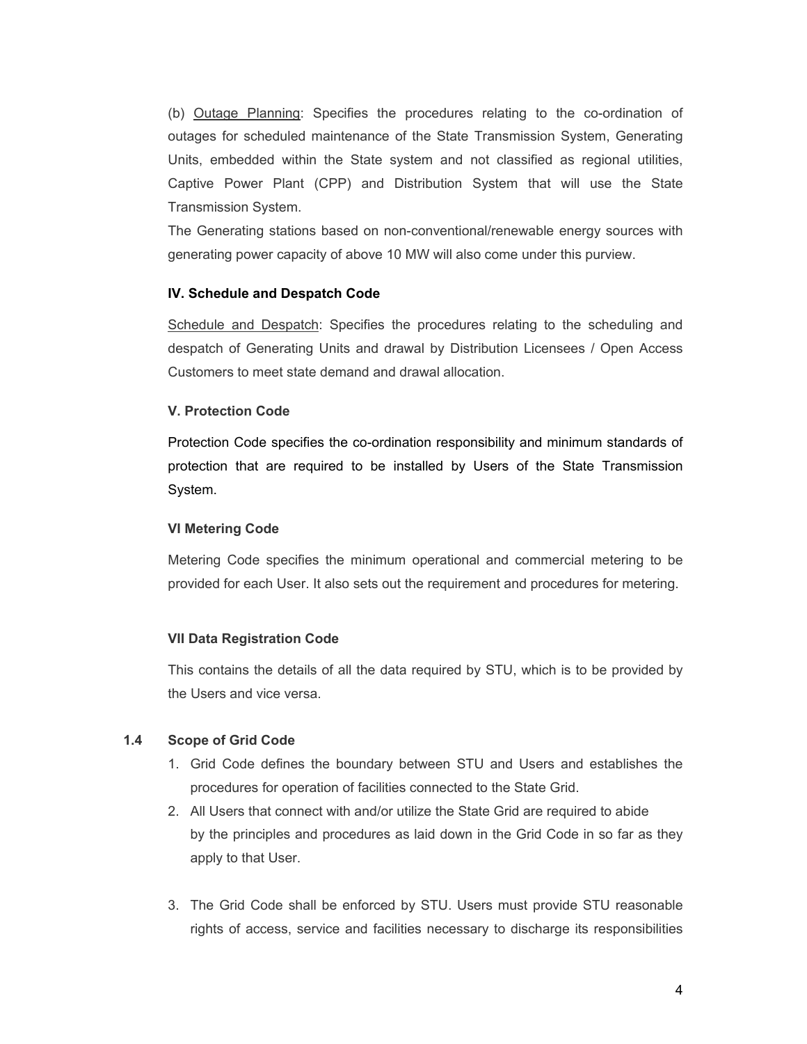(b) Outage Planning: Specifies the procedures relating to the co-ordination of outages for scheduled maintenance of the State Transmission System, Generating Units, embedded within the State system and not classified as regional utilities, Captive Power Plant (CPP) and Distribution System that will use the State Transmission System.

The Generating stations based on non-conventional/renewable energy sources with generating power capacity of above 10 MW will also come under this purview.

**IV. Schedule and Despatch Code**

Schedule and Despatch: Specifies the procedures relating to the scheduling and despatch of Generating Units and drawal by Distribution Licensees / Open Access Customers to meet state demand and drawal allocation.

**V. Protection Code**

Protection Code specifies the co-ordination responsibility and minimum standards of protection that are required to be installed by Users of the State Transmission System.

**VI Metering Code**

Metering Code specifies the minimum operational and commercial metering to be provided for each User. It also sets out the requirement and procedures for metering.

**VII Data Registration Code**

This contains the details of all the data required by STU, which is to be provided by the Users and vice versa.

### 1.4 Scope of Grid Code

1. Grid Code defines the boundary between STU and Users and establishes the procedures for operation of facilities connected to the State Grid.
2. All Users that connect with and/or utilize the State Grid are required to abide by the principles and procedures as laid down in the Grid Code in so far as they apply to that User.
3. The Grid Code shall be enforced by STU. Users must provide STU reasonable rights of access, service and facilities necessary to discharge its responsibilities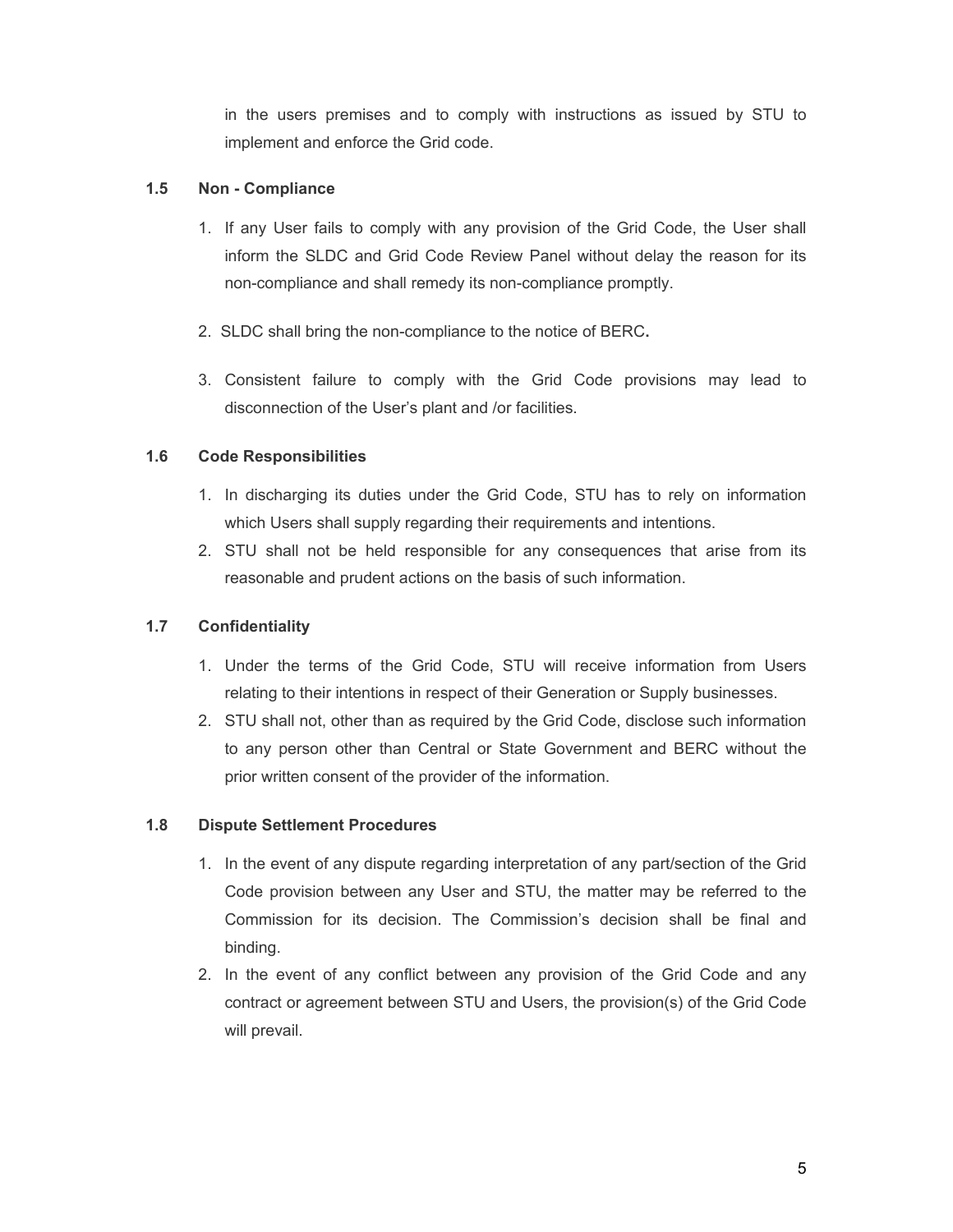in the users premises and to comply with instructions as issued by STU to implement and enforce the Grid code.

### 1.5 Non - Compliance

1. If any User fails to comply with any provision of the Grid Code, the User shall inform the SLDC and Grid Code Review Panel without delay the reason for its non-compliance and shall remedy its non-compliance promptly.
2. SLDC shall bring the non-compliance to the notice of BERC**.**
3. Consistent failure to comply with the Grid Code provisions may lead to disconnection of the User's plant and /or facilities.

### 1.6 Code Responsibilities

1. In discharging its duties under the Grid Code, STU has to rely on information which Users shall supply regarding their requirements and intentions.
2. STU shall not be held responsible for any consequences that arise from its reasonable and prudent actions on the basis of such information.

### 1.7 Confidentiality

1. Under the terms of the Grid Code, STU will receive information from Users relating to their intentions in respect of their Generation or Supply businesses.
2. STU shall not, other than as required by the Grid Code, disclose such information to any person other than Central or State Government and BERC without the prior written consent of the provider of the information.

### 1.8 Dispute Settlement Procedures

1. In the event of any dispute regarding interpretation of any part/section of the Grid Code provision between any User and STU, the matter may be referred to the Commission for its decision. The Commission's decision shall be final and binding.
2. In the event of any conflict between any provision of the Grid Code and any contract or agreement between STU and Users, the provision(s) of the Grid Code will prevail.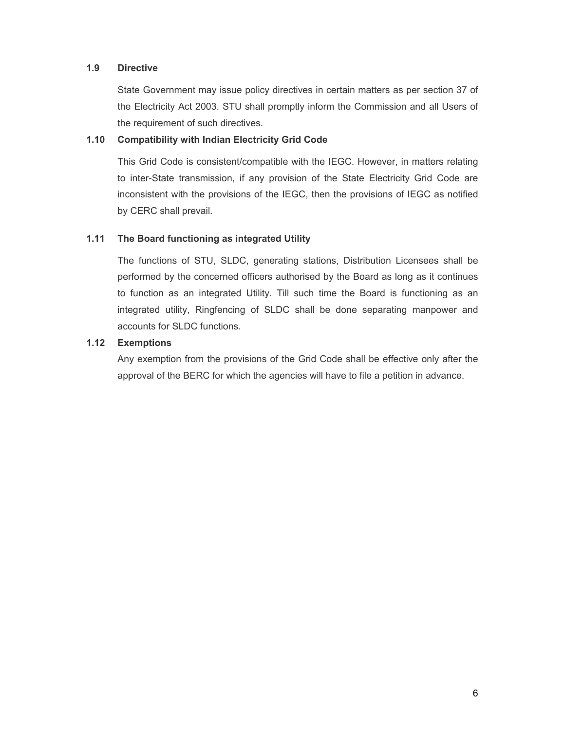### 1.9 Directive

State Government may issue policy directives in certain matters as per section 37 of the Electricity Act 2003. STU shall promptly inform the Commission and all Users of the requirement of such directives.

### 1.10 Compatibility with Indian Electricity Grid Code

This Grid Code is consistent/compatible with the IEGC. However, in matters relating to inter-State transmission, if any provision of the State Electricity Grid Code are inconsistent with the provisions of the IEGC, then the provisions of IEGC as notified by CERC shall prevail.

### 1.11 The Board functioning as integrated Utility

The functions of STU, SLDC, generating stations, Distribution Licensees shall be performed by the concerned officers authorised by the Board as long as it continues to function as an integrated Utility. Till such time the Board is functioning as an integrated utility, Ringfencing of SLDC shall be done separating manpower and accounts for SLDC functions.

### 1.12 Exemptions

Any exemption from the provisions of the Grid Code shall be effective only after the approval of the BERC for which the agencies will have to file a petition in advance.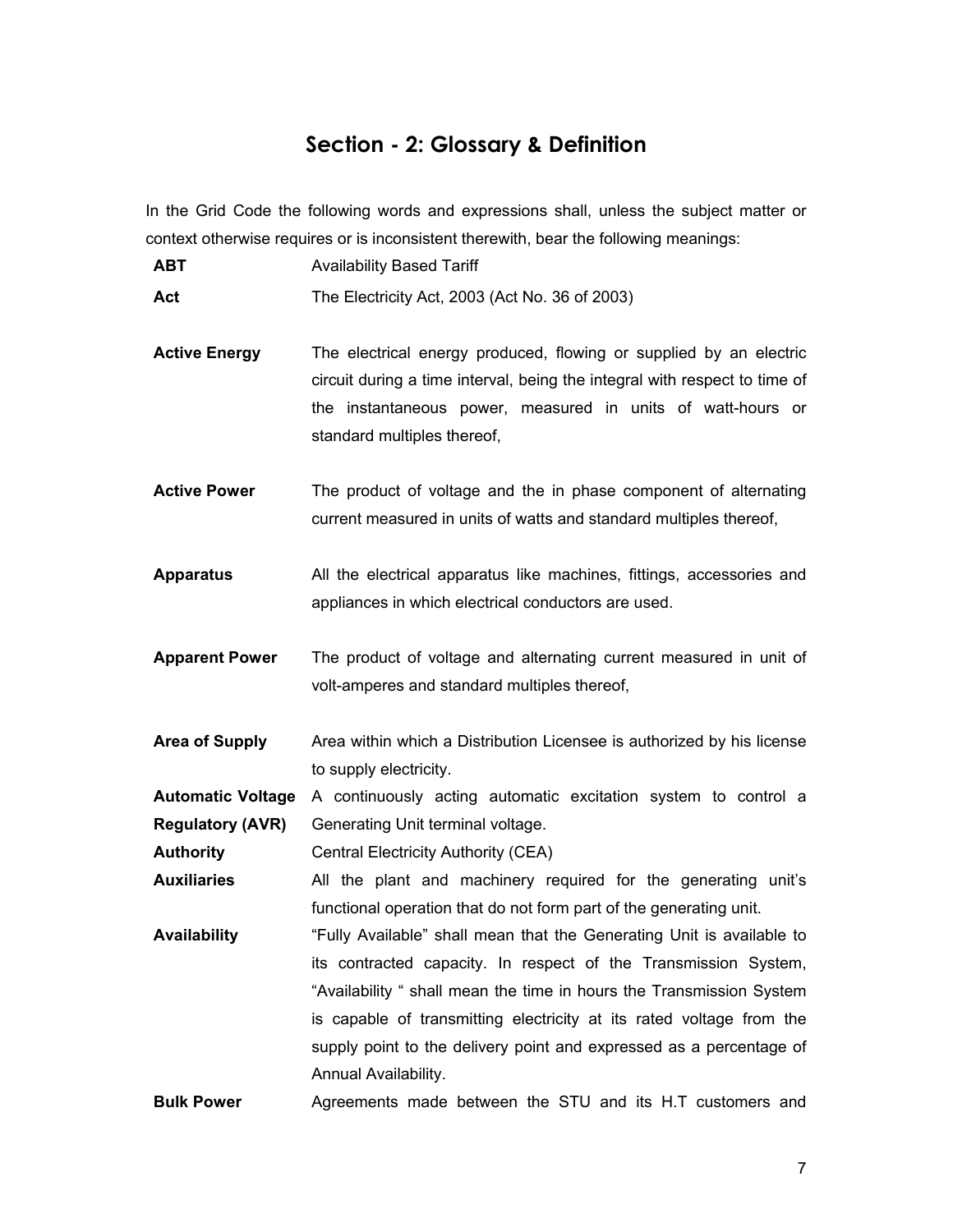# Section - 2: Glossary & Definition

In the Grid Code the following words and expressions shall, unless the subject matter or context otherwise requires or is inconsistent therewith, bear the following meanings:

| | |
|---|---|
| **ABT** | Availability Based Tariff |
| **Act** | The Electricity Act, 2003 (Act No. 36 of 2003) |
| **Active Energy** | The electrical energy produced, flowing or supplied by an electric circuit during a time interval, being the integral with respect to time of the instantaneous power, measured in units of watt-hours or standard multiples thereof, |
| **Active Power** | The product of voltage and the in phase component of alternating current measured in units of watts and standard multiples thereof, |
| **Apparatus** | All the electrical apparatus like machines, fittings, accessories and appliances in which electrical conductors are used. |
| **Apparent Power** | The product of voltage and alternating current measured in unit of volt-amperes and standard multiples thereof, |
| **Area of Supply** | Area within which a Distribution Licensee is authorized by his license to supply electricity. |
| **Automatic Voltage Regulatory (AVR)** | A continuously acting automatic excitation system to control a Generating Unit terminal voltage. |
| **Authority** | Central Electricity Authority (CEA) |
| **Auxiliaries** | All the plant and machinery required for the generating unit's functional operation that do not form part of the generating unit. |
| **Availability** | "Fully Available" shall mean that the Generating Unit is available to its contracted capacity. In respect of the Transmission System, "Availability " shall mean the time in hours the Transmission System is capable of transmitting electricity at its rated voltage from the supply point to the delivery point and expressed as a percentage of Annual Availability. |
| **Bulk Power** | Agreements made between the STU and its H.T customers and |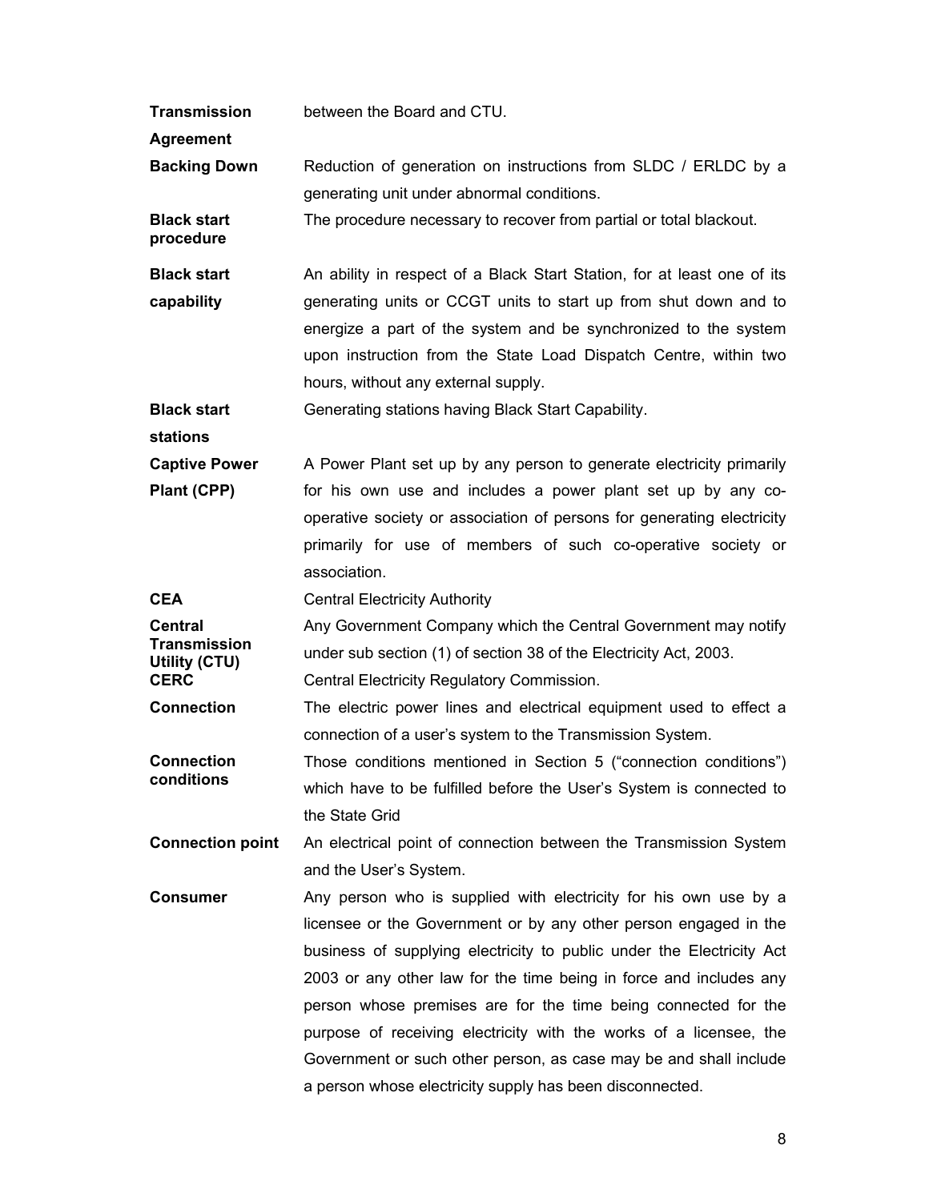| | |
|---|---|
| **Transmission Agreement** | between the Board and CTU. |
| **Backing Down** | Reduction of generation on instructions from SLDC / ERLDC by a generating unit under abnormal conditions. |
| **Black start procedure** | The procedure necessary to recover from partial or total blackout. |
| **Black start capability** | An ability in respect of a Black Start Station, for at least one of its generating units or CCGT units to start up from shut down and to energize a part of the system and be synchronized to the system upon instruction from the State Load Dispatch Centre, within two hours, without any external supply. |
| **Black start stations** | Generating stations having Black Start Capability. |
| **Captive Power Plant (CPP)** | A Power Plant set up by any person to generate electricity primarily for his own use and includes a power plant set up by any co-operative society or association of persons for generating electricity primarily for use of members of such co-operative society or association. |
| **CEA** | Central Electricity Authority |
| **Central Transmission Utility (CTU)** | Any Government Company which the Central Government may notify under sub section (1) of section 38 of the Electricity Act, 2003. |
| **CERC** | Central Electricity Regulatory Commission. |
| **Connection** | The electric power lines and electrical equipment used to effect a connection of a user's system to the Transmission System. |
| **Connection conditions** | Those conditions mentioned in Section 5 ("connection conditions") which have to be fulfilled before the User's System is connected to the State Grid |
| **Connection point** | An electrical point of connection between the Transmission System and the User's System. |
| **Consumer** | Any person who is supplied with electricity for his own use by a licensee or the Government or by any other person engaged in the business of supplying electricity to public under the Electricity Act 2003 or any other law for the time being in force and includes any person whose premises are for the time being connected for the purpose of receiving electricity with the works of a licensee, the Government or such other person, as case may be and shall include a person whose electricity supply has been disconnected. |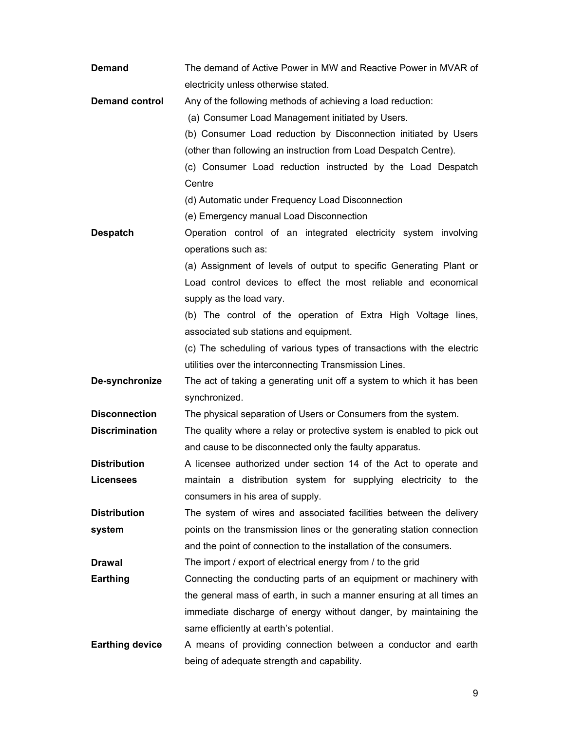**Demand** The demand of Active Power in MW and Reactive Power in MVAR of electricity unless otherwise stated.

**Demand control** Any of the following methods of achieving a load reduction:

(a) Consumer Load Management initiated by Users.

(b) Consumer Load reduction by Disconnection initiated by Users (other than following an instruction from Load Despatch Centre).

(c) Consumer Load reduction instructed by the Load Despatch Centre

(d) Automatic under Frequency Load Disconnection

(e) Emergency manual Load Disconnection

**Despatch** Operation control of an integrated electricity system involving operations such as:

(a) Assignment of levels of output to specific Generating Plant or Load control devices to effect the most reliable and economical supply as the load vary.

(b) The control of the operation of Extra High Voltage lines, associated sub stations and equipment.

(c) The scheduling of various types of transactions with the electric utilities over the interconnecting Transmission Lines.

**De-synchronize** The act of taking a generating unit off a system to which it has been synchronized.

**Disconnection** The physical separation of Users or Consumers from the system.

**Discrimination** The quality where a relay or protective system is enabled to pick out and cause to be disconnected only the faulty apparatus.

**Distribution Licensees** A licensee authorized under section 14 of the Act to operate and maintain a distribution system for supplying electricity to the consumers in his area of supply.

**Distribution system** The system of wires and associated facilities between the delivery points on the transmission lines or the generating station connection and the point of connection to the installation of the consumers.

**Drawal** The import / export of electrical energy from / to the grid

**Earthing** Connecting the conducting parts of an equipment or machinery with the general mass of earth, in such a manner ensuring at all times an immediate discharge of energy without danger, by maintaining the same efficiently at earth's potential.

**Earthing device** A means of providing connection between a conductor and earth being of adequate strength and capability.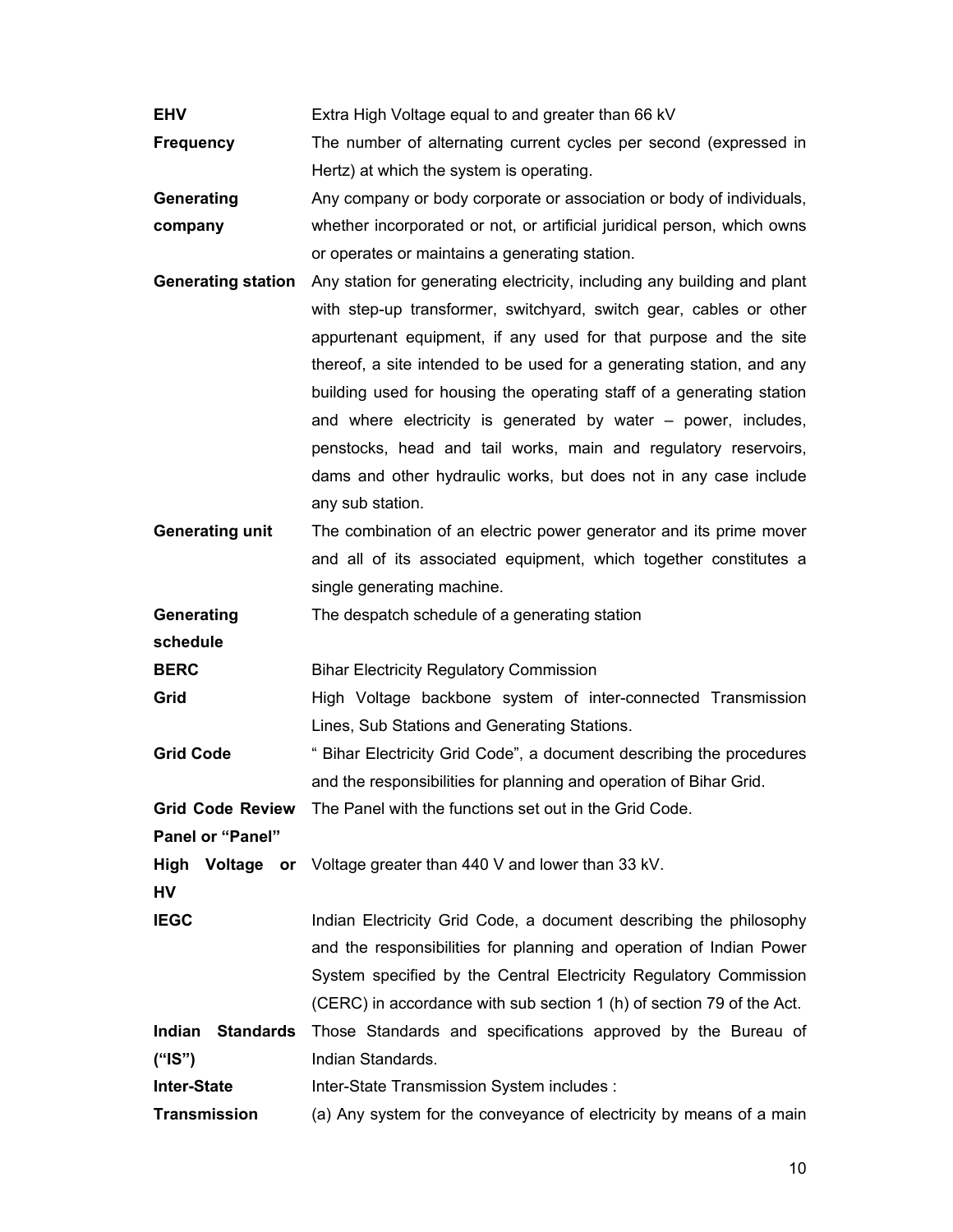| | |
|---|---|
| **EHV** | Extra High Voltage equal to and greater than 66 kV |
| **Frequency** | The number of alternating current cycles per second (expressed in Hertz) at which the system is operating. |
| **Generating company** | Any company or body corporate or association or body of individuals, whether incorporated or not, or artificial juridical person, which owns or operates or maintains a generating station. |
| **Generating station** | Any station for generating electricity, including any building and plant with step-up transformer, switchyard, switch gear, cables or other appurtenant equipment, if any used for that purpose and the site thereof, a site intended to be used for a generating station, and any building used for housing the operating staff of a generating station and where electricity is generated by water – power, includes, penstocks, head and tail works, main and regulatory reservoirs, dams and other hydraulic works, but does not in any case include any sub station. |
| **Generating unit** | The combination of an electric power generator and its prime mover and all of its associated equipment, which together constitutes a single generating machine. |
| **Generating schedule** | The despatch schedule of a generating station |
| **BERC** | Bihar Electricity Regulatory Commission |
| **Grid** | High Voltage backbone system of inter-connected Transmission Lines, Sub Stations and Generating Stations. |
| **Grid Code** | " Bihar Electricity Grid Code", a document describing the procedures and the responsibilities for planning and operation of Bihar Grid. |
| **Grid Code Review Panel or "Panel"** | The Panel with the functions set out in the Grid Code. |
| **High Voltage or HV** | Voltage greater than 440 V and lower than 33 kV. |
| **IEGC** | Indian Electricity Grid Code, a document describing the philosophy and the responsibilities for planning and operation of Indian Power System specified by the Central Electricity Regulatory Commission (CERC) in accordance with sub section 1 (h) of section 79 of the Act. |
| **Indian Standards ("IS")** | Those Standards and specifications approved by the Bureau of Indian Standards. |
| **Inter-State Transmission** | Inter-State Transmission System includes :<br>(a) Any system for the conveyance of electricity by means of a main |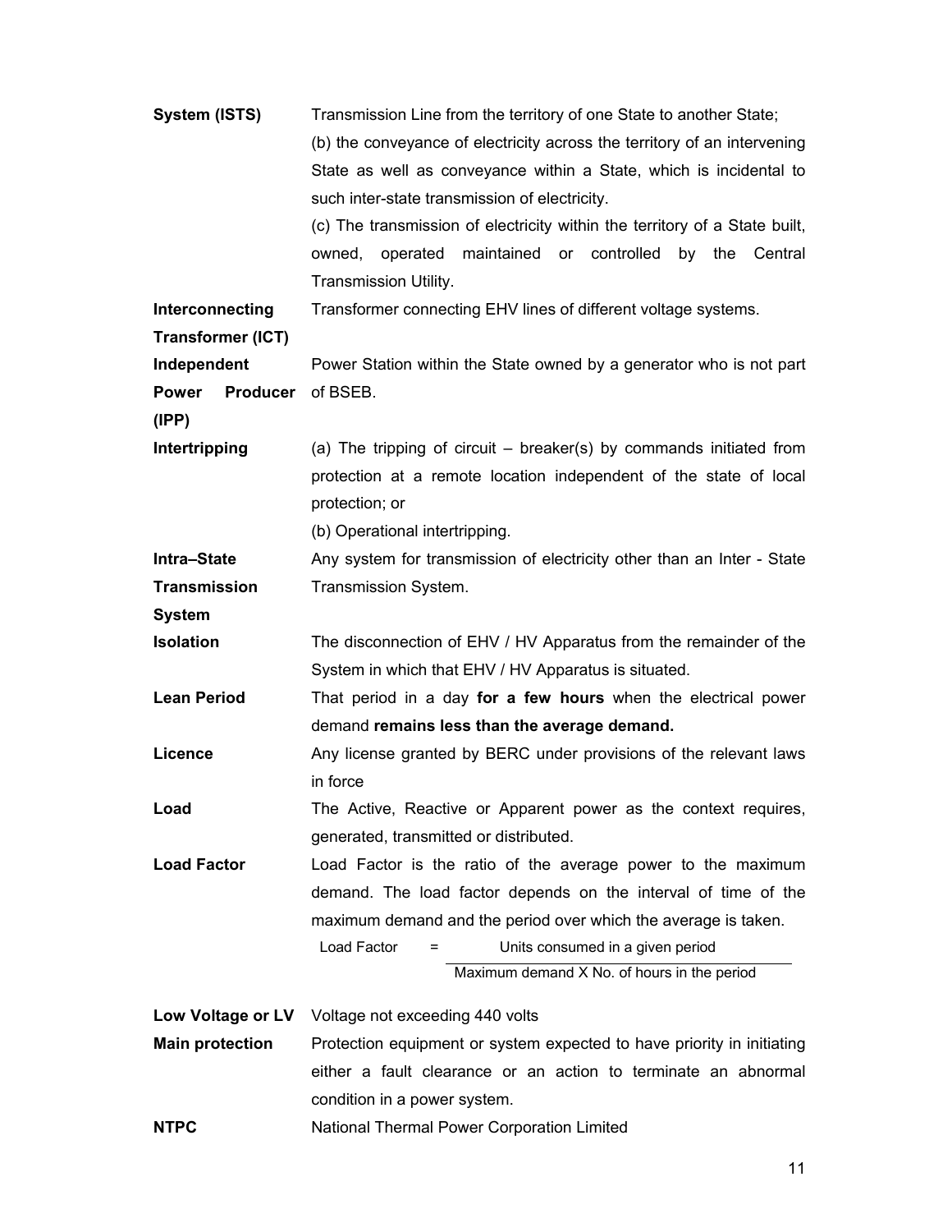| | |
|---|---|
| **System (ISTS)** | Transmission Line from the territory of one State to another State;<br>(b) the conveyance of electricity across the territory of an intervening State as well as conveyance within a State, which is incidental to such inter-state transmission of electricity.<br>(c) The transmission of electricity within the territory of a State built, owned, operated maintained or controlled by the Central Transmission Utility. |
| **Interconnecting Transformer (ICT)** | Transformer connecting EHV lines of different voltage systems. |
| **Independent Power Producer (IPP)** | Power Station within the State owned by a generator who is not part of BSEB. |
| **Intertripping** | (a) The tripping of circuit – breaker(s) by commands initiated from protection at a remote location independent of the state of local protection; or<br>(b) Operational intertripping. |
| **Intra–State Transmission System** | Any system for transmission of electricity other than an Inter - State Transmission System. |
| **Isolation** | The disconnection of EHV / HV Apparatus from the remainder of the System in which that EHV / HV Apparatus is situated. |
| **Lean Period** | That period in a day **for a few hours** when the electrical power demand **remains less than the average demand.** |
| **Licence** | Any license granted by BERC under provisions of the relevant laws in force |
| **Load** | The Active, Reactive or Apparent power as the context requires, generated, transmitted or distributed. |
| **Load Factor** | Load Factor is the ratio of the average power to the maximum demand. The load factor depends on the interval of time of the maximum demand and the period over which the average is taken.<br>$\text{Load Factor} = \dfrac{\text{Units consumed in a given period}}{\text{Maximum demand X No. of hours in the period}}$ |
| **Low Voltage or LV** | Voltage not exceeding 440 volts |
| **Main protection** | Protection equipment or system expected to have priority in initiating either a fault clearance or an action to terminate an abnormal condition in a power system. |
| **NTPC** | National Thermal Power Corporation Limited |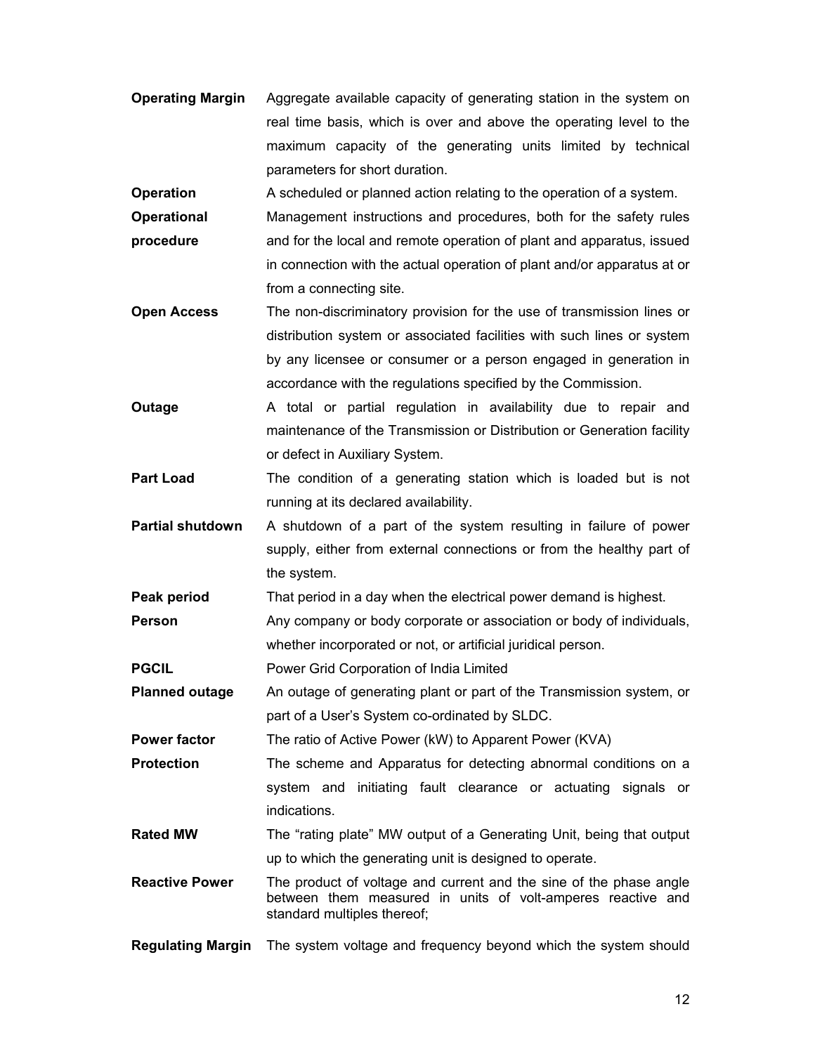| | |
|---|---|
| **Operating Margin** | Aggregate available capacity of generating station in the system on real time basis, which is over and above the operating level to the maximum capacity of the generating units limited by technical parameters for short duration. |
| **Operation** | A scheduled or planned action relating to the operation of a system. |
| **Operational procedure** | Management instructions and procedures, both for the safety rules and for the local and remote operation of plant and apparatus, issued in connection with the actual operation of plant and/or apparatus at or from a connecting site. |
| **Open Access** | The non-discriminatory provision for the use of transmission lines or distribution system or associated facilities with such lines or system by any licensee or consumer or a person engaged in generation in accordance with the regulations specified by the Commission. |
| **Outage** | A total or partial regulation in availability due to repair and maintenance of the Transmission or Distribution or Generation facility or defect in Auxiliary System. |
| **Part Load** | The condition of a generating station which is loaded but is not running at its declared availability. |
| **Partial shutdown** | A shutdown of a part of the system resulting in failure of power supply, either from external connections or from the healthy part of the system. |
| **Peak period** | That period in a day when the electrical power demand is highest. |
| **Person** | Any company or body corporate or association or body of individuals, whether incorporated or not, or artificial juridical person. |
| **PGCIL** | Power Grid Corporation of India Limited |
| **Planned outage** | An outage of generating plant or part of the Transmission system, or part of a User's System co-ordinated by SLDC. |
| **Power factor** | The ratio of Active Power (kW) to Apparent Power (KVA) |
| **Protection** | The scheme and Apparatus for detecting abnormal conditions on a system and initiating fault clearance or actuating signals or indications. |
| **Rated MW** | The "rating plate" MW output of a Generating Unit, being that output up to which the generating unit is designed to operate. |
| **Reactive Power** | The product of voltage and current and the sine of the phase angle between them measured in units of volt-amperes reactive and standard multiples thereof; |
| **Regulating Margin** | The system voltage and frequency beyond which the system should |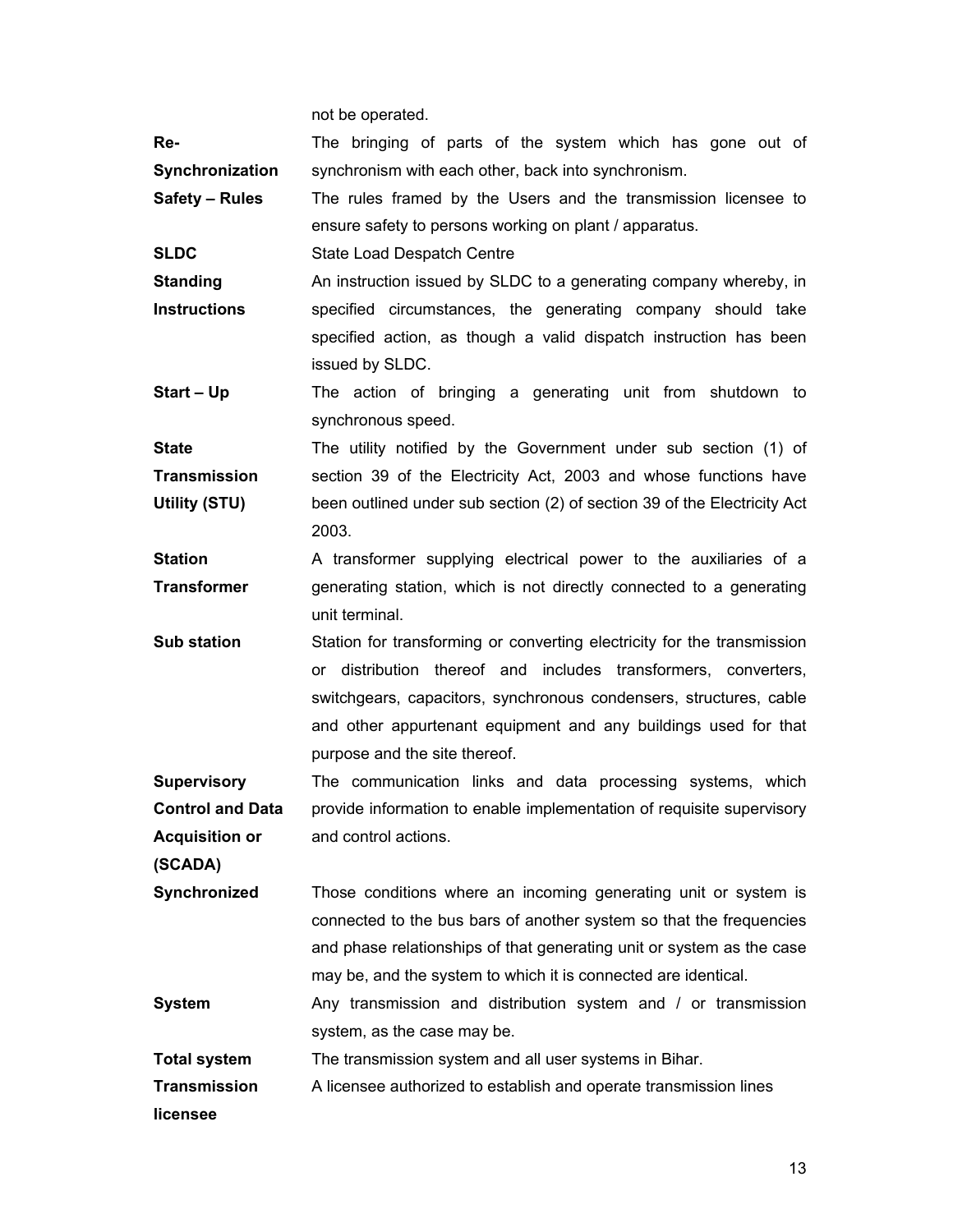not be operated.

| | |
|---|---|
| **Re-Synchronization** | The bringing of parts of the system which has gone out of synchronism with each other, back into synchronism. |
| **Safety – Rules** | The rules framed by the Users and the transmission licensee to ensure safety to persons working on plant / apparatus. |
| **SLDC** | State Load Despatch Centre |
| **Standing Instructions** | An instruction issued by SLDC to a generating company whereby, in specified circumstances, the generating company should take specified action, as though a valid dispatch instruction has been issued by SLDC. |
| **Start – Up** | The action of bringing a generating unit from shutdown to synchronous speed. |
| **State Transmission Utility (STU)** | The utility notified by the Government under sub section (1) of section 39 of the Electricity Act, 2003 and whose functions have been outlined under sub section (2) of section 39 of the Electricity Act 2003. |
| **Station Transformer** | A transformer supplying electrical power to the auxiliaries of a generating station, which is not directly connected to a generating unit terminal. |
| **Sub station** | Station for transforming or converting electricity for the transmission or distribution thereof and includes transformers, converters, switchgears, capacitors, synchronous condensers, structures, cable and other appurtenant equipment and any buildings used for that purpose and the site thereof. |
| **Supervisory Control and Data Acquisition or (SCADA)** | The communication links and data processing systems, which provide information to enable implementation of requisite supervisory and control actions. |
| **Synchronized** | Those conditions where an incoming generating unit or system is connected to the bus bars of another system so that the frequencies and phase relationships of that generating unit or system as the case may be, and the system to which it is connected are identical. |
| **System** | Any transmission and distribution system and / or transmission system, as the case may be. |
| **Total system** | The transmission system and all user systems in Bihar. |
| **Transmission licensee** | A licensee authorized to establish and operate transmission lines |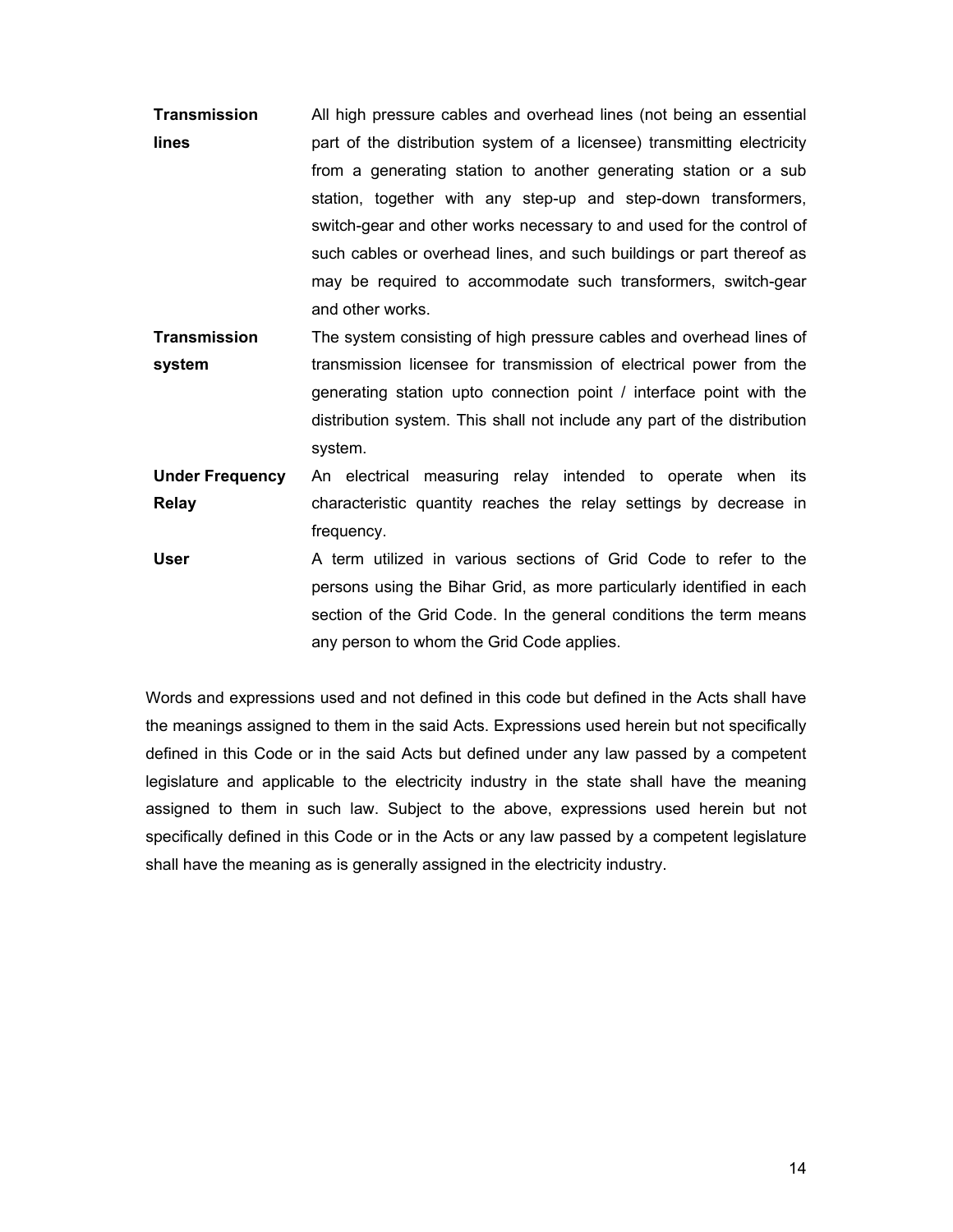| | |
|---|---|
| **Transmission lines** | All high pressure cables and overhead lines (not being an essential part of the distribution system of a licensee) transmitting electricity from a generating station to another generating station or a sub station, together with any step-up and step-down transformers, switch-gear and other works necessary to and used for the control of such cables or overhead lines, and such buildings or part thereof as may be required to accommodate such transformers, switch-gear and other works. |
| **Transmission system** | The system consisting of high pressure cables and overhead lines of transmission licensee for transmission of electrical power from the generating station upto connection point / interface point with the distribution system. This shall not include any part of the distribution system. |
| **Under Frequency Relay** | An electrical measuring relay intended to operate when its characteristic quantity reaches the relay settings by decrease in frequency. |
| **User** | A term utilized in various sections of Grid Code to refer to the persons using the Bihar Grid, as more particularly identified in each section of the Grid Code. In the general conditions the term means any person to whom the Grid Code applies. |

Words and expressions used and not defined in this code but defined in the Acts shall have the meanings assigned to them in the said Acts. Expressions used herein but not specifically defined in this Code or in the said Acts but defined under any law passed by a competent legislature and applicable to the electricity industry in the state shall have the meaning assigned to them in such law. Subject to the above, expressions used herein but not specifically defined in this Code or in the Acts or any law passed by a competent legislature shall have the meaning as is generally assigned in the electricity industry.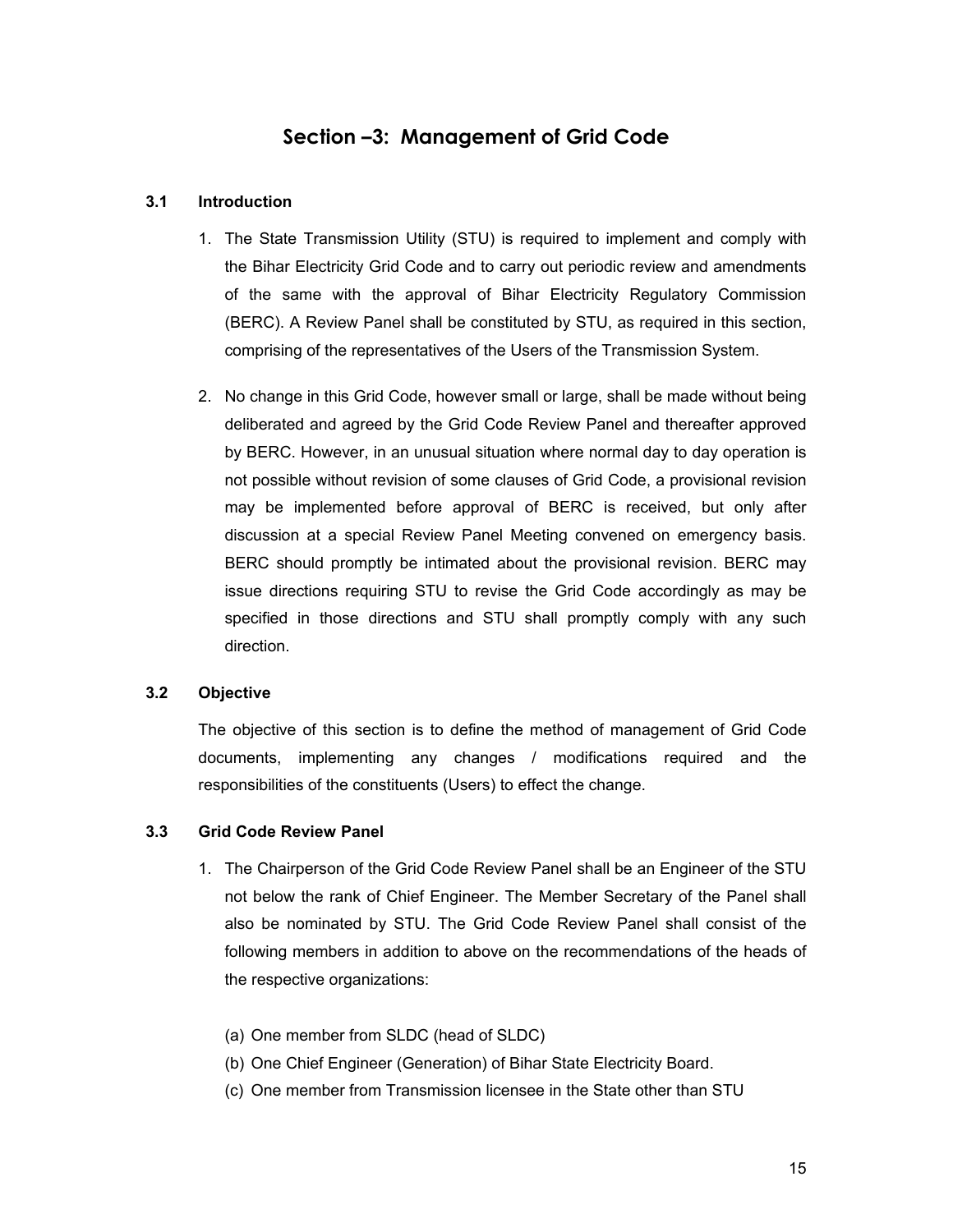## Section –3: Management of Grid Code

### 3.1 Introduction

1. The State Transmission Utility (STU) is required to implement and comply with the Bihar Electricity Grid Code and to carry out periodic review and amendments of the same with the approval of Bihar Electricity Regulatory Commission (BERC). A Review Panel shall be constituted by STU, as required in this section, comprising of the representatives of the Users of the Transmission System.

2. No change in this Grid Code, however small or large, shall be made without being deliberated and agreed by the Grid Code Review Panel and thereafter approved by BERC. However, in an unusual situation where normal day to day operation is not possible without revision of some clauses of Grid Code, a provisional revision may be implemented before approval of BERC is received, but only after discussion at a special Review Panel Meeting convened on emergency basis. BERC should promptly be intimated about the provisional revision. BERC may issue directions requiring STU to revise the Grid Code accordingly as may be specified in those directions and STU shall promptly comply with any such direction.

### 3.2 Objective

The objective of this section is to define the method of management of Grid Code documents, implementing any changes / modifications required and the responsibilities of the constituents (Users) to effect the change.

### 3.3 Grid Code Review Panel

1. The Chairperson of the Grid Code Review Panel shall be an Engineer of the STU not below the rank of Chief Engineer. The Member Secretary of the Panel shall also be nominated by STU. The Grid Code Review Panel shall consist of the following members in addition to above on the recommendations of the heads of the respective organizations:

   (a) One member from SLDC (head of SLDC)
   (b) One Chief Engineer (Generation) of Bihar State Electricity Board.
   (c) One member from Transmission licensee in the State other than STU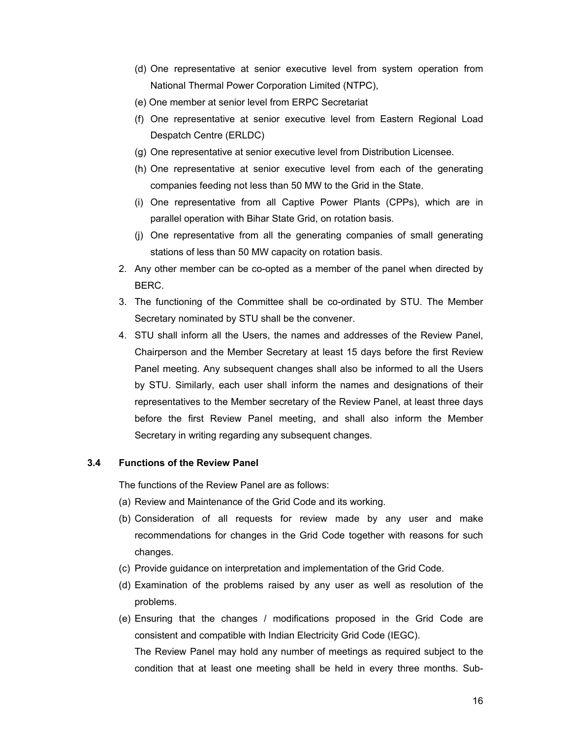(d) One representative at senior executive level from system operation from National Thermal Power Corporation Limited (NTPC),

(e) One member at senior level from ERPC Secretariat

(f) One representative at senior executive level from Eastern Regional Load Despatch Centre (ERLDC)

(g) One representative at senior executive level from Distribution Licensee.

(h) One representative at senior executive level from each of the generating companies feeding not less than 50 MW to the Grid in the State.

(i) One representative from all Captive Power Plants (CPPs), which are in parallel operation with Bihar State Grid, on rotation basis.

(j) One representative from all the generating companies of small generating stations of less than 50 MW capacity on rotation basis.

2. Any other member can be co-opted as a member of the panel when directed by BERC.
3. The functioning of the Committee shall be co-ordinated by STU. The Member Secretary nominated by STU shall be the convener.
4. STU shall inform all the Users, the names and addresses of the Review Panel, Chairperson and the Member Secretary at least 15 days before the first Review Panel meeting. Any subsequent changes shall also be informed to all the Users by STU. Similarly, each user shall inform the names and designations of their representatives to the Member secretary of the Review Panel, at least three days before the first Review Panel meeting, and shall also inform the Member Secretary in writing regarding any subsequent changes.

### 3.4 Functions of the Review Panel

The functions of the Review Panel are as follows:

(a) Review and Maintenance of the Grid Code and its working.

(b) Consideration of all requests for review made by any user and make recommendations for changes in the Grid Code together with reasons for such changes.

(c) Provide guidance on interpretation and implementation of the Grid Code.

(d) Examination of the problems raised by any user as well as resolution of the problems.

(e) Ensuring that the changes / modifications proposed in the Grid Code are consistent and compatible with Indian Electricity Grid Code (IEGC).

The Review Panel may hold any number of meetings as required subject to the condition that at least one meeting shall be held in every three months. Sub-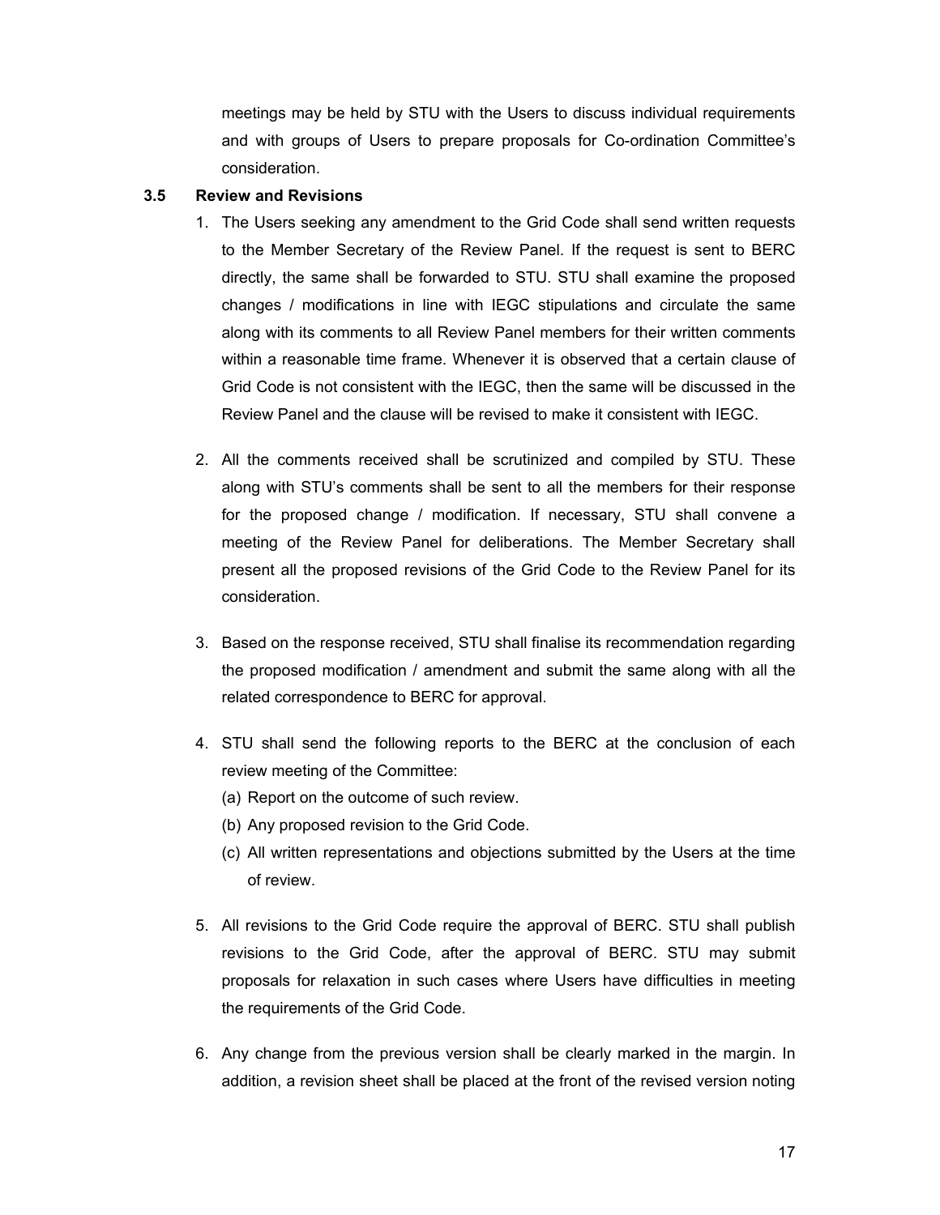meetings may be held by STU with the Users to discuss individual requirements and with groups of Users to prepare proposals for Co-ordination Committee's consideration.

### 3.5 Review and Revisions

1. The Users seeking any amendment to the Grid Code shall send written requests to the Member Secretary of the Review Panel. If the request is sent to BERC directly, the same shall be forwarded to STU. STU shall examine the proposed changes / modifications in line with IEGC stipulations and circulate the same along with its comments to all Review Panel members for their written comments within a reasonable time frame. Whenever it is observed that a certain clause of Grid Code is not consistent with the IEGC, then the same will be discussed in the Review Panel and the clause will be revised to make it consistent with IEGC.

2. All the comments received shall be scrutinized and compiled by STU. These along with STU's comments shall be sent to all the members for their response for the proposed change / modification. If necessary, STU shall convene a meeting of the Review Panel for deliberations. The Member Secretary shall present all the proposed revisions of the Grid Code to the Review Panel for its consideration.

3. Based on the response received, STU shall finalise its recommendation regarding the proposed modification / amendment and submit the same along with all the related correspondence to BERC for approval.

4. STU shall send the following reports to the BERC at the conclusion of each review meeting of the Committee:
   (a) Report on the outcome of such review.
   (b) Any proposed revision to the Grid Code.
   (c) All written representations and objections submitted by the Users at the time of review.

5. All revisions to the Grid Code require the approval of BERC. STU shall publish revisions to the Grid Code, after the approval of BERC. STU may submit proposals for relaxation in such cases where Users have difficulties in meeting the requirements of the Grid Code.

6. Any change from the previous version shall be clearly marked in the margin. In addition, a revision sheet shall be placed at the front of the revised version noting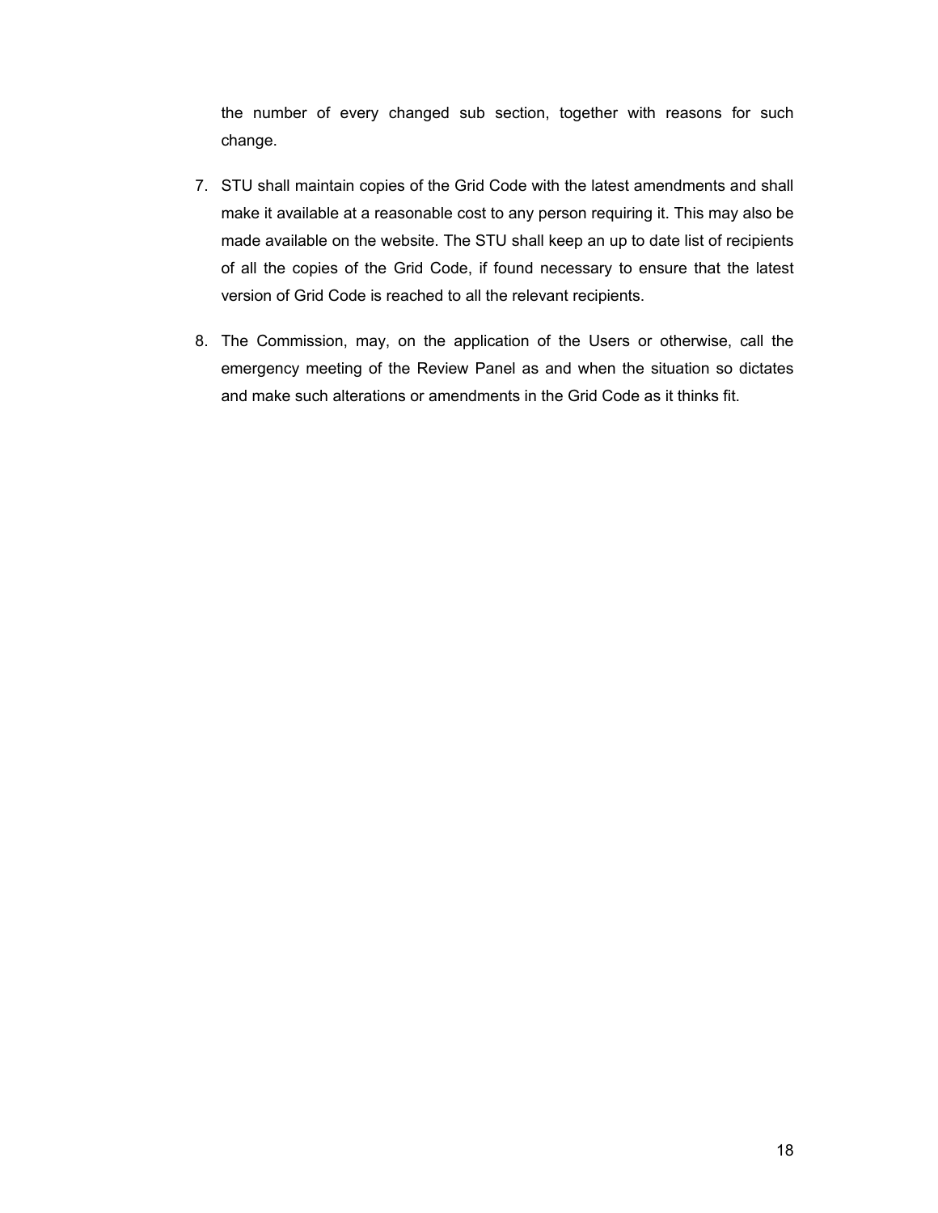the number of every changed sub section, together with reasons for such change.

7. STU shall maintain copies of the Grid Code with the latest amendments and shall make it available at a reasonable cost to any person requiring it. This may also be made available on the website. The STU shall keep an up to date list of recipients of all the copies of the Grid Code, if found necessary to ensure that the latest version of Grid Code is reached to all the relevant recipients.

8. The Commission, may, on the application of the Users or otherwise, call the emergency meeting of the Review Panel as and when the situation so dictates and make such alterations or amendments in the Grid Code as it thinks fit.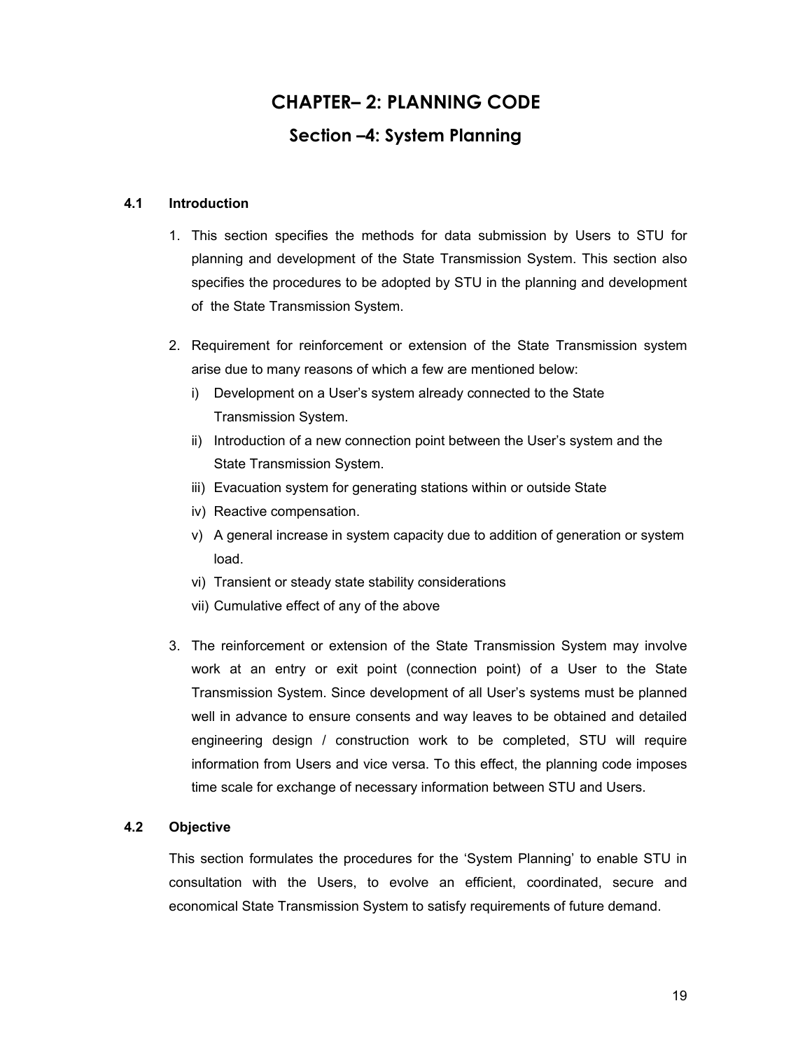# CHAPTER– 2: PLANNING CODE

## Section –4: System Planning

### 4.1 Introduction

1. This section specifies the methods for data submission by Users to STU for planning and development of the State Transmission System. This section also specifies the procedures to be adopted by STU in the planning and development of the State Transmission System.

2. Requirement for reinforcement or extension of the State Transmission system arise due to many reasons of which a few are mentioned below:
   i) Development on a User's system already connected to the State Transmission System.
   ii) Introduction of a new connection point between the User's system and the State Transmission System.
   iii) Evacuation system for generating stations within or outside State
   iv) Reactive compensation.
   v) A general increase in system capacity due to addition of generation or system load.
   vi) Transient or steady state stability considerations
   vii) Cumulative effect of any of the above

3. The reinforcement or extension of the State Transmission System may involve work at an entry or exit point (connection point) of a User to the State Transmission System. Since development of all User's systems must be planned well in advance to ensure consents and way leaves to be obtained and detailed engineering design / construction work to be completed, STU will require information from Users and vice versa. To this effect, the planning code imposes time scale for exchange of necessary information between STU and Users.

### 4.2 Objective

This section formulates the procedures for the 'System Planning' to enable STU in consultation with the Users, to evolve an efficient, coordinated, secure and economical State Transmission System to satisfy requirements of future demand.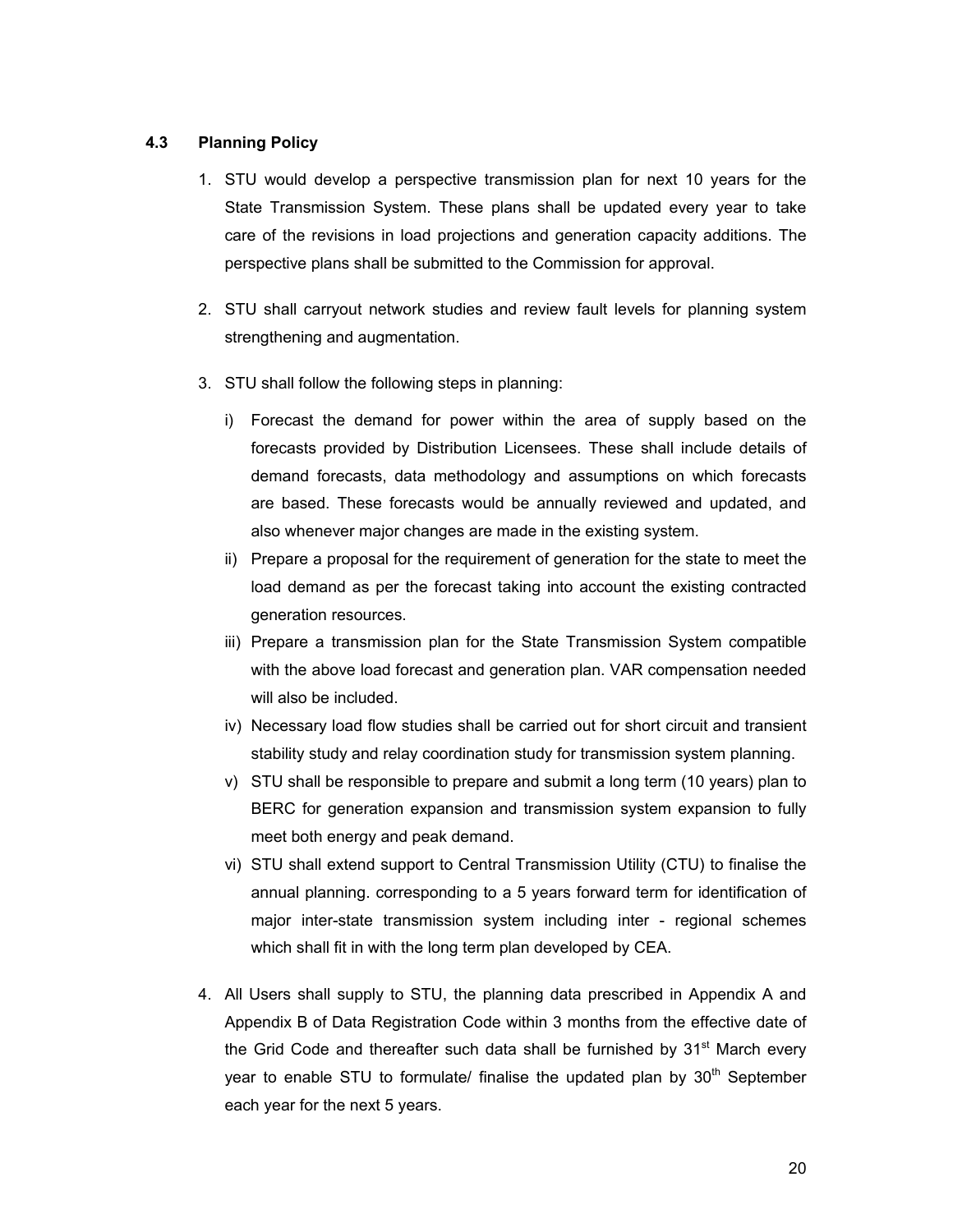### 4.3 Planning Policy

1. STU would develop a perspective transmission plan for next 10 years for the State Transmission System. These plans shall be updated every year to take care of the revisions in load projections and generation capacity additions. The perspective plans shall be submitted to the Commission for approval.

2. STU shall carryout network studies and review fault levels for planning system strengthening and augmentation.

3. STU shall follow the following steps in planning:

   i) Forecast the demand for power within the area of supply based on the forecasts provided by Distribution Licensees. These shall include details of demand forecasts, data methodology and assumptions on which forecasts are based. These forecasts would be annually reviewed and updated, and also whenever major changes are made in the existing system.

   ii) Prepare a proposal for the requirement of generation for the state to meet the load demand as per the forecast taking into account the existing contracted generation resources.

   iii) Prepare a transmission plan for the State Transmission System compatible with the above load forecast and generation plan. VAR compensation needed will also be included.

   iv) Necessary load flow studies shall be carried out for short circuit and transient stability study and relay coordination study for transmission system planning.

   v) STU shall be responsible to prepare and submit a long term (10 years) plan to BERC for generation expansion and transmission system expansion to fully meet both energy and peak demand.

   vi) STU shall extend support to Central Transmission Utility (CTU) to finalise the annual planning. corresponding to a 5 years forward term for identification of major inter-state transmission system including inter - regional schemes which shall fit in with the long term plan developed by CEA.

4. All Users shall supply to STU, the planning data prescribed in Appendix A and Appendix B of Data Registration Code within 3 months from the effective date of the Grid Code and thereafter such data shall be furnished by 31st March every year to enable STU to formulate/ finalise the updated plan by 30th September each year for the next 5 years.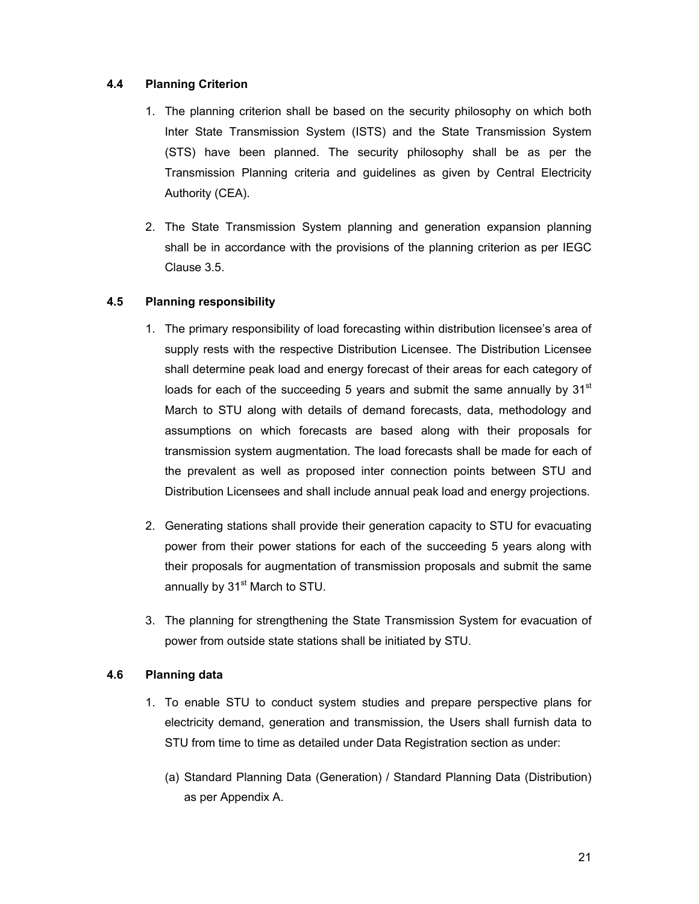### 4.4 Planning Criterion

1. The planning criterion shall be based on the security philosophy on which both Inter State Transmission System (ISTS) and the State Transmission System (STS) have been planned. The security philosophy shall be as per the Transmission Planning criteria and guidelines as given by Central Electricity Authority (CEA).

2. The State Transmission System planning and generation expansion planning shall be in accordance with the provisions of the planning criterion as per IEGC Clause 3.5.

### 4.5 Planning responsibility

1. The primary responsibility of load forecasting within distribution licensee's area of supply rests with the respective Distribution Licensee. The Distribution Licensee shall determine peak load and energy forecast of their areas for each category of loads for each of the succeeding 5 years and submit the same annually by 31st March to STU along with details of demand forecasts, data, methodology and assumptions on which forecasts are based along with their proposals for transmission system augmentation. The load forecasts shall be made for each of the prevalent as well as proposed inter connection points between STU and Distribution Licensees and shall include annual peak load and energy projections.

2. Generating stations shall provide their generation capacity to STU for evacuating power from their power stations for each of the succeeding 5 years along with their proposals for augmentation of transmission proposals and submit the same annually by 31st March to STU.

3. The planning for strengthening the State Transmission System for evacuation of power from outside state stations shall be initiated by STU.

### 4.6 Planning data

1. To enable STU to conduct system studies and prepare perspective plans for electricity demand, generation and transmission, the Users shall furnish data to STU from time to time as detailed under Data Registration section as under:

   (a) Standard Planning Data (Generation) / Standard Planning Data (Distribution) as per Appendix A.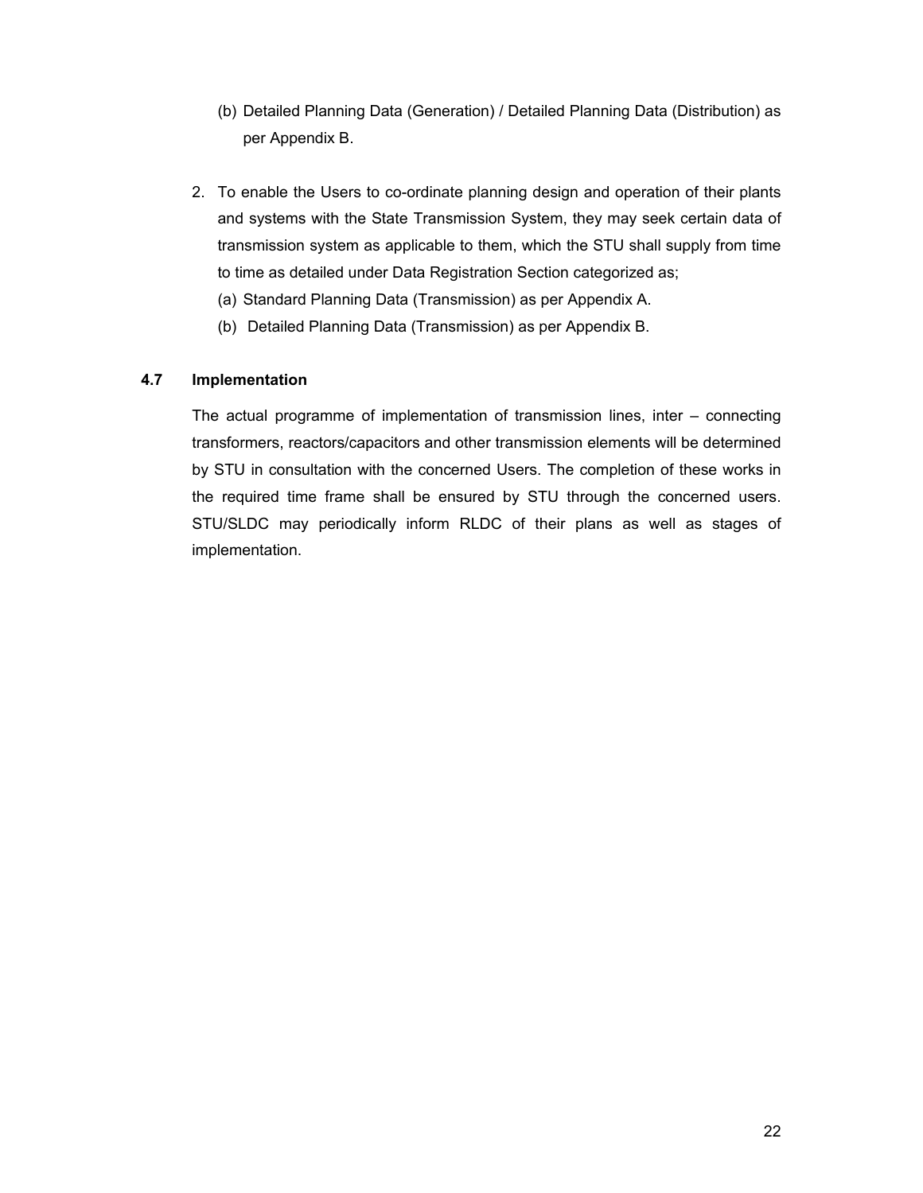(b) Detailed Planning Data (Generation) / Detailed Planning Data (Distribution) as per Appendix B.

2. To enable the Users to co-ordinate planning design and operation of their plants and systems with the State Transmission System, they may seek certain data of transmission system as applicable to them, which the STU shall supply from time to time as detailed under Data Registration Section categorized as;
   (a) Standard Planning Data (Transmission) as per Appendix A.
   (b) Detailed Planning Data (Transmission) as per Appendix B.

### 4.7 Implementation

The actual programme of implementation of transmission lines, inter – connecting transformers, reactors/capacitors and other transmission elements will be determined by STU in consultation with the concerned Users. The completion of these works in the required time frame shall be ensured by STU through the concerned users. STU/SLDC may periodically inform RLDC of their plans as well as stages of implementation.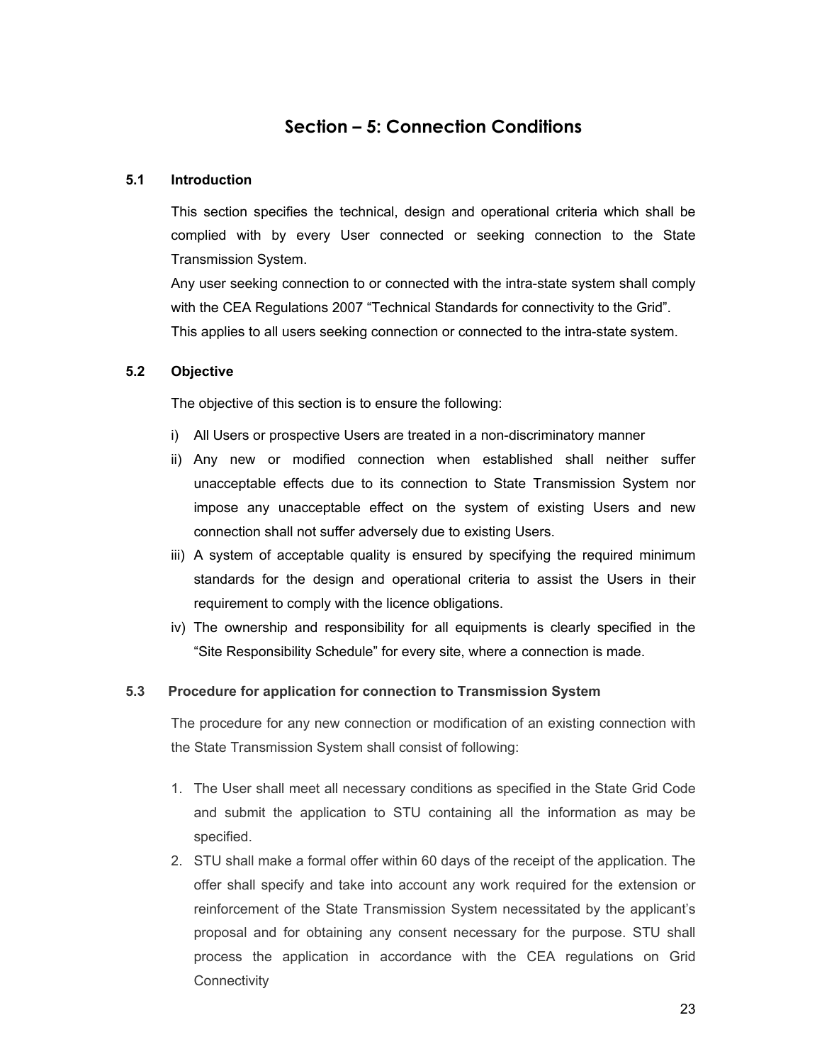# Section – 5: Connection Conditions

## 5.1 Introduction

This section specifies the technical, design and operational criteria which shall be complied with by every User connected or seeking connection to the State Transmission System.

Any user seeking connection to or connected with the intra-state system shall comply with the CEA Regulations 2007 "Technical Standards for connectivity to the Grid".

This applies to all users seeking connection or connected to the intra-state system.

## 5.2 Objective

The objective of this section is to ensure the following:

i) All Users or prospective Users are treated in a non-discriminatory manner

ii) Any new or modified connection when established shall neither suffer unacceptable effects due to its connection to State Transmission System nor impose any unacceptable effect on the system of existing Users and new connection shall not suffer adversely due to existing Users.

iii) A system of acceptable quality is ensured by specifying the required minimum standards for the design and operational criteria to assist the Users in their requirement to comply with the licence obligations.

iv) The ownership and responsibility for all equipments is clearly specified in the "Site Responsibility Schedule" for every site, where a connection is made.

## 5.3 Procedure for application for connection to Transmission System

The procedure for any new connection or modification of an existing connection with the State Transmission System shall consist of following:

1. The User shall meet all necessary conditions as specified in the State Grid Code and submit the application to STU containing all the information as may be specified.
2. STU shall make a formal offer within 60 days of the receipt of the application. The offer shall specify and take into account any work required for the extension or reinforcement of the State Transmission System necessitated by the applicant's proposal and for obtaining any consent necessary for the purpose. STU shall process the application in accordance with the CEA regulations on Grid Connectivity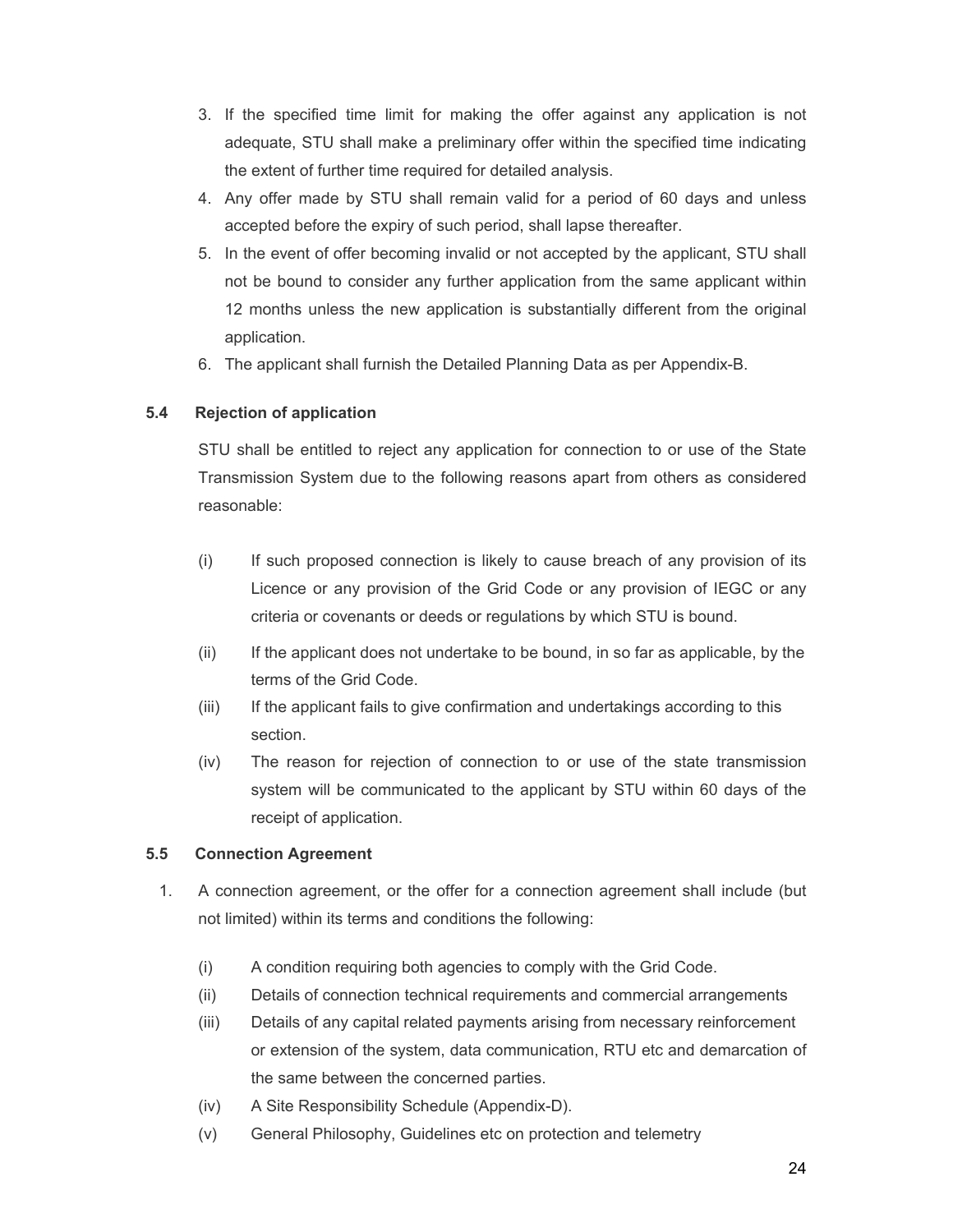3. If the specified time limit for making the offer against any application is not adequate, STU shall make a preliminary offer within the specified time indicating the extent of further time required for detailed analysis.
4. Any offer made by STU shall remain valid for a period of 60 days and unless accepted before the expiry of such period, shall lapse thereafter.
5. In the event of offer becoming invalid or not accepted by the applicant, STU shall not be bound to consider any further application from the same applicant within 12 months unless the new application is substantially different from the original application.
6. The applicant shall furnish the Detailed Planning Data as per Appendix-B.

### 5.4 Rejection of application

STU shall be entitled to reject any application for connection to or use of the State Transmission System due to the following reasons apart from others as considered reasonable:

(i) If such proposed connection is likely to cause breach of any provision of its Licence or any provision of the Grid Code or any provision of IEGC or any criteria or covenants or deeds or regulations by which STU is bound.

(ii) If the applicant does not undertake to be bound, in so far as applicable, by the terms of the Grid Code.

(iii) If the applicant fails to give confirmation and undertakings according to this section.

(iv) The reason for rejection of connection to or use of the state transmission system will be communicated to the applicant by STU within 60 days of the receipt of application.

### 5.5 Connection Agreement

1. A connection agreement, or the offer for a connection agreement shall include (but not limited) within its terms and conditions the following:

(i) A condition requiring both agencies to comply with the Grid Code.

(ii) Details of connection technical requirements and commercial arrangements

(iii) Details of any capital related payments arising from necessary reinforcement or extension of the system, data communication, RTU etc and demarcation of the same between the concerned parties.

(iv) A Site Responsibility Schedule (Appendix-D).

(v) General Philosophy, Guidelines etc on protection and telemetry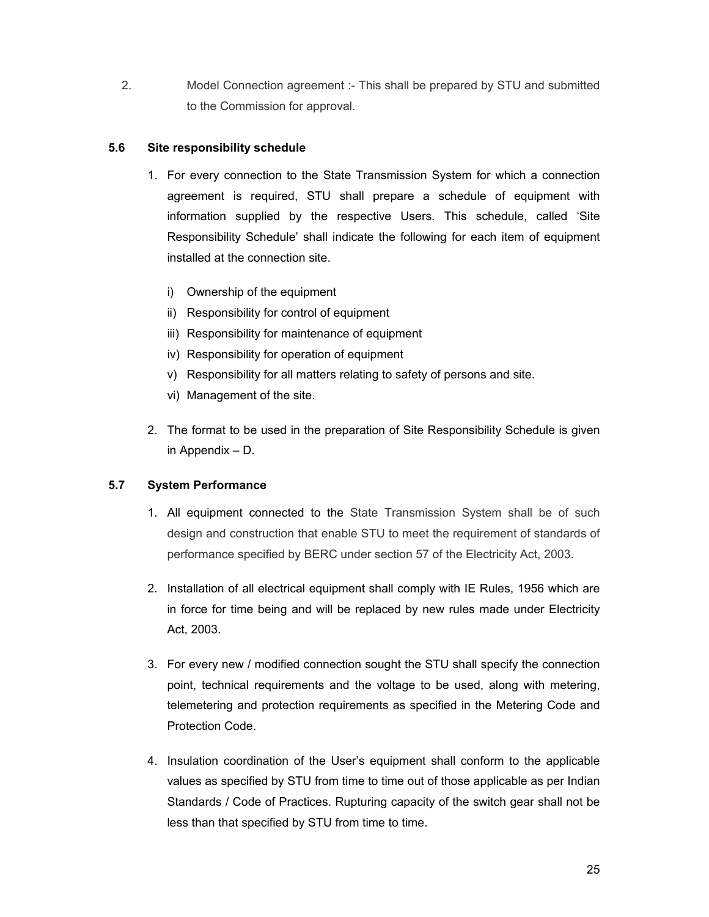2. Model Connection agreement :- This shall be prepared by STU and submitted to the Commission for approval.

### 5.6 Site responsibility schedule

1. For every connection to the State Transmission System for which a connection agreement is required, STU shall prepare a schedule of equipment with information supplied by the respective Users. This schedule, called 'Site Responsibility Schedule' shall indicate the following for each item of equipment installed at the connection site.

   i) Ownership of the equipment
   ii) Responsibility for control of equipment
   iii) Responsibility for maintenance of equipment
   iv) Responsibility for operation of equipment
   v) Responsibility for all matters relating to safety of persons and site.
   vi) Management of the site.

2. The format to be used in the preparation of Site Responsibility Schedule is given in Appendix – D.

### 5.7 System Performance

1. All equipment connected to the State Transmission System shall be of such design and construction that enable STU to meet the requirement of standards of performance specified by BERC under section 57 of the Electricity Act, 2003.

2. Installation of all electrical equipment shall comply with IE Rules, 1956 which are in force for time being and will be replaced by new rules made under Electricity Act, 2003.

3. For every new / modified connection sought the STU shall specify the connection point, technical requirements and the voltage to be used, along with metering, telemetering and protection requirements as specified in the Metering Code and Protection Code.

4. Insulation coordination of the User's equipment shall conform to the applicable values as specified by STU from time to time out of those applicable as per Indian Standards / Code of Practices. Rupturing capacity of the switch gear shall not be less than that specified by STU from time to time.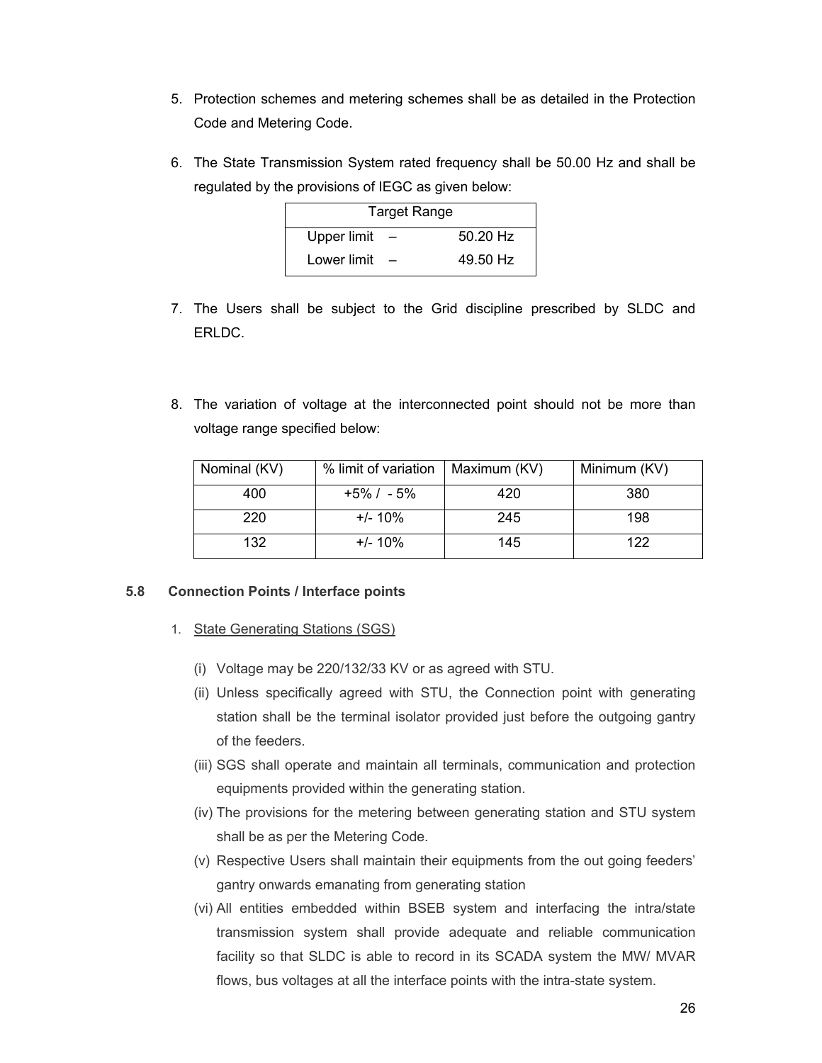5. Protection schemes and metering schemes shall be as detailed in the Protection Code and Metering Code.

6. The State Transmission System rated frequency shall be 50.00 Hz and shall be regulated by the provisions of IEGC as given below:

| Target Range | | |
|---|---|---|
| Upper limit | – | 50.20 Hz |
| Lower limit | – | 49.50 Hz |

7. The Users shall be subject to the Grid discipline prescribed by SLDC and ERLDC.

8. The variation of voltage at the interconnected point should not be more than voltage range specified below:

| Nominal (KV) | % limit of variation | Maximum (KV) | Minimum (KV) |
|---|---|---|---|
| 400 | +5% / - 5% | 420 | 380 |
| 220 | +/- 10% | 245 | 198 |
| 132 | +/- 10% | 145 | 122 |

### 5.8 Connection Points / Interface points

1. State Generating Stations (SGS)

   (i) Voltage may be 220/132/33 KV or as agreed with STU.

   (ii) Unless specifically agreed with STU, the Connection point with generating station shall be the terminal isolator provided just before the outgoing gantry of the feeders.

   (iii) SGS shall operate and maintain all terminals, communication and protection equipments provided within the generating station.

   (iv) The provisions for the metering between generating station and STU system shall be as per the Metering Code.

   (v) Respective Users shall maintain their equipments from the out going feeders' gantry onwards emanating from generating station

   (vi) All entities embedded within BSEB system and interfacing the intra/state transmission system shall provide adequate and reliable communication facility so that SLDC is able to record in its SCADA system the MW/ MVAR flows, bus voltages at all the interface points with the intra-state system.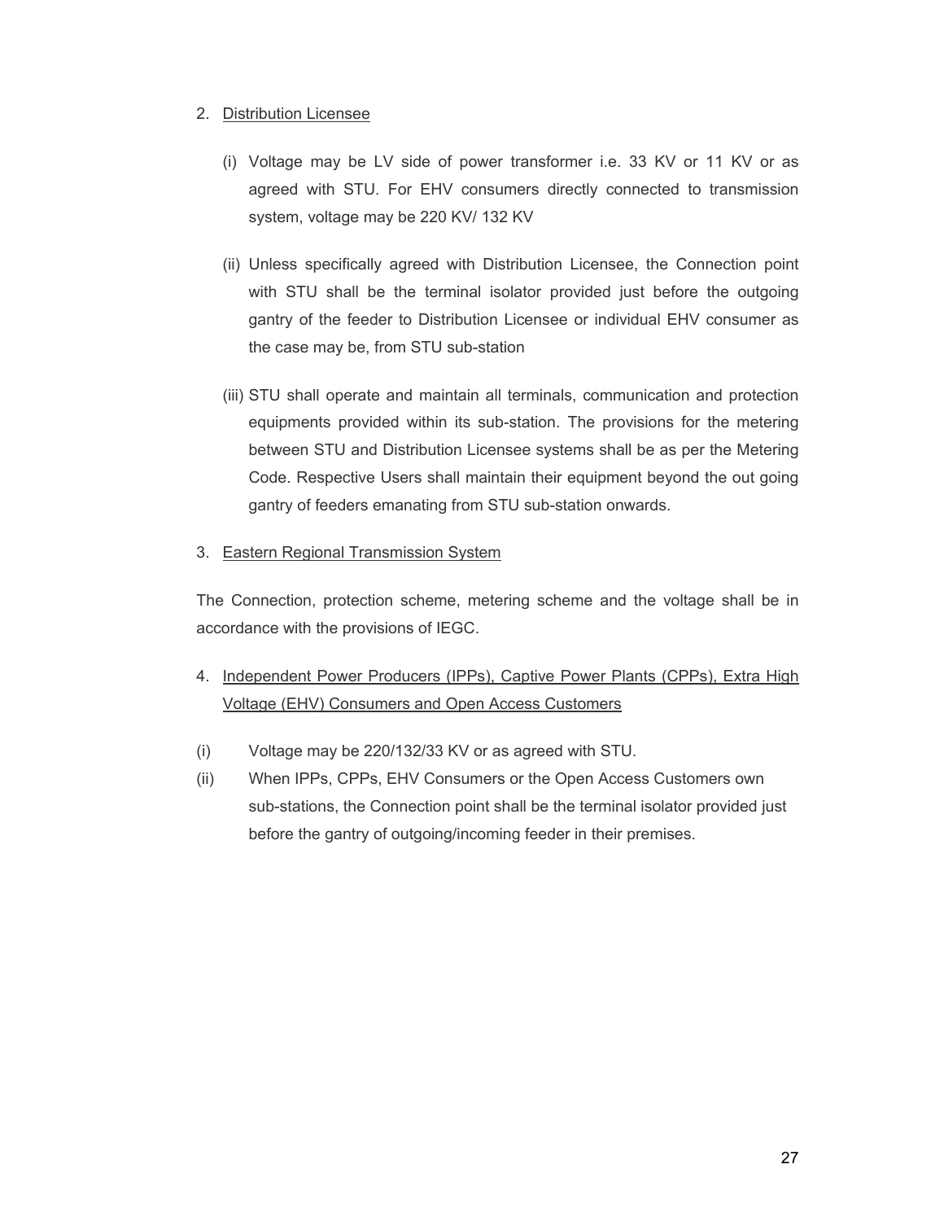2. <u>Distribution Licensee</u>

   (i) Voltage may be LV side of power transformer i.e. 33 KV or 11 KV or as agreed with STU. For EHV consumers directly connected to transmission system, voltage may be 220 KV/ 132 KV

   (ii) Unless specifically agreed with Distribution Licensee, the Connection point with STU shall be the terminal isolator provided just before the outgoing gantry of the feeder to Distribution Licensee or individual EHV consumer as the case may be, from STU sub-station

   (iii) STU shall operate and maintain all terminals, communication and protection equipments provided within its sub-station. The provisions for the metering between STU and Distribution Licensee systems shall be as per the Metering Code. Respective Users shall maintain their equipment beyond the out going gantry of feeders emanating from STU sub-station onwards.

3. <u>Eastern Regional Transmission System</u>

The Connection, protection scheme, metering scheme and the voltage shall be in accordance with the provisions of IEGC.

4. <u>Independent Power Producers (IPPs), Captive Power Plants (CPPs), Extra High Voltage (EHV) Consumers and Open Access Customers</u>

(i) Voltage may be 220/132/33 KV or as agreed with STU.

(ii) When IPPs, CPPs, EHV Consumers or the Open Access Customers own sub-stations, the Connection point shall be the terminal isolator provided just before the gantry of outgoing/incoming feeder in their premises.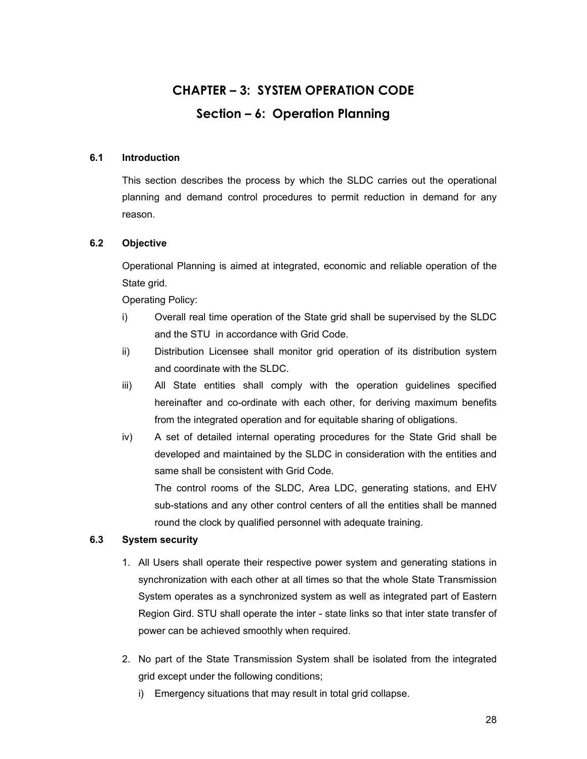# CHAPTER – 3: SYSTEM OPERATION CODE

## Section – 6: Operation Planning

### 6.1 Introduction

This section describes the process by which the SLDC carries out the operational planning and demand control procedures to permit reduction in demand for any reason.

### 6.2 Objective

Operational Planning is aimed at integrated, economic and reliable operation of the State grid.

Operating Policy:

i) Overall real time operation of the State grid shall be supervised by the SLDC and the STU in accordance with Grid Code.

ii) Distribution Licensee shall monitor grid operation of its distribution system and coordinate with the SLDC.

iii) All State entities shall comply with the operation guidelines specified hereinafter and co-ordinate with each other, for deriving maximum benefits from the integrated operation and for equitable sharing of obligations.

iv) A set of detailed internal operating procedures for the State Grid shall be developed and maintained by the SLDC in consideration with the entities and same shall be consistent with Grid Code.

The control rooms of the SLDC, Area LDC, generating stations, and EHV sub-stations and any other control centers of all the entities shall be manned round the clock by qualified personnel with adequate training.

### 6.3 System security

1. All Users shall operate their respective power system and generating stations in synchronization with each other at all times so that the whole State Transmission System operates as a synchronized system as well as integrated part of Eastern Region Gird. STU shall operate the inter - state links so that inter state transfer of power can be achieved smoothly when required.

2. No part of the State Transmission System shall be isolated from the integrated grid except under the following conditions;

   i) Emergency situations that may result in total grid collapse.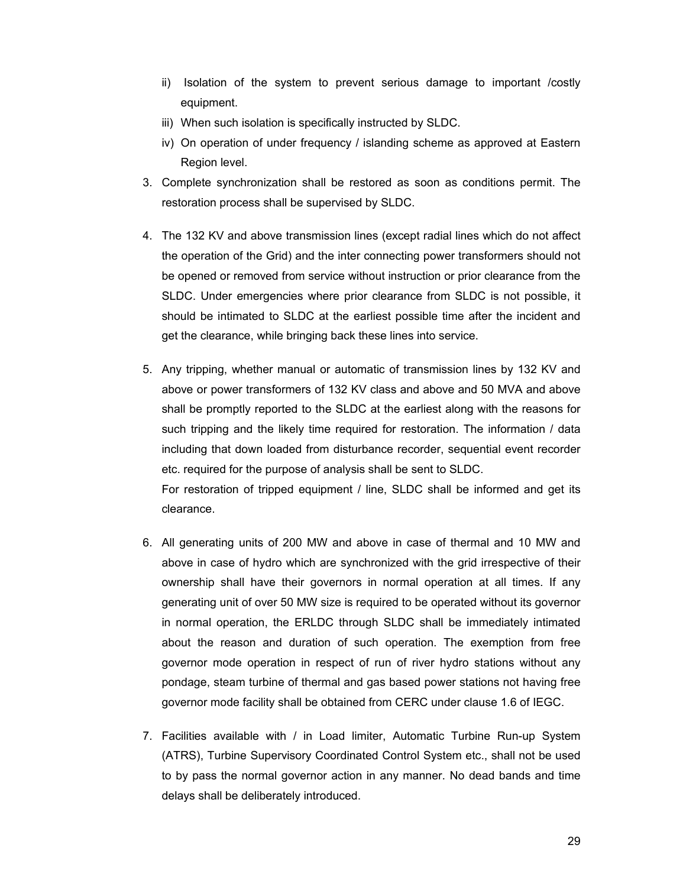ii) Isolation of the system to prevent serious damage to important /costly equipment.
iii) When such isolation is specifically instructed by SLDC.
iv) On operation of under frequency / islanding scheme as approved at Eastern Region level.

3. Complete synchronization shall be restored as soon as conditions permit. The restoration process shall be supervised by SLDC.

4. The 132 KV and above transmission lines (except radial lines which do not affect the operation of the Grid) and the inter connecting power transformers should not be opened or removed from service without instruction or prior clearance from the SLDC. Under emergencies where prior clearance from SLDC is not possible, it should be intimated to SLDC at the earliest possible time after the incident and get the clearance, while bringing back these lines into service.

5. Any tripping, whether manual or automatic of transmission lines by 132 KV and above or power transformers of 132 KV class and above and 50 MVA and above shall be promptly reported to the SLDC at the earliest along with the reasons for such tripping and the likely time required for restoration. The information / data including that down loaded from disturbance recorder, sequential event recorder etc. required for the purpose of analysis shall be sent to SLDC.
   For restoration of tripped equipment / line, SLDC shall be informed and get its clearance.

6. All generating units of 200 MW and above in case of thermal and 10 MW and above in case of hydro which are synchronized with the grid irrespective of their ownership shall have their governors in normal operation at all times. If any generating unit of over 50 MW size is required to be operated without its governor in normal operation, the ERLDC through SLDC shall be immediately intimated about the reason and duration of such operation. The exemption from free governor mode operation in respect of run of river hydro stations without any pondage, steam turbine of thermal and gas based power stations not having free governor mode facility shall be obtained from CERC under clause 1.6 of IEGC.

7. Facilities available with / in Load limiter, Automatic Turbine Run-up System (ATRS), Turbine Supervisory Coordinated Control System etc., shall not be used to by pass the normal governor action in any manner. No dead bands and time delays shall be deliberately introduced.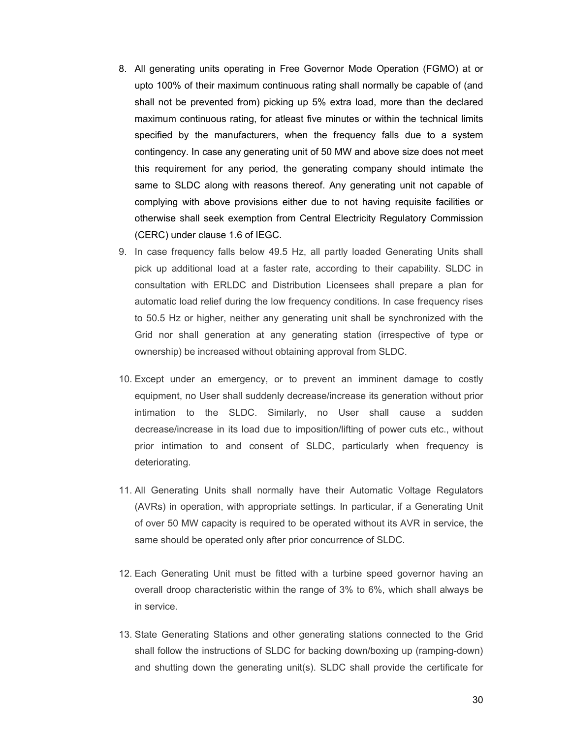8. All generating units operating in Free Governor Mode Operation (FGMO) at or upto 100% of their maximum continuous rating shall normally be capable of (and shall not be prevented from) picking up 5% extra load, more than the declared maximum continuous rating, for atleast five minutes or within the technical limits specified by the manufacturers, when the frequency falls due to a system contingency. In case any generating unit of 50 MW and above size does not meet this requirement for any period, the generating company should intimate the same to SLDC along with reasons thereof. Any generating unit not capable of complying with above provisions either due to not having requisite facilities or otherwise shall seek exemption from Central Electricity Regulatory Commission (CERC) under clause 1.6 of IEGC.
9. In case frequency falls below 49.5 Hz, all partly loaded Generating Units shall pick up additional load at a faster rate, according to their capability. SLDC in consultation with ERLDC and Distribution Licensees shall prepare a plan for automatic load relief during the low frequency conditions. In case frequency rises to 50.5 Hz or higher, neither any generating unit shall be synchronized with the Grid nor shall generation at any generating station (irrespective of type or ownership) be increased without obtaining approval from SLDC.
10. Except under an emergency, or to prevent an imminent damage to costly equipment, no User shall suddenly decrease/increase its generation without prior intimation to the SLDC. Similarly, no User shall cause a sudden decrease/increase in its load due to imposition/lifting of power cuts etc., without prior intimation to and consent of SLDC, particularly when frequency is deteriorating.
11. All Generating Units shall normally have their Automatic Voltage Regulators (AVRs) in operation, with appropriate settings. In particular, if a Generating Unit of over 50 MW capacity is required to be operated without its AVR in service, the same should be operated only after prior concurrence of SLDC.
12. Each Generating Unit must be fitted with a turbine speed governor having an overall droop characteristic within the range of 3% to 6%, which shall always be in service.
13. State Generating Stations and other generating stations connected to the Grid shall follow the instructions of SLDC for backing down/boxing up (ramping-down) and shutting down the generating unit(s). SLDC shall provide the certificate for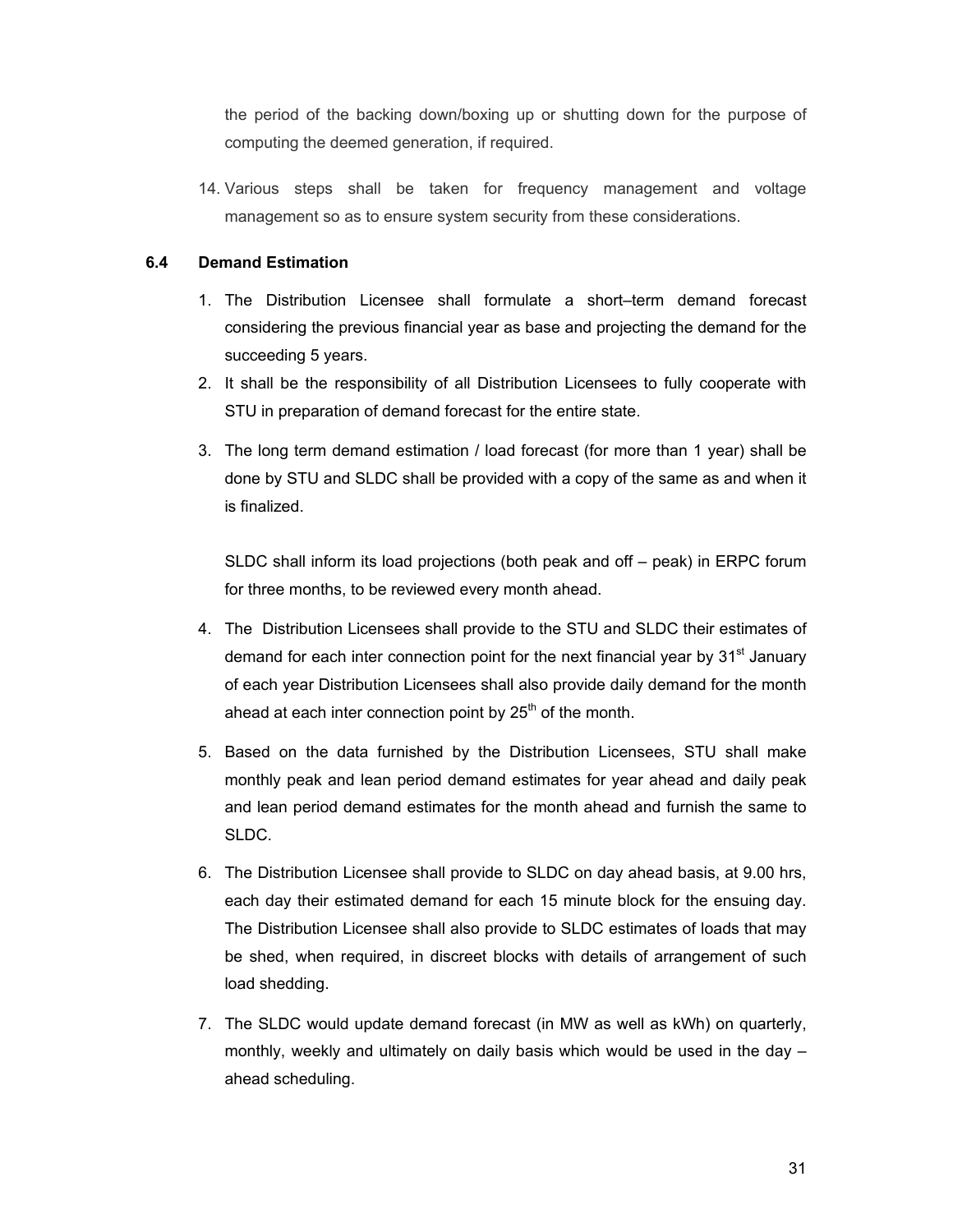the period of the backing down/boxing up or shutting down for the purpose of computing the deemed generation, if required.

14. Various steps shall be taken for frequency management and voltage management so as to ensure system security from these considerations.

### 6.4 Demand Estimation

1. The Distribution Licensee shall formulate a short–term demand forecast considering the previous financial year as base and projecting the demand for the succeeding 5 years.
2. It shall be the responsibility of all Distribution Licensees to fully cooperate with STU in preparation of demand forecast for the entire state.
3. The long term demand estimation / load forecast (for more than 1 year) shall be done by STU and SLDC shall be provided with a copy of the same as and when it is finalized.

   SLDC shall inform its load projections (both peak and off – peak) in ERPC forum for three months, to be reviewed every month ahead.

4. The Distribution Licensees shall provide to the STU and SLDC their estimates of demand for each inter connection point for the next financial year by 31st January of each year Distribution Licensees shall also provide daily demand for the month ahead at each inter connection point by 25th of the month.
5. Based on the data furnished by the Distribution Licensees, STU shall make monthly peak and lean period demand estimates for year ahead and daily peak and lean period demand estimates for the month ahead and furnish the same to SLDC.
6. The Distribution Licensee shall provide to SLDC on day ahead basis, at 9.00 hrs, each day their estimated demand for each 15 minute block for the ensuing day. The Distribution Licensee shall also provide to SLDC estimates of loads that may be shed, when required, in discreet blocks with details of arrangement of such load shedding.
7. The SLDC would update demand forecast (in MW as well as kWh) on quarterly, monthly, weekly and ultimately on daily basis which would be used in the day – ahead scheduling.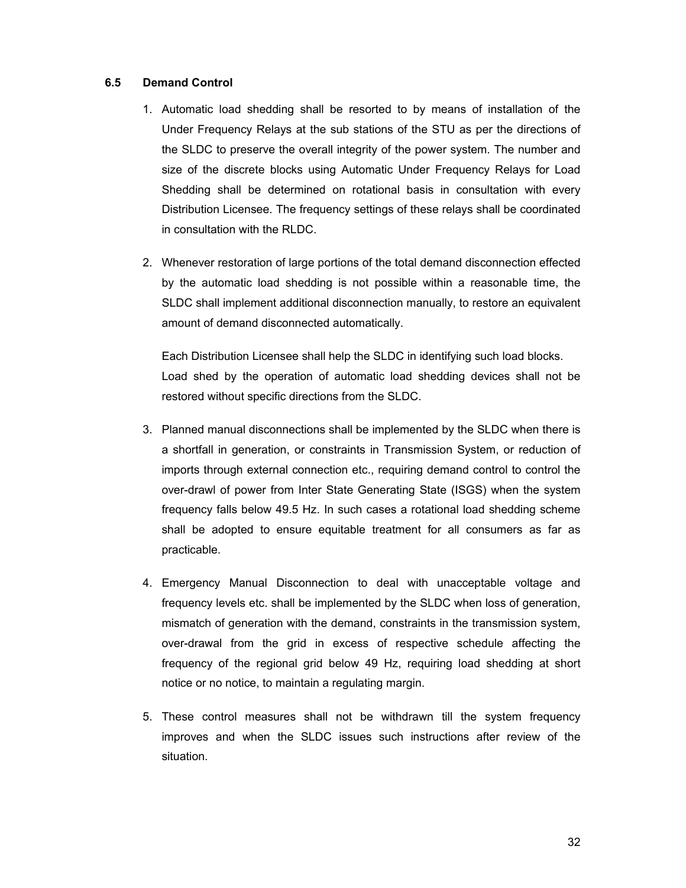### 6.5 Demand Control

1. Automatic load shedding shall be resorted to by means of installation of the Under Frequency Relays at the sub stations of the STU as per the directions of the SLDC to preserve the overall integrity of the power system. The number and size of the discrete blocks using Automatic Under Frequency Relays for Load Shedding shall be determined on rotational basis in consultation with every Distribution Licensee. The frequency settings of these relays shall be coordinated in consultation with the RLDC.

2. Whenever restoration of large portions of the total demand disconnection effected by the automatic load shedding is not possible within a reasonable time, the SLDC shall implement additional disconnection manually, to restore an equivalent amount of demand disconnected automatically.

   Each Distribution Licensee shall help the SLDC in identifying such load blocks. Load shed by the operation of automatic load shedding devices shall not be restored without specific directions from the SLDC.

3. Planned manual disconnections shall be implemented by the SLDC when there is a shortfall in generation, or constraints in Transmission System, or reduction of imports through external connection etc., requiring demand control to control the over-drawl of power from Inter State Generating State (ISGS) when the system frequency falls below 49.5 Hz. In such cases a rotational load shedding scheme shall be adopted to ensure equitable treatment for all consumers as far as practicable.

4. Emergency Manual Disconnection to deal with unacceptable voltage and frequency levels etc. shall be implemented by the SLDC when loss of generation, mismatch of generation with the demand, constraints in the transmission system, over-drawal from the grid in excess of respective schedule affecting the frequency of the regional grid below 49 Hz, requiring load shedding at short notice or no notice, to maintain a regulating margin.

5. These control measures shall not be withdrawn till the system frequency improves and when the SLDC issues such instructions after review of the situation.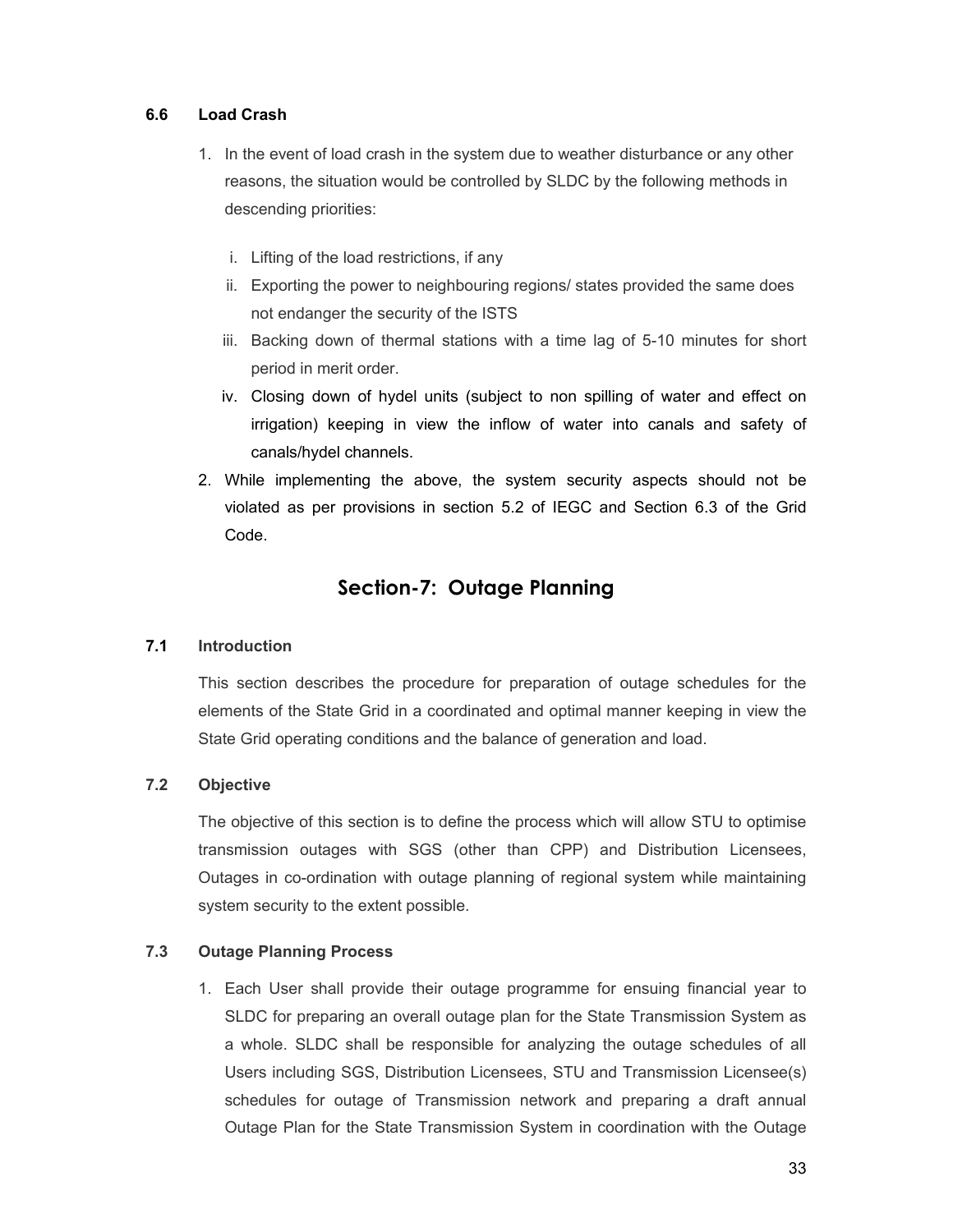### 6.6 Load Crash

1. In the event of load crash in the system due to weather disturbance or any other reasons, the situation would be controlled by SLDC by the following methods in descending priorities:

   i. Lifting of the load restrictions, if any
   
   ii. Exporting the power to neighbouring regions/ states provided the same does not endanger the security of the ISTS
   
   iii. Backing down of thermal stations with a time lag of 5-10 minutes for short period in merit order.
   
   iv. Closing down of hydel units (subject to non spilling of water and effect on irrigation) keeping in view the inflow of water into canals and safety of canals/hydel channels.

2. While implementing the above, the system security aspects should not be violated as per provisions in section 5.2 of IEGC and Section 6.3 of the Grid Code.

## Section-7: Outage Planning

### 7.1 Introduction

This section describes the procedure for preparation of outage schedules for the elements of the State Grid in a coordinated and optimal manner keeping in view the State Grid operating conditions and the balance of generation and load.

### 7.2 Objective

The objective of this section is to define the process which will allow STU to optimise transmission outages with SGS (other than CPP) and Distribution Licensees, Outages in co-ordination with outage planning of regional system while maintaining system security to the extent possible.

### 7.3 Outage Planning Process

1. Each User shall provide their outage programme for ensuing financial year to SLDC for preparing an overall outage plan for the State Transmission System as a whole. SLDC shall be responsible for analyzing the outage schedules of all Users including SGS, Distribution Licensees, STU and Transmission Licensee(s) schedules for outage of Transmission network and preparing a draft annual Outage Plan for the State Transmission System in coordination with the Outage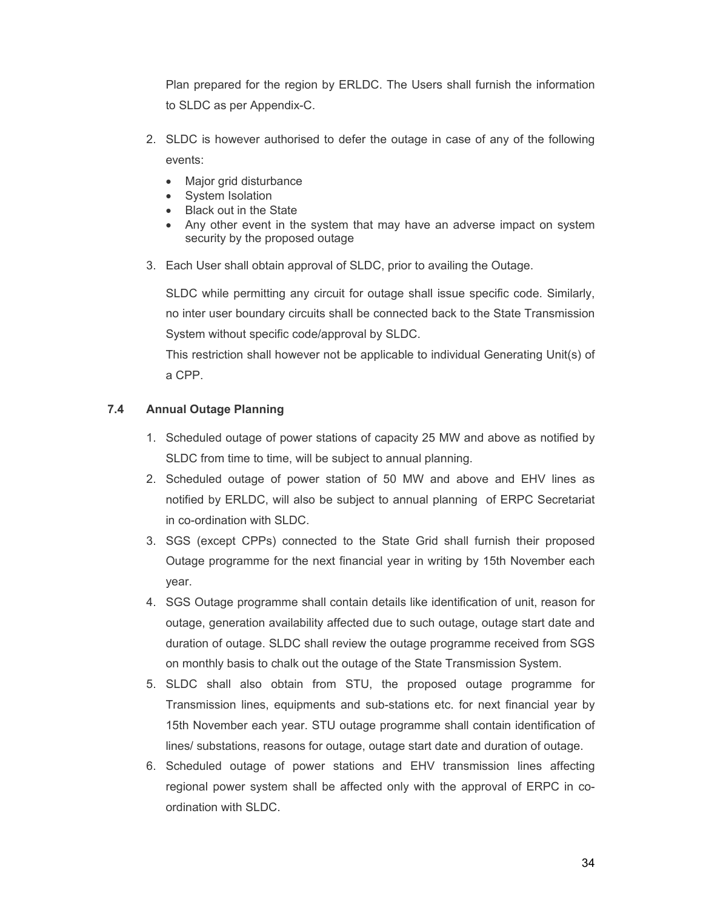Plan prepared for the region by ERLDC. The Users shall furnish the information to SLDC as per Appendix-C.

2. SLDC is however authorised to defer the outage in case of any of the following events:
   - Major grid disturbance
   - System Isolation
   - Black out in the State
   - Any other event in the system that may have an adverse impact on system security by the proposed outage
3. Each User shall obtain approval of SLDC, prior to availing the Outage.

   SLDC while permitting any circuit for outage shall issue specific code. Similarly, no inter user boundary circuits shall be connected back to the State Transmission System without specific code/approval by SLDC.

   This restriction shall however not be applicable to individual Generating Unit(s) of a CPP.

### 7.4 Annual Outage Planning

1. Scheduled outage of power stations of capacity 25 MW and above as notified by SLDC from time to time, will be subject to annual planning.
2. Scheduled outage of power station of 50 MW and above and EHV lines as notified by ERLDC, will also be subject to annual planning of ERPC Secretariat in co-ordination with SLDC.
3. SGS (except CPPs) connected to the State Grid shall furnish their proposed Outage programme for the next financial year in writing by 15th November each year.
4. SGS Outage programme shall contain details like identification of unit, reason for outage, generation availability affected due to such outage, outage start date and duration of outage. SLDC shall review the outage programme received from SGS on monthly basis to chalk out the outage of the State Transmission System.
5. SLDC shall also obtain from STU, the proposed outage programme for Transmission lines, equipments and sub-stations etc. for next financial year by 15th November each year. STU outage programme shall contain identification of lines/ substations, reasons for outage, outage start date and duration of outage.
6. Scheduled outage of power stations and EHV transmission lines affecting regional power system shall be affected only with the approval of ERPC in co-ordination with SLDC.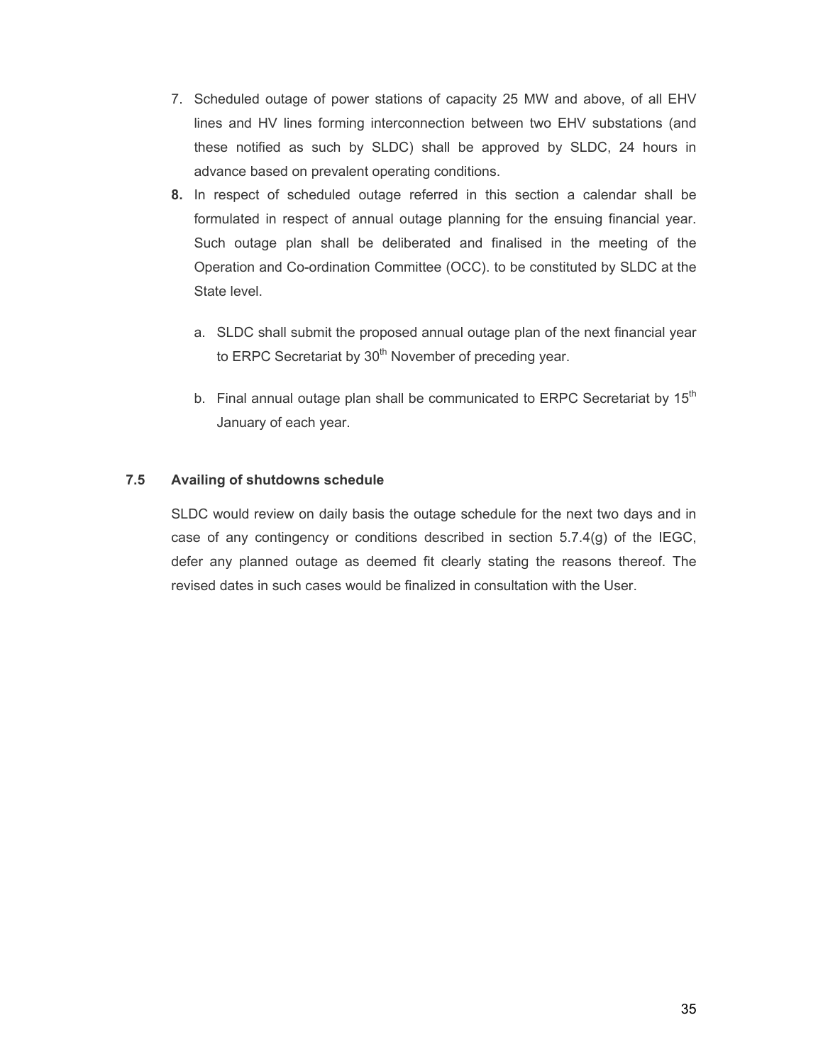7. Scheduled outage of power stations of capacity 25 MW and above, of all EHV lines and HV lines forming interconnection between two EHV substations (and these notified as such by SLDC) shall be approved by SLDC, 24 hours in advance based on prevalent operating conditions.
8. In respect of scheduled outage referred in this section a calendar shall be formulated in respect of annual outage planning for the ensuing financial year. Such outage plan shall be deliberated and finalised in the meeting of the Operation and Co-ordination Committee (OCC). to be constituted by SLDC at the State level.

   a. SLDC shall submit the proposed annual outage plan of the next financial year to ERPC Secretariat by 30th November of preceding year.

   b. Final annual outage plan shall be communicated to ERPC Secretariat by 15th January of each year.

### 7.5 Availing of shutdowns schedule

SLDC would review on daily basis the outage schedule for the next two days and in case of any contingency or conditions described in section 5.7.4(g) of the IEGC, defer any planned outage as deemed fit clearly stating the reasons thereof. The revised dates in such cases would be finalized in consultation with the User.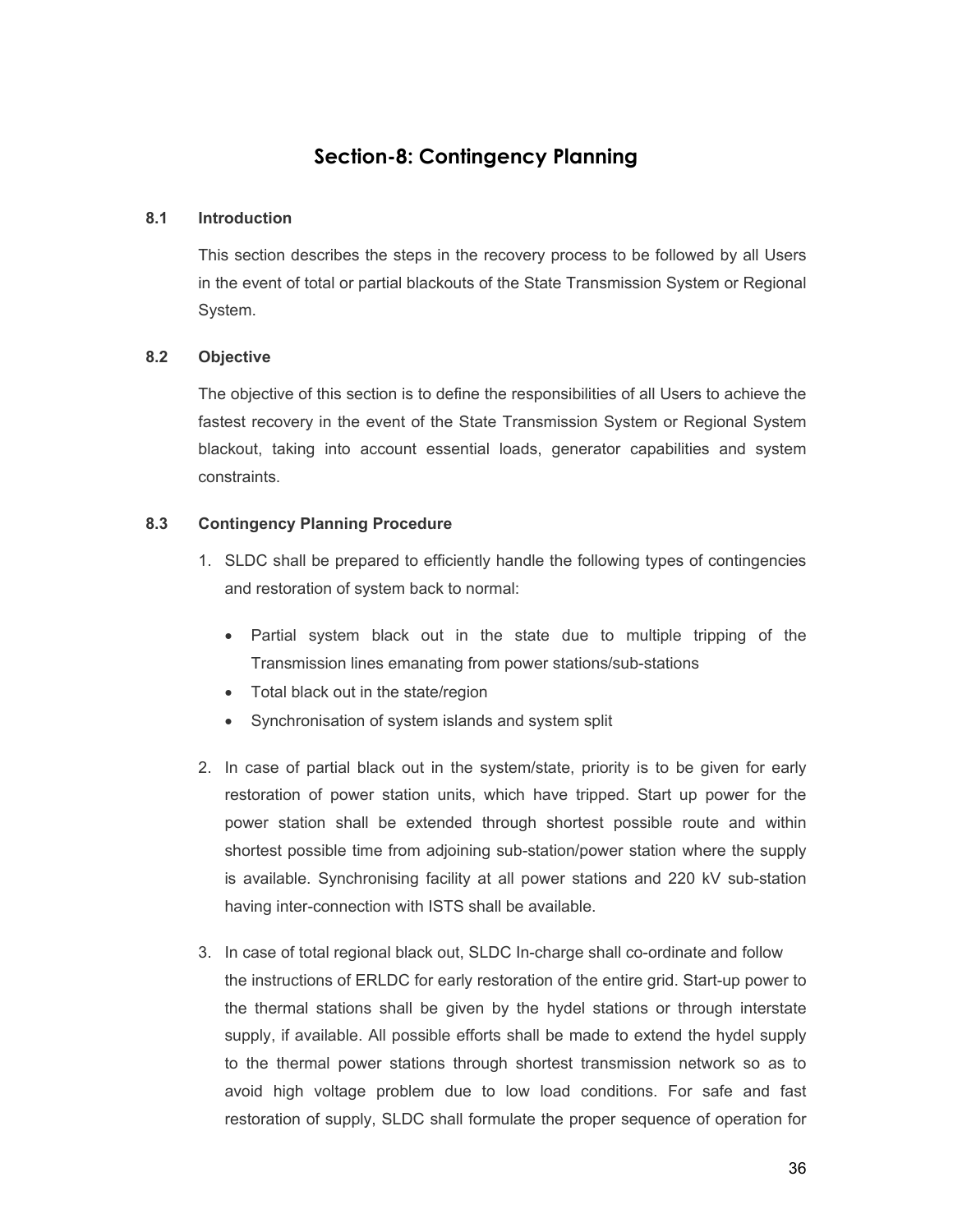# Section-8: Contingency Planning

### 8.1 Introduction

This section describes the steps in the recovery process to be followed by all Users in the event of total or partial blackouts of the State Transmission System or Regional System.

### 8.2 Objective

The objective of this section is to define the responsibilities of all Users to achieve the fastest recovery in the event of the State Transmission System or Regional System blackout, taking into account essential loads, generator capabilities and system constraints.

### 8.3 Contingency Planning Procedure

1. SLDC shall be prepared to efficiently handle the following types of contingencies and restoration of system back to normal:

   - Partial system black out in the state due to multiple tripping of the Transmission lines emanating from power stations/sub-stations
   - Total black out in the state/region
   - Synchronisation of system islands and system split

2. In case of partial black out in the system/state, priority is to be given for early restoration of power station units, which have tripped. Start up power for the power station shall be extended through shortest possible route and within shortest possible time from adjoining sub-station/power station where the supply is available. Synchronising facility at all power stations and 220 kV sub-station having inter-connection with ISTS shall be available.

3. In case of total regional black out, SLDC In-charge shall co-ordinate and follow the instructions of ERLDC for early restoration of the entire grid. Start-up power to the thermal stations shall be given by the hydel stations or through interstate supply, if available. All possible efforts shall be made to extend the hydel supply to the thermal power stations through shortest transmission network so as to avoid high voltage problem due to low load conditions. For safe and fast restoration of supply, SLDC shall formulate the proper sequence of operation for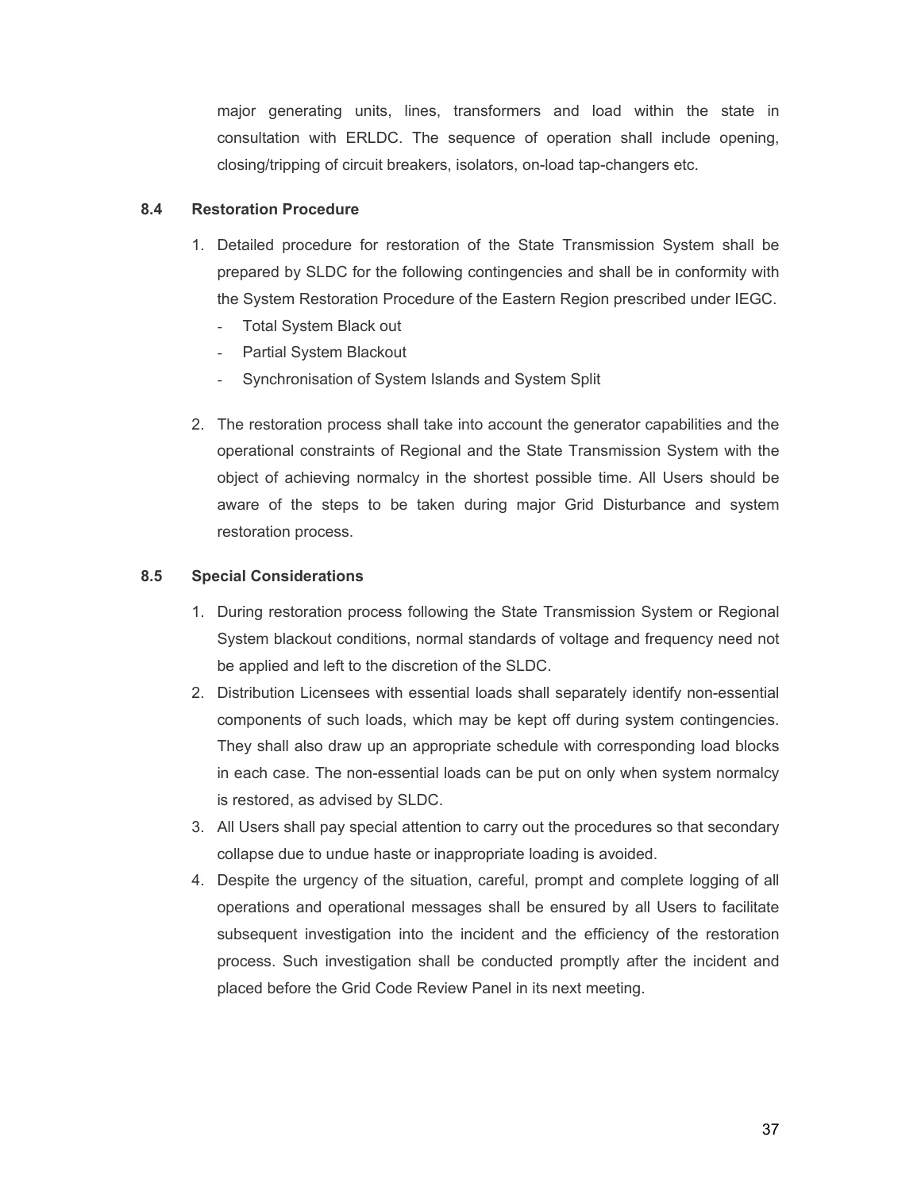major generating units, lines, transformers and load within the state in consultation with ERLDC. The sequence of operation shall include opening, closing/tripping of circuit breakers, isolators, on-load tap-changers etc.

### 8.4 Restoration Procedure

1. Detailed procedure for restoration of the State Transmission System shall be prepared by SLDC for the following contingencies and shall be in conformity with the System Restoration Procedure of the Eastern Region prescribed under IEGC.
   - Total System Black out
   - Partial System Blackout
   - Synchronisation of System Islands and System Split

2. The restoration process shall take into account the generator capabilities and the operational constraints of Regional and the State Transmission System with the object of achieving normalcy in the shortest possible time. All Users should be aware of the steps to be taken during major Grid Disturbance and system restoration process.

### 8.5 Special Considerations

1. During restoration process following the State Transmission System or Regional System blackout conditions, normal standards of voltage and frequency need not be applied and left to the discretion of the SLDC.
2. Distribution Licensees with essential loads shall separately identify non-essential components of such loads, which may be kept off during system contingencies. They shall also draw up an appropriate schedule with corresponding load blocks in each case. The non-essential loads can be put on only when system normalcy is restored, as advised by SLDC.
3. All Users shall pay special attention to carry out the procedures so that secondary collapse due to undue haste or inappropriate loading is avoided.
4. Despite the urgency of the situation, careful, prompt and complete logging of all operations and operational messages shall be ensured by all Users to facilitate subsequent investigation into the incident and the efficiency of the restoration process. Such investigation shall be conducted promptly after the incident and placed before the Grid Code Review Panel in its next meeting.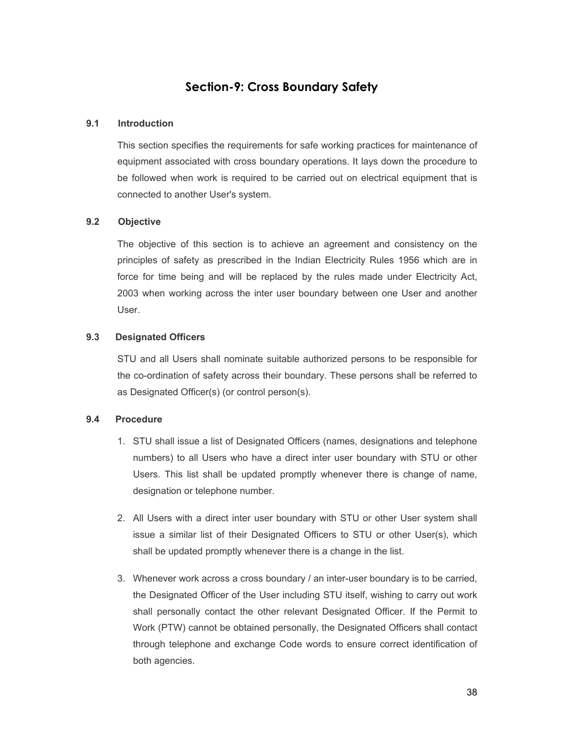# Section-9: Cross Boundary Safety

### 9.1 Introduction

This section specifies the requirements for safe working practices for maintenance of equipment associated with cross boundary operations. It lays down the procedure to be followed when work is required to be carried out on electrical equipment that is connected to another User's system.

### 9.2 Objective

The objective of this section is to achieve an agreement and consistency on the principles of safety as prescribed in the Indian Electricity Rules 1956 which are in force for time being and will be replaced by the rules made under Electricity Act, 2003 when working across the inter user boundary between one User and another User.

### 9.3 Designated Officers

STU and all Users shall nominate suitable authorized persons to be responsible for the co-ordination of safety across their boundary. These persons shall be referred to as Designated Officer(s) (or control person(s).

### 9.4 Procedure

1. STU shall issue a list of Designated Officers (names, designations and telephone numbers) to all Users who have a direct inter user boundary with STU or other Users. This list shall be updated promptly whenever there is change of name, designation or telephone number.

2. All Users with a direct inter user boundary with STU or other User system shall issue a similar list of their Designated Officers to STU or other User(s), which shall be updated promptly whenever there is a change in the list.

3. Whenever work across a cross boundary / an inter-user boundary is to be carried, the Designated Officer of the User including STU itself, wishing to carry out work shall personally contact the other relevant Designated Officer. If the Permit to Work (PTW) cannot be obtained personally, the Designated Officers shall contact through telephone and exchange Code words to ensure correct identification of both agencies.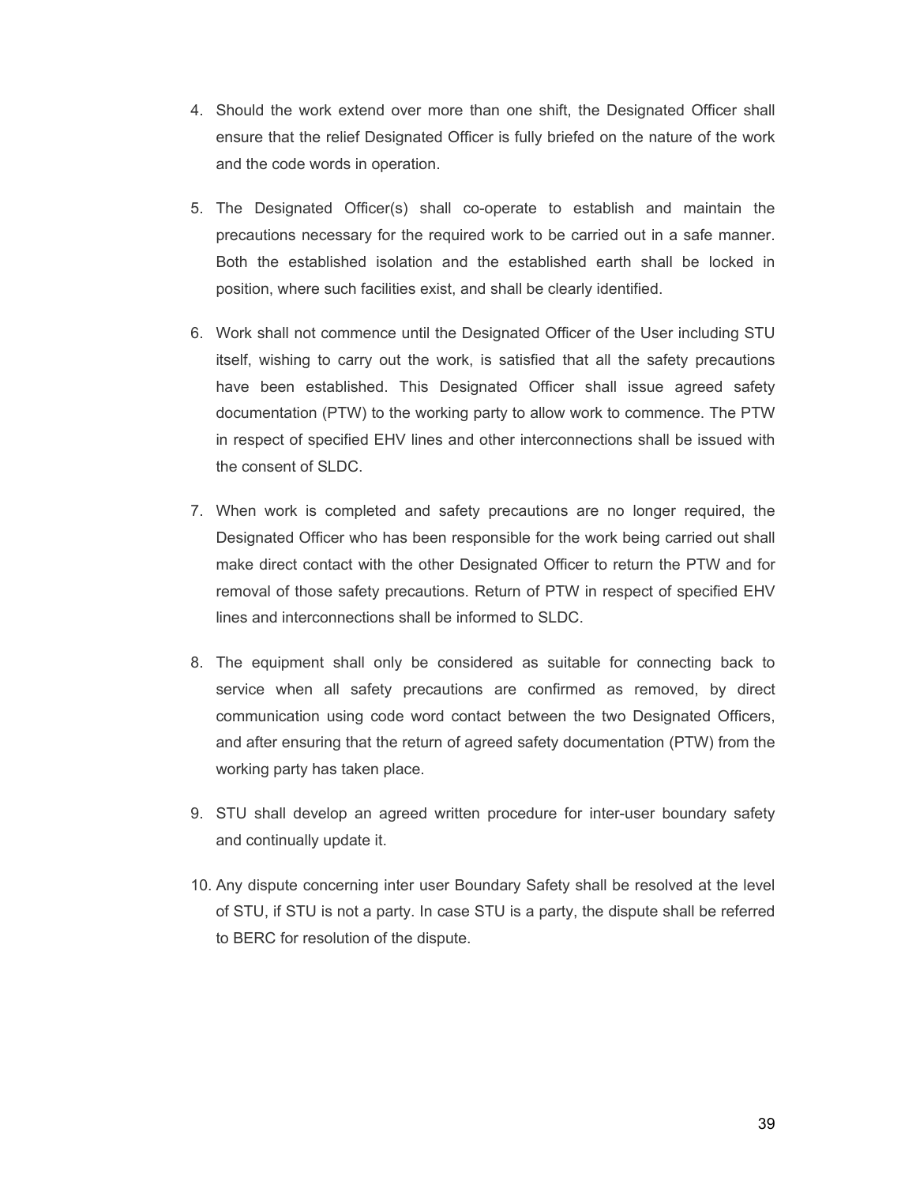4. Should the work extend over more than one shift, the Designated Officer shall ensure that the relief Designated Officer is fully briefed on the nature of the work and the code words in operation.

5. The Designated Officer(s) shall co-operate to establish and maintain the precautions necessary for the required work to be carried out in a safe manner. Both the established isolation and the established earth shall be locked in position, where such facilities exist, and shall be clearly identified.

6. Work shall not commence until the Designated Officer of the User including STU itself, wishing to carry out the work, is satisfied that all the safety precautions have been established. This Designated Officer shall issue agreed safety documentation (PTW) to the working party to allow work to commence. The PTW in respect of specified EHV lines and other interconnections shall be issued with the consent of SLDC.

7. When work is completed and safety precautions are no longer required, the Designated Officer who has been responsible for the work being carried out shall make direct contact with the other Designated Officer to return the PTW and for removal of those safety precautions. Return of PTW in respect of specified EHV lines and interconnections shall be informed to SLDC.

8. The equipment shall only be considered as suitable for connecting back to service when all safety precautions are confirmed as removed, by direct communication using code word contact between the two Designated Officers, and after ensuring that the return of agreed safety documentation (PTW) from the working party has taken place.

9. STU shall develop an agreed written procedure for inter-user boundary safety and continually update it.

10. Any dispute concerning inter user Boundary Safety shall be resolved at the level of STU, if STU is not a party. In case STU is a party, the dispute shall be referred to BERC for resolution of the dispute.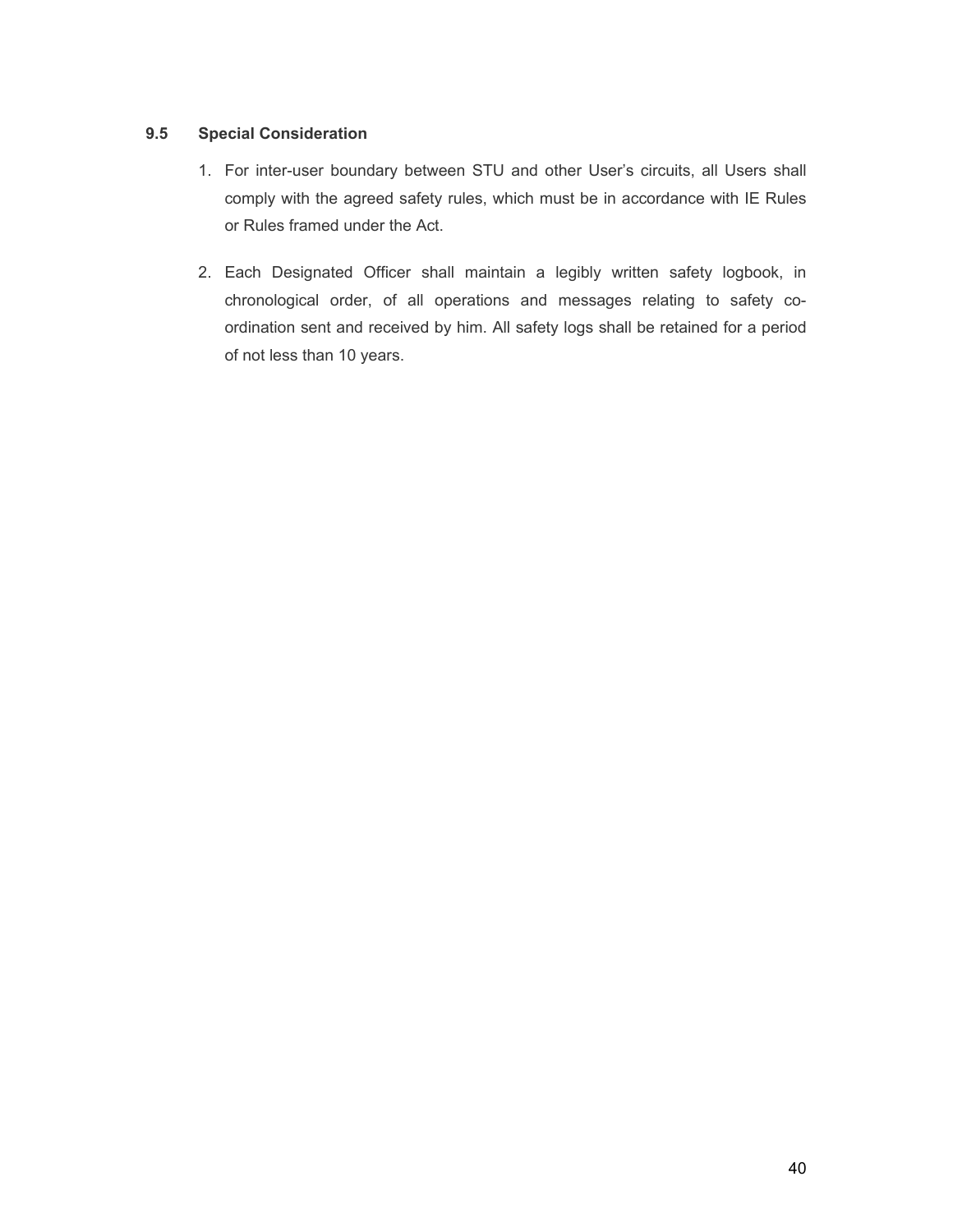### 9.5 Special Consideration

1. For inter-user boundary between STU and other User's circuits, all Users shall comply with the agreed safety rules, which must be in accordance with IE Rules or Rules framed under the Act.

2. Each Designated Officer shall maintain a legibly written safety logbook, in chronological order, of all operations and messages relating to safety co-ordination sent and received by him. All safety logs shall be retained for a period of not less than 10 years.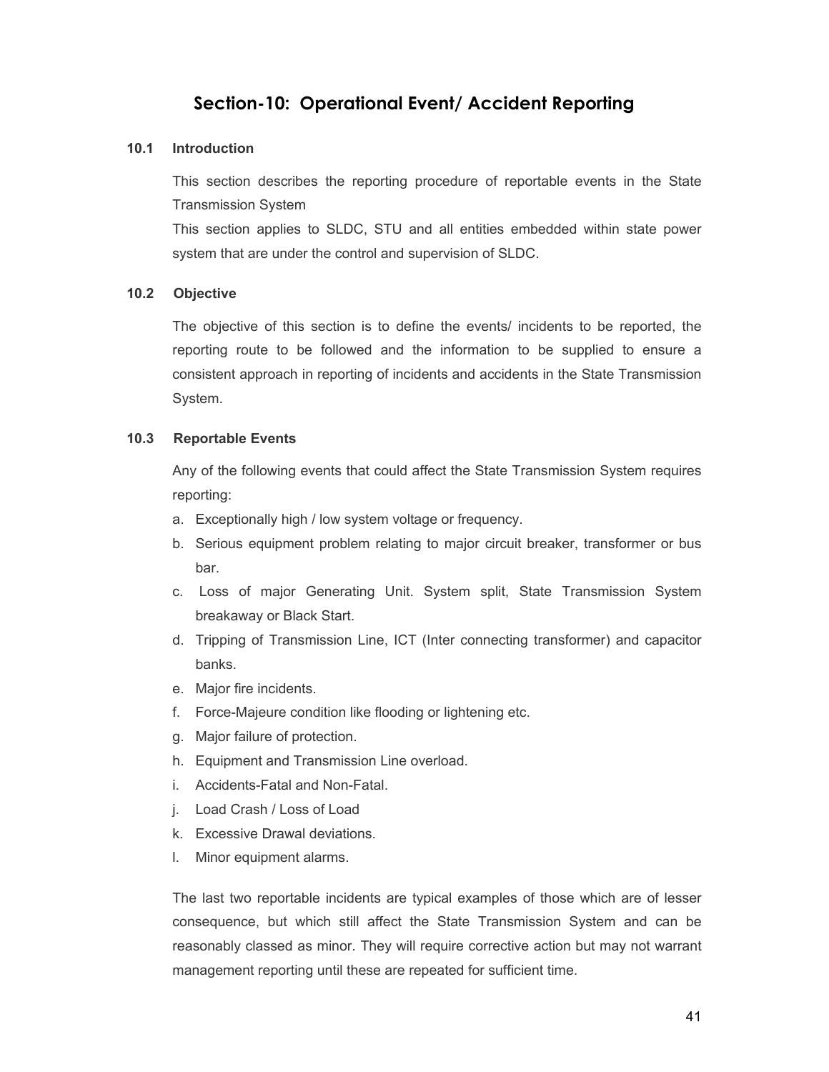# Section-10: Operational Event/ Accident Reporting

### 10.1 Introduction

This section describes the reporting procedure of reportable events in the State Transmission System

This section applies to SLDC, STU and all entities embedded within state power system that are under the control and supervision of SLDC.

### 10.2 Objective

The objective of this section is to define the events/ incidents to be reported, the reporting route to be followed and the information to be supplied to ensure a consistent approach in reporting of incidents and accidents in the State Transmission System.

### 10.3 Reportable Events

Any of the following events that could affect the State Transmission System requires reporting:

a. Exceptionally high / low system voltage or frequency.
b. Serious equipment problem relating to major circuit breaker, transformer or bus bar.
c. Loss of major Generating Unit. System split, State Transmission System breakaway or Black Start.
d. Tripping of Transmission Line, ICT (Inter connecting transformer) and capacitor banks.
e. Major fire incidents.
f. Force-Majeure condition like flooding or lightening etc.
g. Major failure of protection.
h. Equipment and Transmission Line overload.
i. Accidents-Fatal and Non-Fatal.
j. Load Crash / Loss of Load
k. Excessive Drawal deviations.
l. Minor equipment alarms.

The last two reportable incidents are typical examples of those which are of lesser consequence, but which still affect the State Transmission System and can be reasonably classed as minor. They will require corrective action but may not warrant management reporting until these are repeated for sufficient time.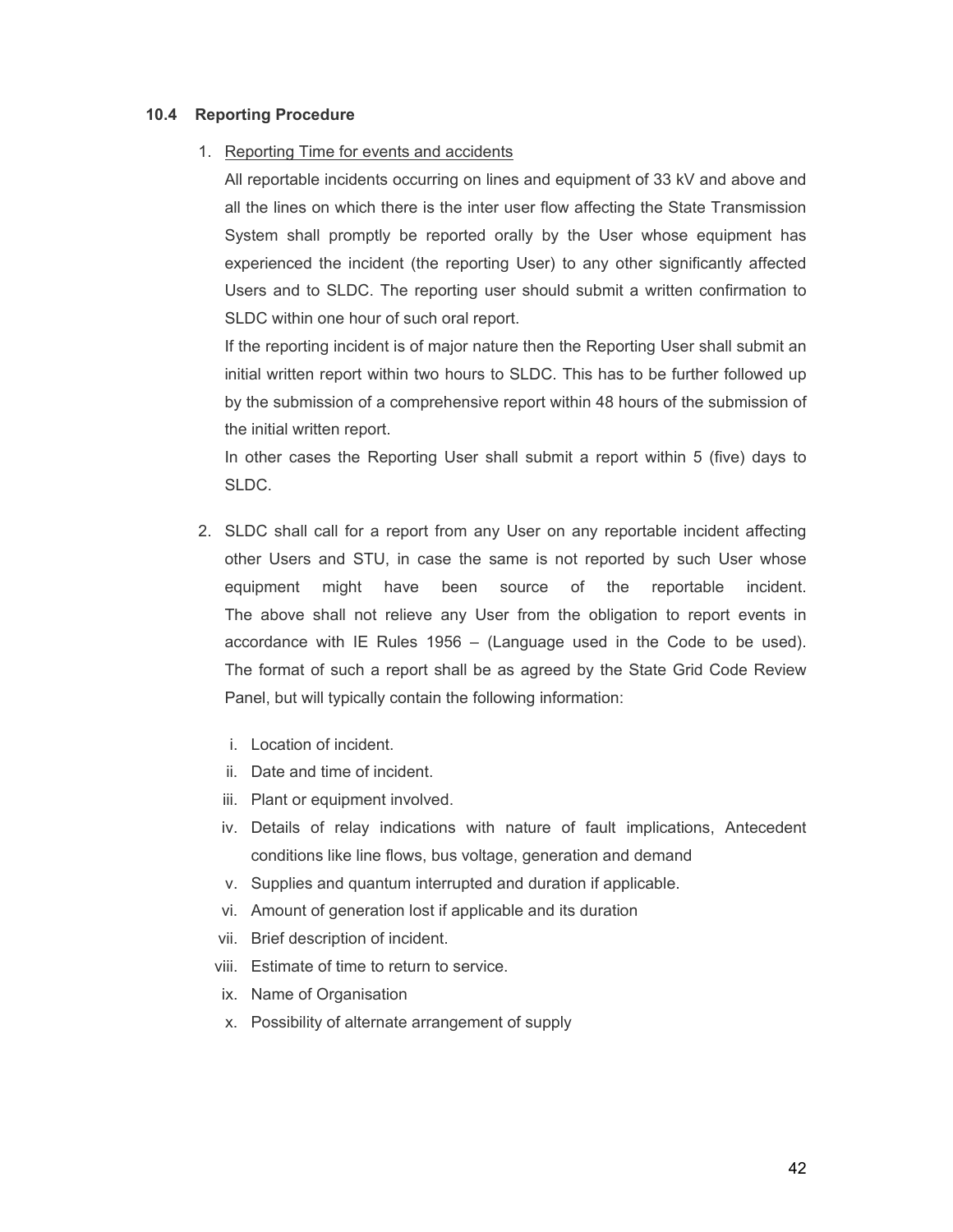### 10.4 Reporting Procedure

1. <u>Reporting Time for events and accidents</u>

   All reportable incidents occurring on lines and equipment of 33 kV and above and all the lines on which there is the inter user flow affecting the State Transmission System shall promptly be reported orally by the User whose equipment has experienced the incident (the reporting User) to any other significantly affected Users and to SLDC. The reporting user should submit a written confirmation to SLDC within one hour of such oral report.

   If the reporting incident is of major nature then the Reporting User shall submit an initial written report within two hours to SLDC. This has to be further followed up by the submission of a comprehensive report within 48 hours of the submission of the initial written report.

   In other cases the Reporting User shall submit a report within 5 (five) days to SLDC.

2. SLDC shall call for a report from any User on any reportable incident affecting other Users and STU, in case the same is not reported by such User whose equipment might have been source of the reportable incident. The above shall not relieve any User from the obligation to report events in accordance with IE Rules 1956 – (Language used in the Code to be used). The format of such a report shall be as agreed by the State Grid Code Review Panel, but will typically contain the following information:

   i. Location of incident.
   ii. Date and time of incident.
   iii. Plant or equipment involved.
   iv. Details of relay indications with nature of fault implications, Antecedent conditions like line flows, bus voltage, generation and demand
   v. Supplies and quantum interrupted and duration if applicable.
   vi. Amount of generation lost if applicable and its duration
   vii. Brief description of incident.
   viii. Estimate of time to return to service.
   ix. Name of Organisation
   x. Possibility of alternate arrangement of supply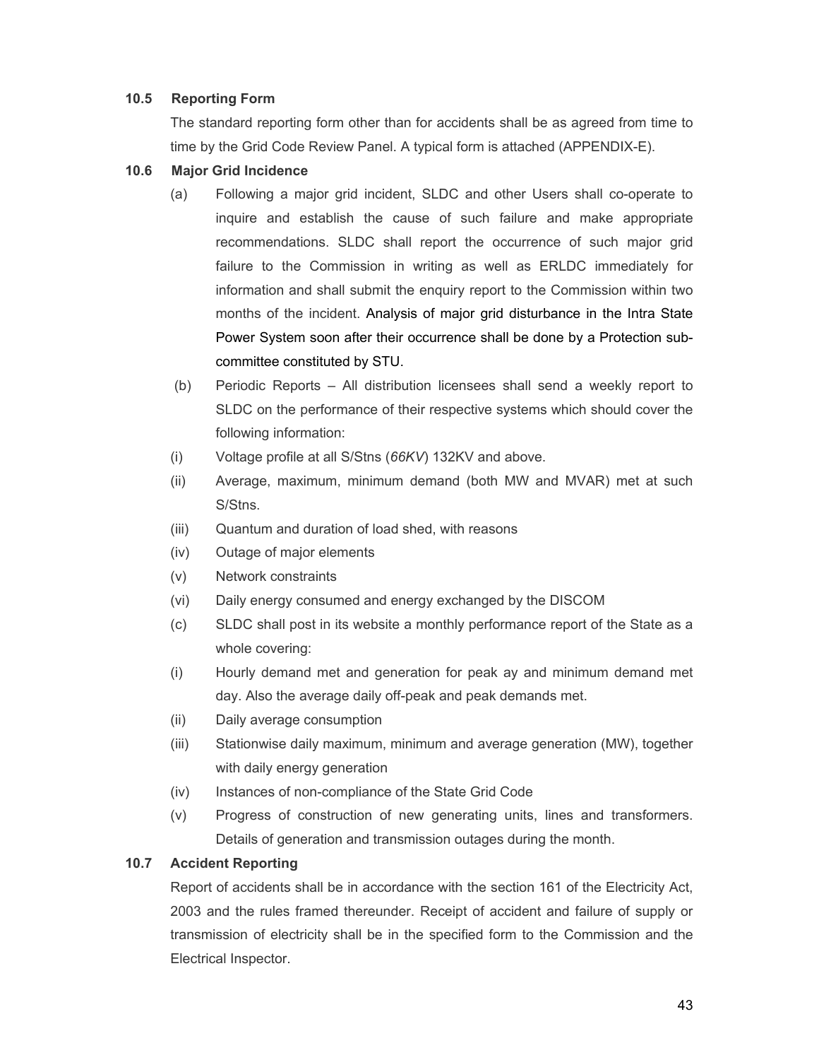### 10.5 Reporting Form

The standard reporting form other than for accidents shall be as agreed from time to time by the Grid Code Review Panel. A typical form is attached (APPENDIX-E).

### 10.6 Major Grid Incidence

(a) Following a major grid incident, SLDC and other Users shall co-operate to inquire and establish the cause of such failure and make appropriate recommendations. SLDC shall report the occurrence of such major grid failure to the Commission in writing as well as ERLDC immediately for information and shall submit the enquiry report to the Commission within two months of the incident. Analysis of major grid disturbance in the Intra State Power System soon after their occurrence shall be done by a Protection sub-committee constituted by STU.

(b) Periodic Reports – All distribution licensees shall send a weekly report to SLDC on the performance of their respective systems which should cover the following information:

(i) Voltage profile at all S/Stns (*66KV*) 132KV and above.

(ii) Average, maximum, minimum demand (both MW and MVAR) met at such S/Stns.

(iii) Quantum and duration of load shed, with reasons

(iv) Outage of major elements

(v) Network constraints

(vi) Daily energy consumed and energy exchanged by the DISCOM

(c) SLDC shall post in its website a monthly performance report of the State as a whole covering:

(i) Hourly demand met and generation for peak ay and minimum demand met day. Also the average daily off-peak and peak demands met.

(ii) Daily average consumption

(iii) Stationwise daily maximum, minimum and average generation (MW), together with daily energy generation

(iv) Instances of non-compliance of the State Grid Code

(v) Progress of construction of new generating units, lines and transformers. Details of generation and transmission outages during the month.

### 10.7 Accident Reporting

Report of accidents shall be in accordance with the section 161 of the Electricity Act, 2003 and the rules framed thereunder. Receipt of accident and failure of supply or transmission of electricity shall be in the specified form to the Commission and the Electrical Inspector.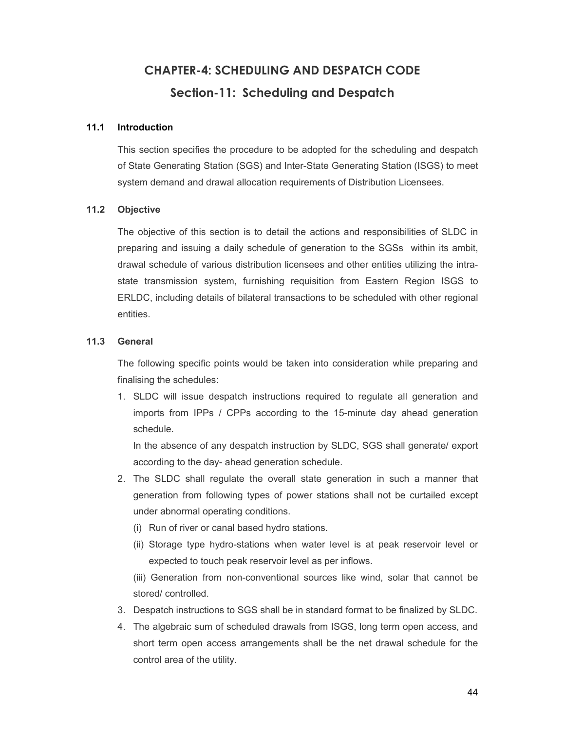# CHAPTER-4: SCHEDULING AND DESPATCH CODE

## Section-11: Scheduling and Despatch

### 11.1 Introduction

This section specifies the procedure to be adopted for the scheduling and despatch of State Generating Station (SGS) and Inter-State Generating Station (ISGS) to meet system demand and drawal allocation requirements of Distribution Licensees.

### 11.2 Objective

The objective of this section is to detail the actions and responsibilities of SLDC in preparing and issuing a daily schedule of generation to the SGSs within its ambit, drawal schedule of various distribution licensees and other entities utilizing the intra-state transmission system, furnishing requisition from Eastern Region ISGS to ERLDC, including details of bilateral transactions to be scheduled with other regional entities.

### 11.3 General

The following specific points would be taken into consideration while preparing and finalising the schedules:

1. SLDC will issue despatch instructions required to regulate all generation and imports from IPPs / CPPs according to the 15-minute day ahead generation schedule.

   In the absence of any despatch instruction by SLDC, SGS shall generate/ export according to the day- ahead generation schedule.

2. The SLDC shall regulate the overall state generation in such a manner that generation from following types of power stations shall not be curtailed except under abnormal operating conditions.

   (i) Run of river or canal based hydro stations.

   (ii) Storage type hydro-stations when water level is at peak reservoir level or expected to touch peak reservoir level as per inflows.

   (iii) Generation from non-conventional sources like wind, solar that cannot be stored/ controlled.

3. Despatch instructions to SGS shall be in standard format to be finalized by SLDC.

4. The algebraic sum of scheduled drawals from ISGS, long term open access, and short term open access arrangements shall be the net drawal schedule for the control area of the utility.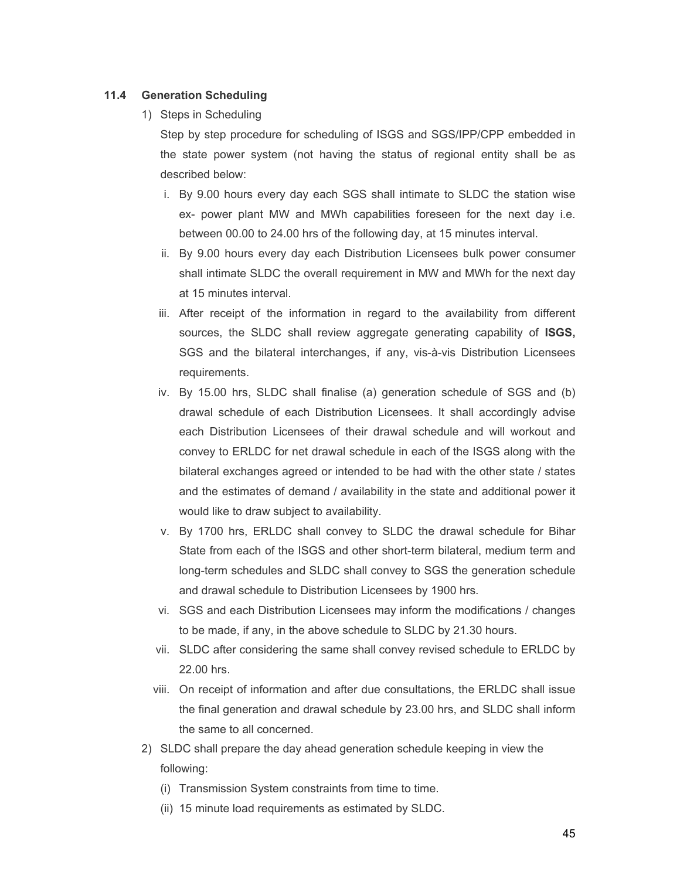### 11.4 Generation Scheduling

1) Steps in Scheduling

   Step by step procedure for scheduling of ISGS and SGS/IPP/CPP embedded in the state power system (not having the status of regional entity shall be as described below:

   i. By 9.00 hours every day each SGS shall intimate to SLDC the station wise ex- power plant MW and MWh capabilities foreseen for the next day i.e. between 00.00 to 24.00 hrs of the following day, at 15 minutes interval.

   ii. By 9.00 hours every day each Distribution Licensees bulk power consumer shall intimate SLDC the overall requirement in MW and MWh for the next day at 15 minutes interval.

   iii. After receipt of the information in regard to the availability from different sources, the SLDC shall review aggregate generating capability of **ISGS,** SGS and the bilateral interchanges, if any, vis-à-vis Distribution Licensees requirements.

   iv. By 15.00 hrs, SLDC shall finalise (a) generation schedule of SGS and (b) drawal schedule of each Distribution Licensees. It shall accordingly advise each Distribution Licensees of their drawal schedule and will workout and convey to ERLDC for net drawal schedule in each of the ISGS along with the bilateral exchanges agreed or intended to be had with the other state / states and the estimates of demand / availability in the state and additional power it would like to draw subject to availability.

   v. By 1700 hrs, ERLDC shall convey to SLDC the drawal schedule for Bihar State from each of the ISGS and other short-term bilateral, medium term and long-term schedules and SLDC shall convey to SGS the generation schedule and drawal schedule to Distribution Licensees by 1900 hrs.

   vi. SGS and each Distribution Licensees may inform the modifications / changes to be made, if any, in the above schedule to SLDC by 21.30 hours.

   vii. SLDC after considering the same shall convey revised schedule to ERLDC by 22.00 hrs.

   viii. On receipt of information and after due consultations, the ERLDC shall issue the final generation and drawal schedule by 23.00 hrs, and SLDC shall inform the same to all concerned.

2) SLDC shall prepare the day ahead generation schedule keeping in view the following:

   (i) Transmission System constraints from time to time.

   (ii) 15 minute load requirements as estimated by SLDC.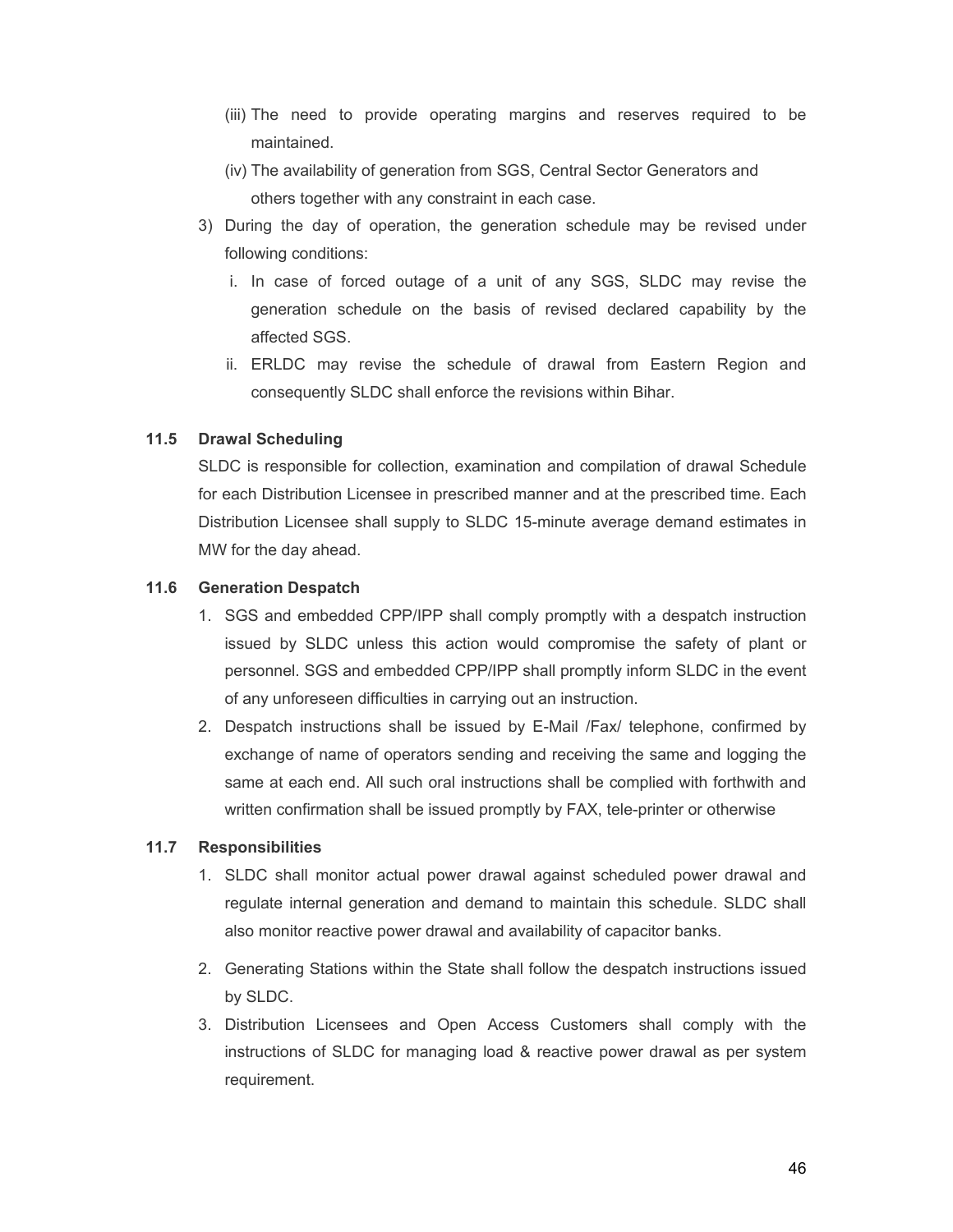(iii) The need to provide operating margins and reserves required to be maintained.

(iv) The availability of generation from SGS, Central Sector Generators and others together with any constraint in each case.

3) During the day of operation, the generation schedule may be revised under following conditions:

   i. In case of forced outage of a unit of any SGS, SLDC may revise the generation schedule on the basis of revised declared capability by the affected SGS.

   ii. ERLDC may revise the schedule of drawal from Eastern Region and consequently SLDC shall enforce the revisions within Bihar.

### 11.5 Drawal Scheduling

SLDC is responsible for collection, examination and compilation of drawal Schedule for each Distribution Licensee in prescribed manner and at the prescribed time. Each Distribution Licensee shall supply to SLDC 15-minute average demand estimates in MW for the day ahead.

### 11.6 Generation Despatch

1. SGS and embedded CPP/IPP shall comply promptly with a despatch instruction issued by SLDC unless this action would compromise the safety of plant or personnel. SGS and embedded CPP/IPP shall promptly inform SLDC in the event of any unforeseen difficulties in carrying out an instruction.
2. Despatch instructions shall be issued by E-Mail /Fax/ telephone, confirmed by exchange of name of operators sending and receiving the same and logging the same at each end. All such oral instructions shall be complied with forthwith and written confirmation shall be issued promptly by FAX, tele-printer or otherwise

### 11.7 Responsibilities

1. SLDC shall monitor actual power drawal against scheduled power drawal and regulate internal generation and demand to maintain this schedule. SLDC shall also monitor reactive power drawal and availability of capacitor banks.
2. Generating Stations within the State shall follow the despatch instructions issued by SLDC.
3. Distribution Licensees and Open Access Customers shall comply with the instructions of SLDC for managing load & reactive power drawal as per system requirement.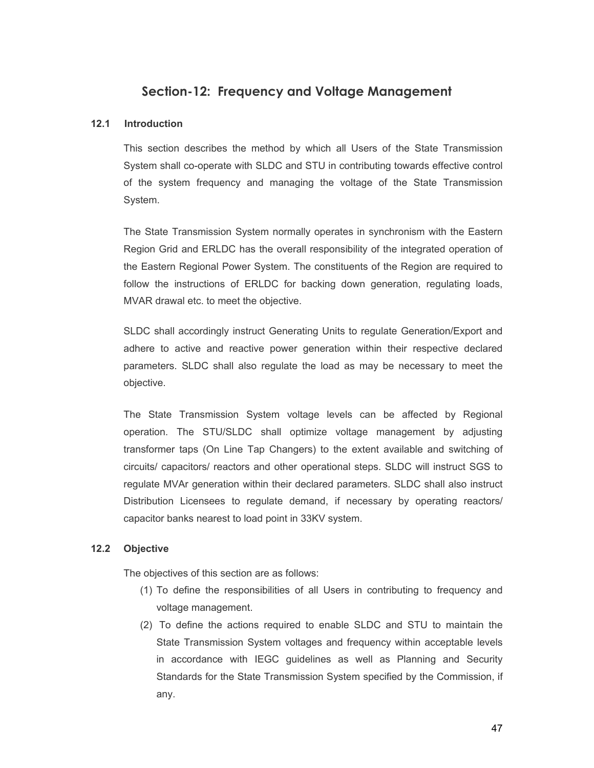## Section-12: Frequency and Voltage Management

### 12.1 Introduction

This section describes the method by which all Users of the State Transmission System shall co-operate with SLDC and STU in contributing towards effective control of the system frequency and managing the voltage of the State Transmission System.

The State Transmission System normally operates in synchronism with the Eastern Region Grid and ERLDC has the overall responsibility of the integrated operation of the Eastern Regional Power System. The constituents of the Region are required to follow the instructions of ERLDC for backing down generation, regulating loads, MVAR drawal etc. to meet the objective.

SLDC shall accordingly instruct Generating Units to regulate Generation/Export and adhere to active and reactive power generation within their respective declared parameters. SLDC shall also regulate the load as may be necessary to meet the objective.

The State Transmission System voltage levels can be affected by Regional operation. The STU/SLDC shall optimize voltage management by adjusting transformer taps (On Line Tap Changers) to the extent available and switching of circuits/ capacitors/ reactors and other operational steps. SLDC will instruct SGS to regulate MVAr generation within their declared parameters. SLDC shall also instruct Distribution Licensees to regulate demand, if necessary by operating reactors/ capacitor banks nearest to load point in 33KV system.

### 12.2 Objective

The objectives of this section are as follows:

(1) To define the responsibilities of all Users in contributing to frequency and voltage management.

(2) To define the actions required to enable SLDC and STU to maintain the State Transmission System voltages and frequency within acceptable levels in accordance with IEGC guidelines as well as Planning and Security Standards for the State Transmission System specified by the Commission, if any.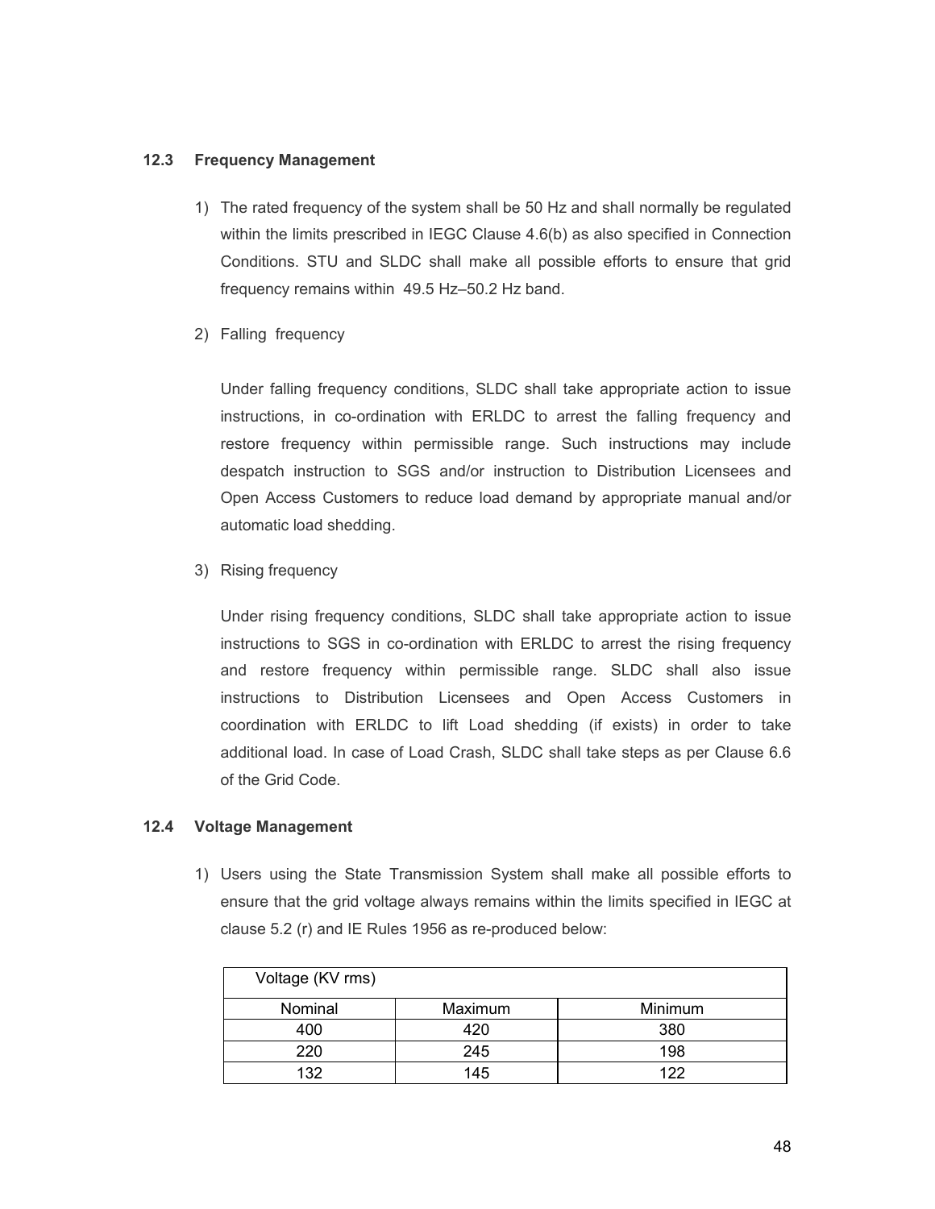### 12.3 Frequency Management

1) The rated frequency of the system shall be 50 Hz and shall normally be regulated within the limits prescribed in IEGC Clause 4.6(b) as also specified in Connection Conditions. STU and SLDC shall make all possible efforts to ensure that grid frequency remains within 49.5 Hz–50.2 Hz band.

2) Falling frequency

   Under falling frequency conditions, SLDC shall take appropriate action to issue instructions, in co-ordination with ERLDC to arrest the falling frequency and restore frequency within permissible range. Such instructions may include despatch instruction to SGS and/or instruction to Distribution Licensees and Open Access Customers to reduce load demand by appropriate manual and/or automatic load shedding.

3) Rising frequency

   Under rising frequency conditions, SLDC shall take appropriate action to issue instructions to SGS in co-ordination with ERLDC to arrest the rising frequency and restore frequency within permissible range. SLDC shall also issue instructions to Distribution Licensees and Open Access Customers in coordination with ERLDC to lift Load shedding (if exists) in order to take additional load. In case of Load Crash, SLDC shall take steps as per Clause 6.6 of the Grid Code.

### 12.4 Voltage Management

1) Users using the State Transmission System shall make all possible efforts to ensure that the grid voltage always remains within the limits specified in IEGC at clause 5.2 (r) and IE Rules 1956 as re-produced below:

| Voltage (KV rms) | | |
|---|---|---|
| Nominal | Maximum | Minimum |
| 400 | 420 | 380 |
| 220 | 245 | 198 |
| 132 | 145 | 122 |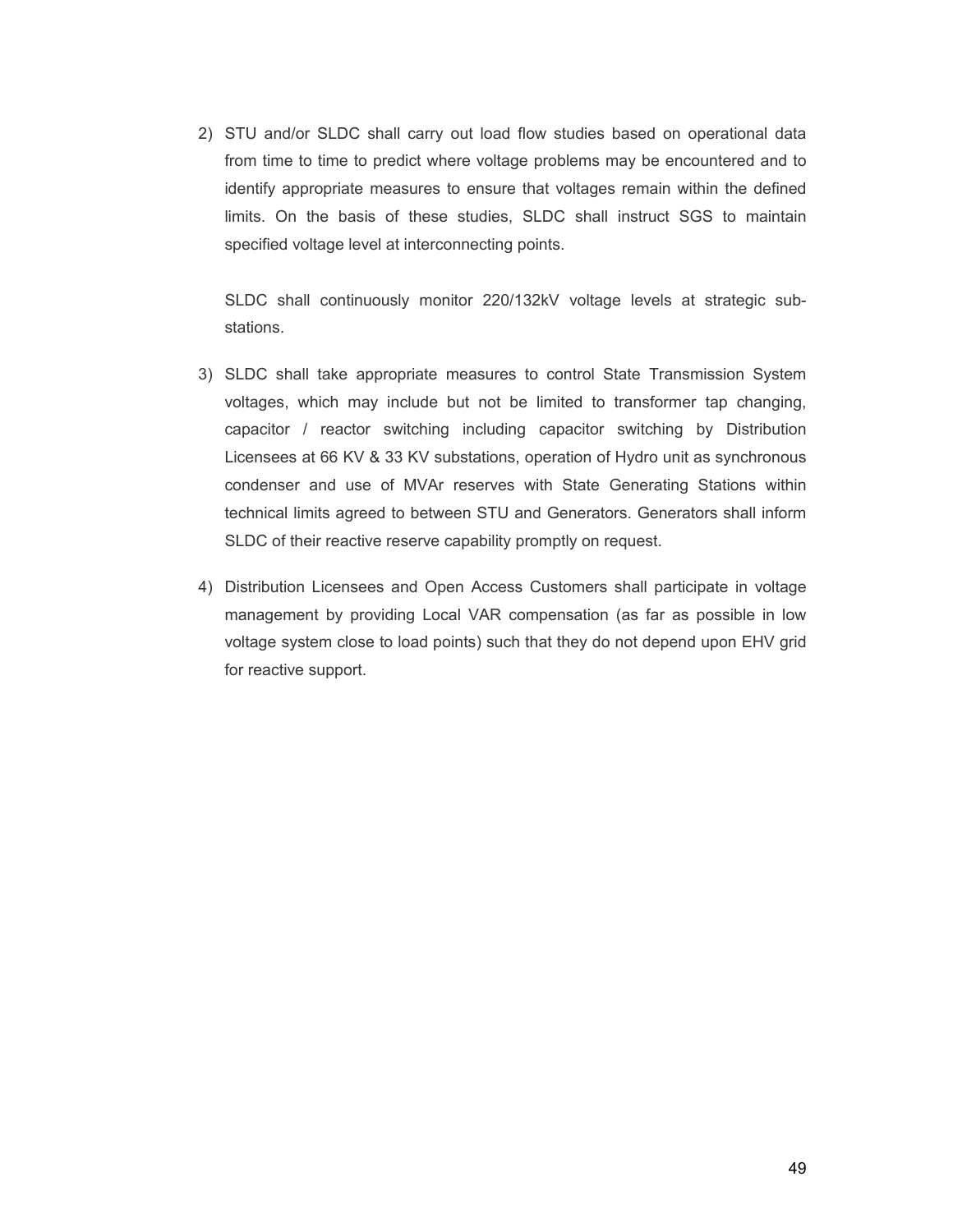2) STU and/or SLDC shall carry out load flow studies based on operational data from time to time to predict where voltage problems may be encountered and to identify appropriate measures to ensure that voltages remain within the defined limits. On the basis of these studies, SLDC shall instruct SGS to maintain specified voltage level at interconnecting points.

   SLDC shall continuously monitor 220/132kV voltage levels at strategic sub-stations.

3) SLDC shall take appropriate measures to control State Transmission System voltages, which may include but not be limited to transformer tap changing, capacitor / reactor switching including capacitor switching by Distribution Licensees at 66 KV & 33 KV substations, operation of Hydro unit as synchronous condenser and use of MVAr reserves with State Generating Stations within technical limits agreed to between STU and Generators. Generators shall inform SLDC of their reactive reserve capability promptly on request.

4) Distribution Licensees and Open Access Customers shall participate in voltage management by providing Local VAR compensation (as far as possible in low voltage system close to load points) such that they do not depend upon EHV grid for reactive support.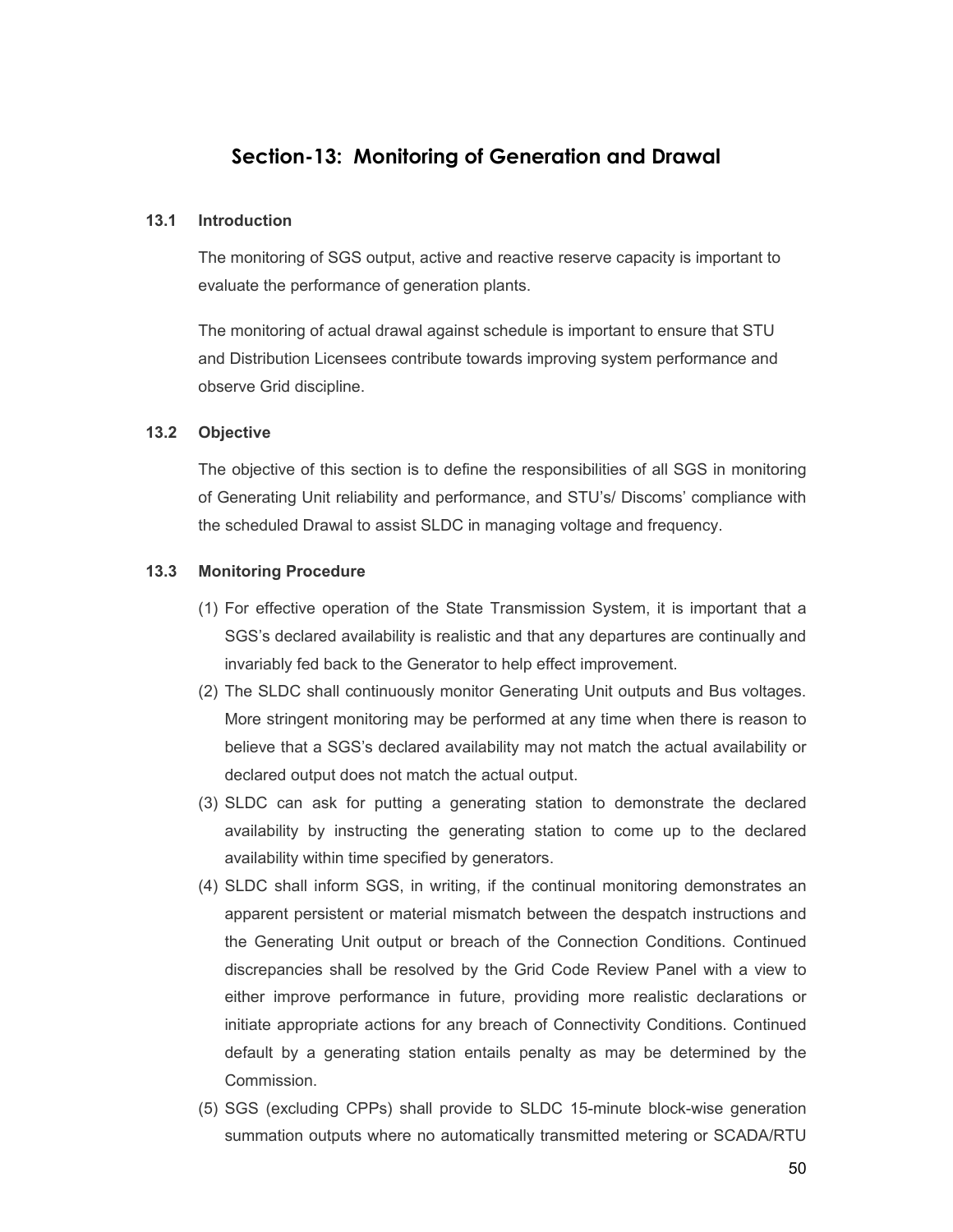## Section-13: Monitoring of Generation and Drawal

### 13.1 Introduction

The monitoring of SGS output, active and reactive reserve capacity is important to evaluate the performance of generation plants.

The monitoring of actual drawal against schedule is important to ensure that STU and Distribution Licensees contribute towards improving system performance and observe Grid discipline.

### 13.2 Objective

The objective of this section is to define the responsibilities of all SGS in monitoring of Generating Unit reliability and performance, and STU's/ Discoms' compliance with the scheduled Drawal to assist SLDC in managing voltage and frequency.

### 13.3 Monitoring Procedure

(1) For effective operation of the State Transmission System, it is important that a SGS's declared availability is realistic and that any departures are continually and invariably fed back to the Generator to help effect improvement.

(2) The SLDC shall continuously monitor Generating Unit outputs and Bus voltages. More stringent monitoring may be performed at any time when there is reason to believe that a SGS's declared availability may not match the actual availability or declared output does not match the actual output.

(3) SLDC can ask for putting a generating station to demonstrate the declared availability by instructing the generating station to come up to the declared availability within time specified by generators.

(4) SLDC shall inform SGS, in writing, if the continual monitoring demonstrates an apparent persistent or material mismatch between the despatch instructions and the Generating Unit output or breach of the Connection Conditions. Continued discrepancies shall be resolved by the Grid Code Review Panel with a view to either improve performance in future, providing more realistic declarations or initiate appropriate actions for any breach of Connectivity Conditions. Continued default by a generating station entails penalty as may be determined by the Commission.

(5) SGS (excluding CPPs) shall provide to SLDC 15-minute block-wise generation summation outputs where no automatically transmitted metering or SCADA/RTU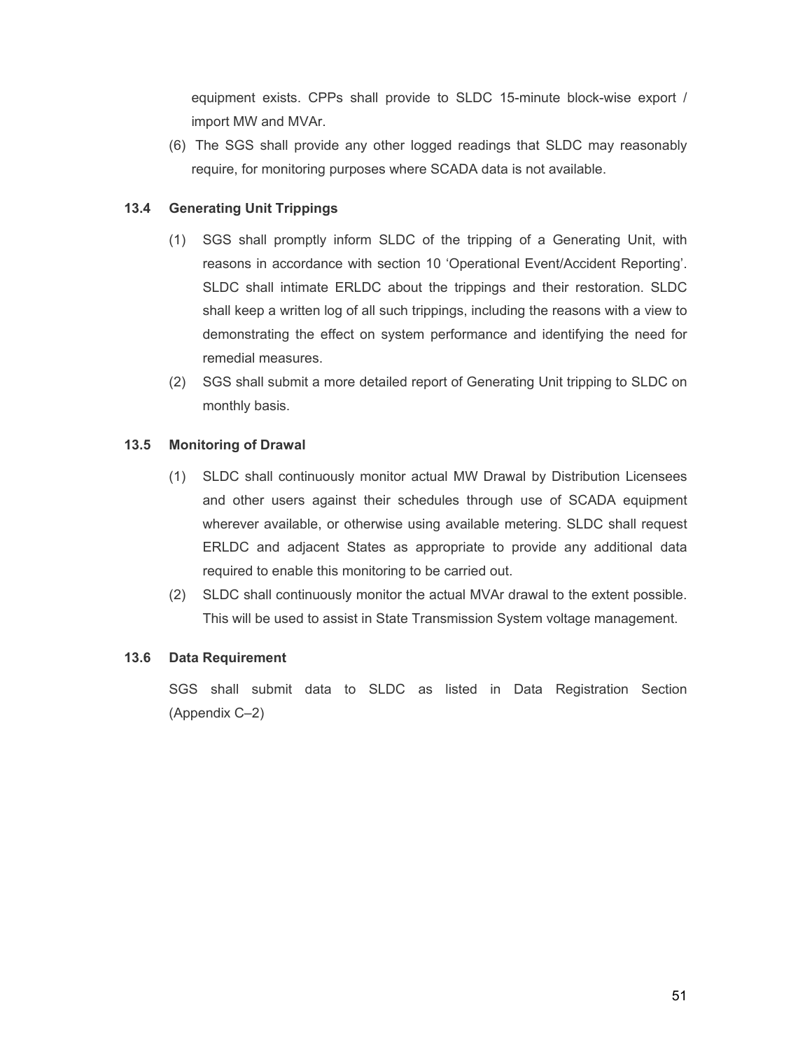equipment exists. CPPs shall provide to SLDC 15-minute block-wise export / import MW and MVAr.

(6) The SGS shall provide any other logged readings that SLDC may reasonably require, for monitoring purposes where SCADA data is not available.

### 13.4 Generating Unit Trippings

(1) SGS shall promptly inform SLDC of the tripping of a Generating Unit, with reasons in accordance with section 10 'Operational Event/Accident Reporting'. SLDC shall intimate ERLDC about the trippings and their restoration. SLDC shall keep a written log of all such trippings, including the reasons with a view to demonstrating the effect on system performance and identifying the need for remedial measures.

(2) SGS shall submit a more detailed report of Generating Unit tripping to SLDC on monthly basis.

### 13.5 Monitoring of Drawal

(1) SLDC shall continuously monitor actual MW Drawal by Distribution Licensees and other users against their schedules through use of SCADA equipment wherever available, or otherwise using available metering. SLDC shall request ERLDC and adjacent States as appropriate to provide any additional data required to enable this monitoring to be carried out.

(2) SLDC shall continuously monitor the actual MVAr drawal to the extent possible. This will be used to assist in State Transmission System voltage management.

### 13.6 Data Requirement

SGS shall submit data to SLDC as listed in Data Registration Section (Appendix C–2)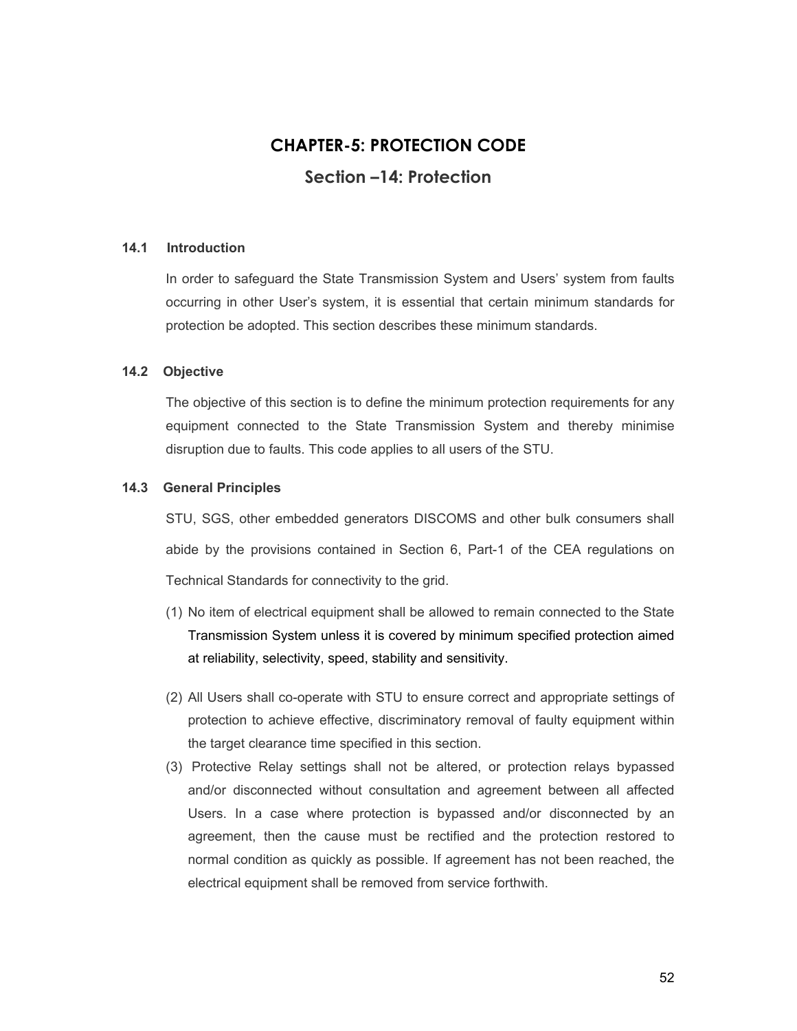# CHAPTER-5: PROTECTION CODE

## Section –14: Protection

### 14.1 Introduction

In order to safeguard the State Transmission System and Users' system from faults occurring in other User's system, it is essential that certain minimum standards for protection be adopted. This section describes these minimum standards.

### 14.2 Objective

The objective of this section is to define the minimum protection requirements for any equipment connected to the State Transmission System and thereby minimise disruption due to faults. This code applies to all users of the STU.

### 14.3 General Principles

STU, SGS, other embedded generators DISCOMS and other bulk consumers shall abide by the provisions contained in Section 6, Part-1 of the CEA regulations on Technical Standards for connectivity to the grid.

(1) No item of electrical equipment shall be allowed to remain connected to the State Transmission System unless it is covered by minimum specified protection aimed at reliability, selectivity, speed, stability and sensitivity.

(2) All Users shall co-operate with STU to ensure correct and appropriate settings of protection to achieve effective, discriminatory removal of faulty equipment within the target clearance time specified in this section.

(3) Protective Relay settings shall not be altered, or protection relays bypassed and/or disconnected without consultation and agreement between all affected Users. In a case where protection is bypassed and/or disconnected by an agreement, then the cause must be rectified and the protection restored to normal condition as quickly as possible. If agreement has not been reached, the electrical equipment shall be removed from service forthwith.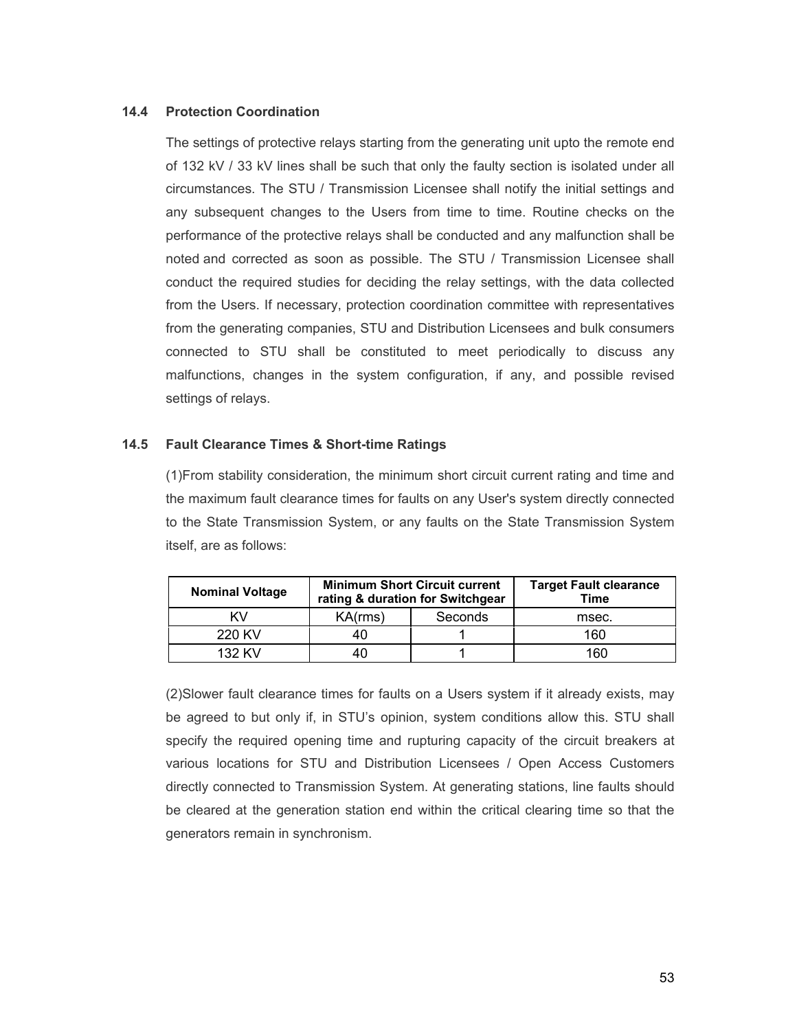### 14.4 Protection Coordination

The settings of protective relays starting from the generating unit upto the remote end of 132 kV / 33 kV lines shall be such that only the faulty section is isolated under all circumstances. The STU / Transmission Licensee shall notify the initial settings and any subsequent changes to the Users from time to time. Routine checks on the performance of the protective relays shall be conducted and any malfunction shall be noted and corrected as soon as possible. The STU / Transmission Licensee shall conduct the required studies for deciding the relay settings, with the data collected from the Users. If necessary, protection coordination committee with representatives from the generating companies, STU and Distribution Licensees and bulk consumers connected to STU shall be constituted to meet periodically to discuss any malfunctions, changes in the system configuration, if any, and possible revised settings of relays.

### 14.5 Fault Clearance Times & Short-time Ratings

(1)From stability consideration, the minimum short circuit current rating and time and the maximum fault clearance times for faults on any User's system directly connected to the State Transmission System, or any faults on the State Transmission System itself, are as follows:

| Nominal Voltage | Minimum Short Circuit current rating & duration for Switchgear | | Target Fault clearance Time |
|---|---|---|---|
| KV | KA(rms) | Seconds | msec. |
| 220 KV | 40 | 1 | 160 |
| 132 KV | 40 | 1 | 160 |

(2)Slower fault clearance times for faults on a Users system if it already exists, may be agreed to but only if, in STU's opinion, system conditions allow this. STU shall specify the required opening time and rupturing capacity of the circuit breakers at various locations for STU and Distribution Licensees / Open Access Customers directly connected to Transmission System. At generating stations, line faults should be cleared at the generation station end within the critical clearing time so that the generators remain in synchronism.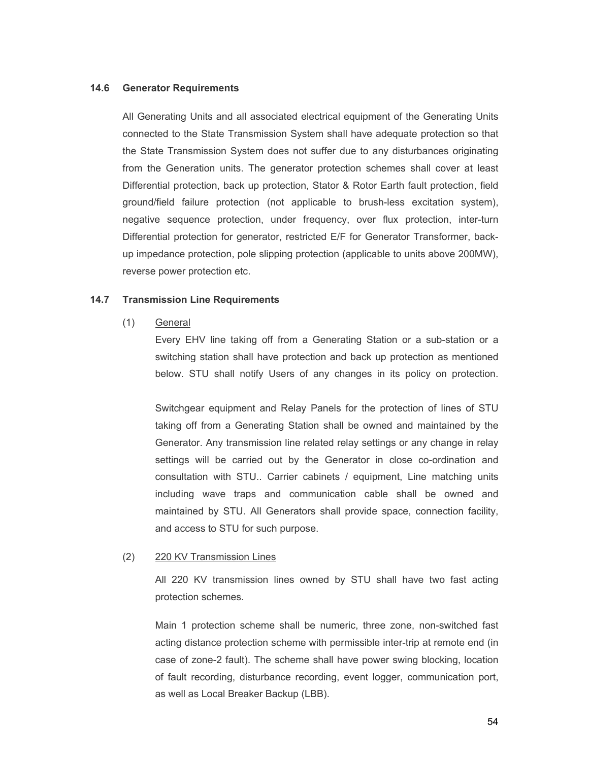### 14.6 Generator Requirements

All Generating Units and all associated electrical equipment of the Generating Units connected to the State Transmission System shall have adequate protection so that the State Transmission System does not suffer due to any disturbances originating from the Generation units. The generator protection schemes shall cover at least Differential protection, back up protection, Stator & Rotor Earth fault protection, field ground/field failure protection (not applicable to brush-less excitation system), negative sequence protection, under frequency, over flux protection, inter-turn Differential protection for generator, restricted E/F for Generator Transformer, back-up impedance protection, pole slipping protection (applicable to units above 200MW), reverse power protection etc.

### 14.7 Transmission Line Requirements

(1) General

Every EHV line taking off from a Generating Station or a sub-station or a switching station shall have protection and back up protection as mentioned below. STU shall notify Users of any changes in its policy on protection.

Switchgear equipment and Relay Panels for the protection of lines of STU taking off from a Generating Station shall be owned and maintained by the Generator. Any transmission line related relay settings or any change in relay settings will be carried out by the Generator in close co-ordination and consultation with STU.. Carrier cabinets / equipment, Line matching units including wave traps and communication cable shall be owned and maintained by STU. All Generators shall provide space, connection facility, and access to STU for such purpose.

(2) 220 KV Transmission Lines

All 220 KV transmission lines owned by STU shall have two fast acting protection schemes.

Main 1 protection scheme shall be numeric, three zone, non-switched fast acting distance protection scheme with permissible inter-trip at remote end (in case of zone-2 fault). The scheme shall have power swing blocking, location of fault recording, disturbance recording, event logger, communication port, as well as Local Breaker Backup (LBB).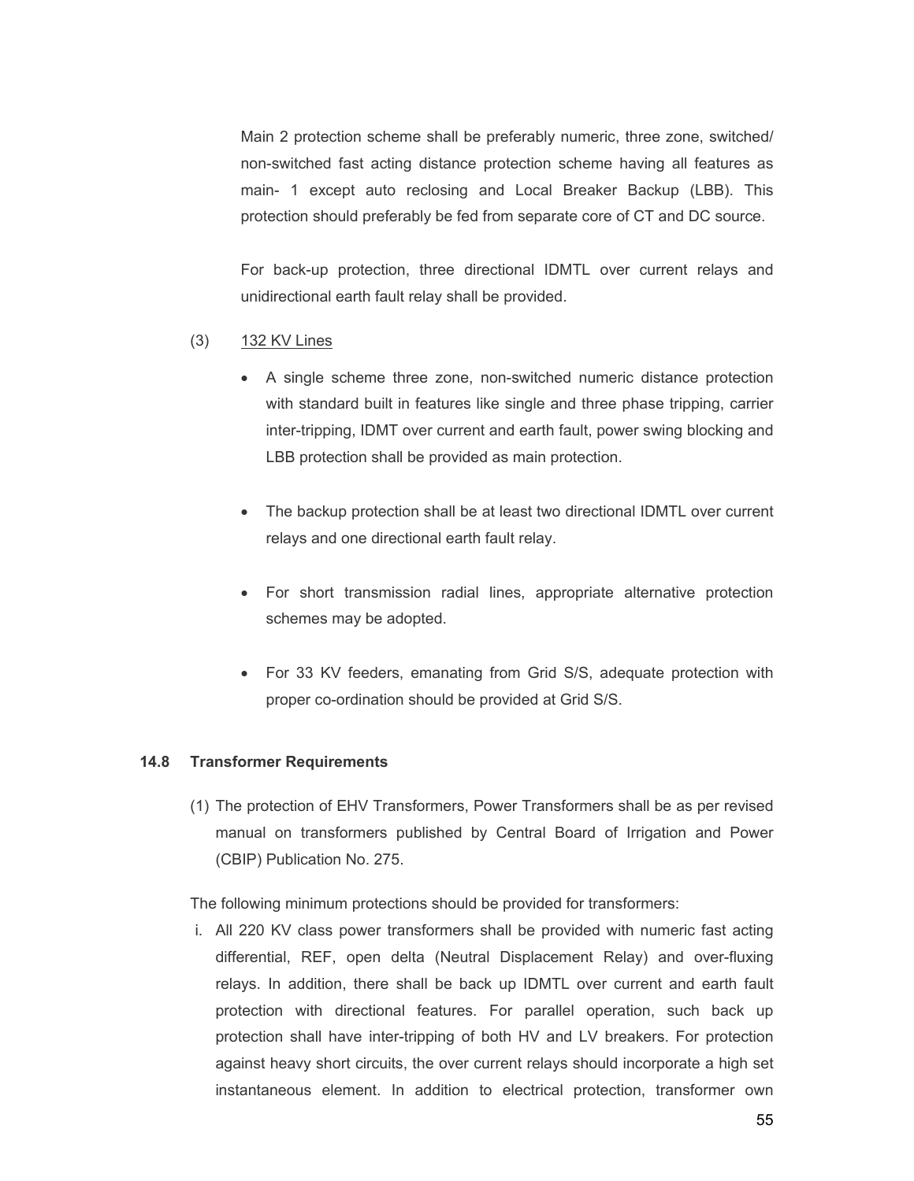Main 2 protection scheme shall be preferably numeric, three zone, switched/ non-switched fast acting distance protection scheme having all features as main- 1 except auto reclosing and Local Breaker Backup (LBB). This protection should preferably be fed from separate core of CT and DC source.

For back-up protection, three directional IDMTL over current relays and unidirectional earth fault relay shall be provided.

(3) 132 KV Lines

- A single scheme three zone, non-switched numeric distance protection with standard built in features like single and three phase tripping, carrier inter-tripping, IDMT over current and earth fault, power swing blocking and LBB protection shall be provided as main protection.
- The backup protection shall be at least two directional IDMTL over current relays and one directional earth fault relay.
- For short transmission radial lines, appropriate alternative protection schemes may be adopted.
- For 33 KV feeders, emanating from Grid S/S, adequate protection with proper co-ordination should be provided at Grid S/S.

### 14.8 Transformer Requirements

(1) The protection of EHV Transformers, Power Transformers shall be as per revised manual on transformers published by Central Board of Irrigation and Power (CBIP) Publication No. 275.

The following minimum protections should be provided for transformers:

i. All 220 KV class power transformers shall be provided with numeric fast acting differential, REF, open delta (Neutral Displacement Relay) and over-fluxing relays. In addition, there shall be back up IDMTL over current and earth fault protection with directional features. For parallel operation, such back up protection shall have inter-tripping of both HV and LV breakers. For protection against heavy short circuits, the over current relays should incorporate a high set instantaneous element. In addition to electrical protection, transformer own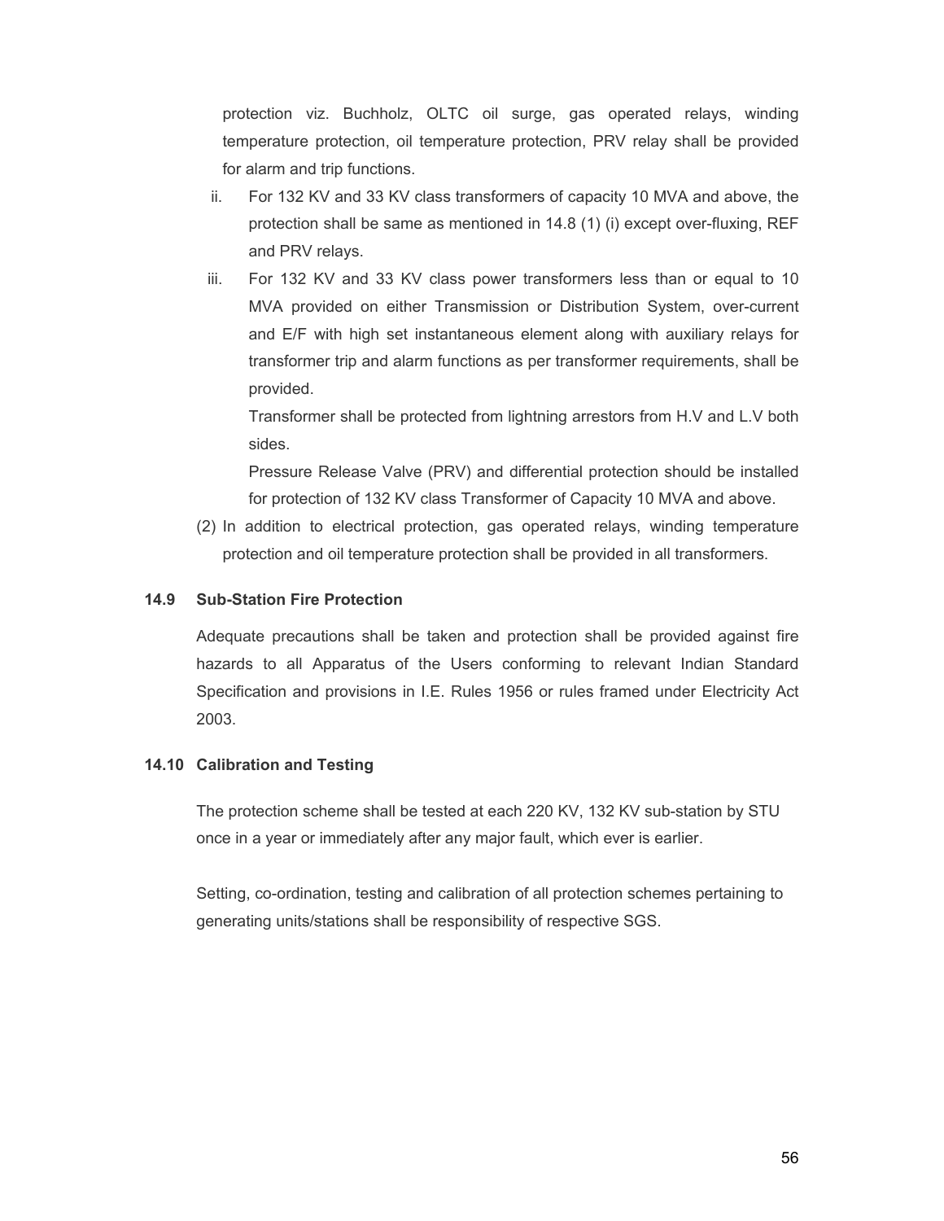protection viz. Buchholz, OLTC oil surge, gas operated relays, winding temperature protection, oil temperature protection, PRV relay shall be provided for alarm and trip functions.

ii. For 132 KV and 33 KV class transformers of capacity 10 MVA and above, the protection shall be same as mentioned in 14.8 (1) (i) except over-fluxing, REF and PRV relays.

iii. For 132 KV and 33 KV class power transformers less than or equal to 10 MVA provided on either Transmission or Distribution System, over-current and E/F with high set instantaneous element along with auxiliary relays for transformer trip and alarm functions as per transformer requirements, shall be provided.

   Transformer shall be protected from lightning arrestors from H.V and L.V both sides.

   Pressure Release Valve (PRV) and differential protection should be installed for protection of 132 KV class Transformer of Capacity 10 MVA and above.

(2) In addition to electrical protection, gas operated relays, winding temperature protection and oil temperature protection shall be provided in all transformers.

### 14.9 Sub-Station Fire Protection

Adequate precautions shall be taken and protection shall be provided against fire hazards to all Apparatus of the Users conforming to relevant Indian Standard Specification and provisions in I.E. Rules 1956 or rules framed under Electricity Act 2003.

### 14.10 Calibration and Testing

The protection scheme shall be tested at each 220 KV, 132 KV sub-station by STU once in a year or immediately after any major fault, which ever is earlier.

Setting, co-ordination, testing and calibration of all protection schemes pertaining to generating units/stations shall be responsibility of respective SGS.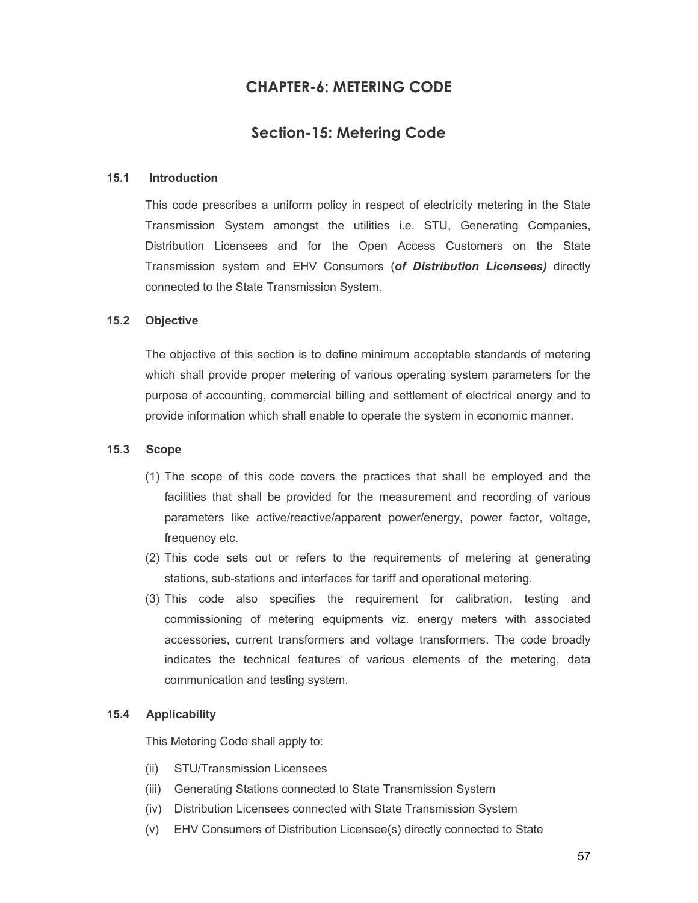# CHAPTER-6: METERING CODE

## Section-15: Metering Code

### 15.1 Introduction

This code prescribes a uniform policy in respect of electricity metering in the State Transmission System amongst the utilities i.e. STU, Generating Companies, Distribution Licensees and for the Open Access Customers on the State Transmission system and EHV Consumers (***of Distribution Licensees)*** directly connected to the State Transmission System.

### 15.2 Objective

The objective of this section is to define minimum acceptable standards of metering which shall provide proper metering of various operating system parameters for the purpose of accounting, commercial billing and settlement of electrical energy and to provide information which shall enable to operate the system in economic manner.

### 15.3 Scope

(1) The scope of this code covers the practices that shall be employed and the facilities that shall be provided for the measurement and recording of various parameters like active/reactive/apparent power/energy, power factor, voltage, frequency etc.

(2) This code sets out or refers to the requirements of metering at generating stations, sub-stations and interfaces for tariff and operational metering.

(3) This code also specifies the requirement for calibration, testing and commissioning of metering equipments viz. energy meters with associated accessories, current transformers and voltage transformers. The code broadly indicates the technical features of various elements of the metering, data communication and testing system.

### 15.4 Applicability

This Metering Code shall apply to:

(ii) STU/Transmission Licensees

(iii) Generating Stations connected to State Transmission System

(iv) Distribution Licensees connected with State Transmission System

(v) EHV Consumers of Distribution Licensee(s) directly connected to State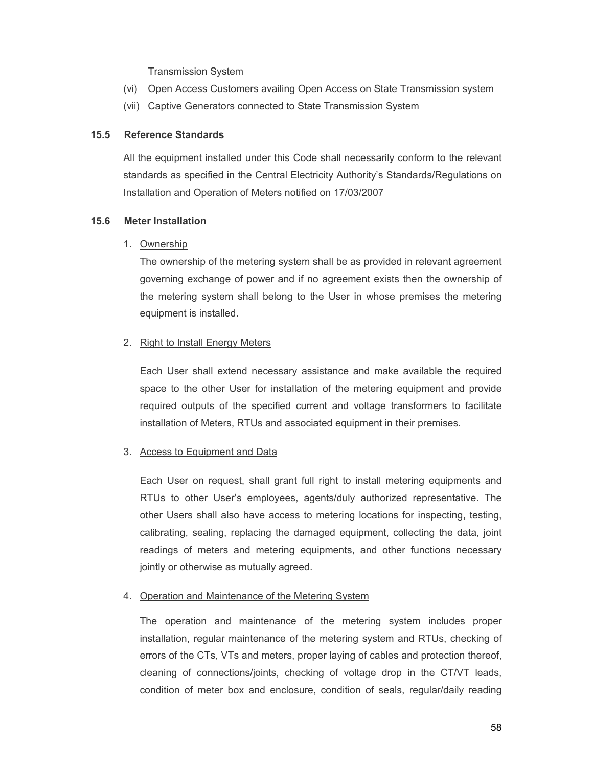Transmission System

(vi) Open Access Customers availing Open Access on State Transmission system

(vii) Captive Generators connected to State Transmission System

### 15.5 Reference Standards

All the equipment installed under this Code shall necessarily conform to the relevant standards as specified in the Central Electricity Authority's Standards/Regulations on Installation and Operation of Meters notified on 17/03/2007

### 15.6 Meter Installation

1. <u>Ownership</u>

   The ownership of the metering system shall be as provided in relevant agreement governing exchange of power and if no agreement exists then the ownership of the metering system shall belong to the User in whose premises the metering equipment is installed.

2. <u>Right to Install Energy Meters</u>

   Each User shall extend necessary assistance and make available the required space to the other User for installation of the metering equipment and provide required outputs of the specified current and voltage transformers to facilitate installation of Meters, RTUs and associated equipment in their premises.

3. <u>Access to Equipment and Data</u>

   Each User on request, shall grant full right to install metering equipments and RTUs to other User's employees, agents/duly authorized representative. The other Users shall also have access to metering locations for inspecting, testing, calibrating, sealing, replacing the damaged equipment, collecting the data, joint readings of meters and metering equipments, and other functions necessary jointly or otherwise as mutually agreed.

4. <u>Operation and Maintenance of the Metering System</u>

   The operation and maintenance of the metering system includes proper installation, regular maintenance of the metering system and RTUs, checking of errors of the CTs, VTs and meters, proper laying of cables and protection thereof, cleaning of connections/joints, checking of voltage drop in the CT/VT leads, condition of meter box and enclosure, condition of seals, regular/daily reading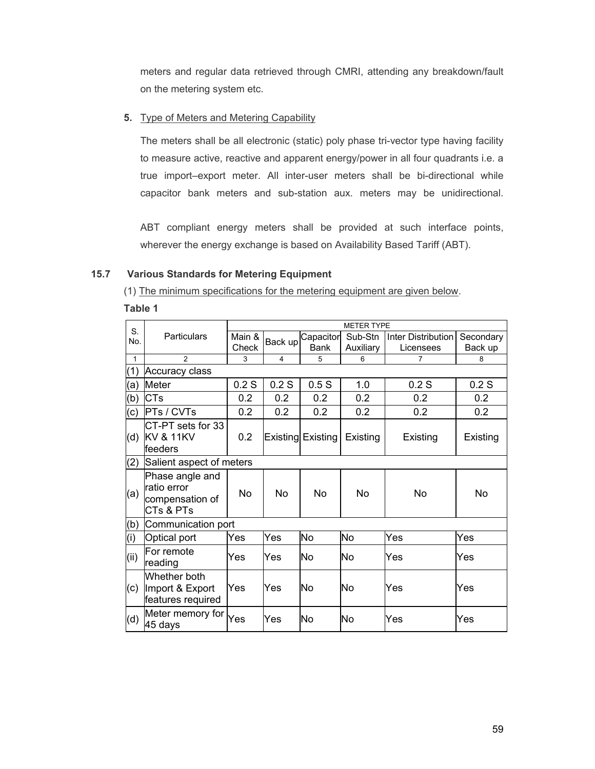meters and regular data retrieved through CMRI, attending any breakdown/fault on the metering system etc.

**5.** Type of Meters and Metering Capability

The meters shall be all electronic (static) poly phase tri-vector type having facility to measure active, reactive and apparent energy/power in all four quadrants i.e. a true import–export meter. All inter-user meters shall be bi-directional while capacitor bank meters and sub-station aux. meters may be unidirectional.

ABT compliant energy meters shall be provided at such interface points, wherever the energy exchange is based on Availability Based Tariff (ABT).

## 15.7 Various Standards for Metering Equipment

(1) The minimum specifications for the metering equipment are given below.

**Table 1**

| S. No. | Particulars | METER TYPE | | | | | |
|---|---|---|---|---|---|---|---|
| | | Main & Check | Back up | Capacitor Bank | Sub-Stn Auxiliary | Inter Distribution Licensees | Secondary Back up |
| 1 | 2 | 3 | 4 | 5 | 6 | 7 | 8 |
| (1) | Accuracy class | | | | | | |
| (a) | Meter | 0.2 S | 0.2 S | 0.5 S | 1.0 | 0.2 S | 0.2 S |
| (b) | CTs | 0.2 | 0.2 | 0.2 | 0.2 | 0.2 | 0.2 |
| (c) | PTs / CVTs | 0.2 | 0.2 | 0.2 | 0.2 | 0.2 | 0.2 |
| (d) | CT-PT sets for 33 KV & 11KV feeders | 0.2 | Existing | Existing | Existing | Existing | Existing |
| (2) | Salient aspect of meters | | | | | | |
| (a) | Phase angle and ratio error compensation of CTs & PTs | No | No | No | No | No | No |
| (b) | Communication port | | | | | | |
| (i) | Optical port | Yes | Yes | No | No | Yes | Yes |
| (ii) | For remote reading | Yes | Yes | No | No | Yes | Yes |
| (c) | Whether both Import & Export features required | Yes | Yes | No | No | Yes | Yes |
| (d) | Meter memory for 45 days | Yes | Yes | No | No | Yes | Yes |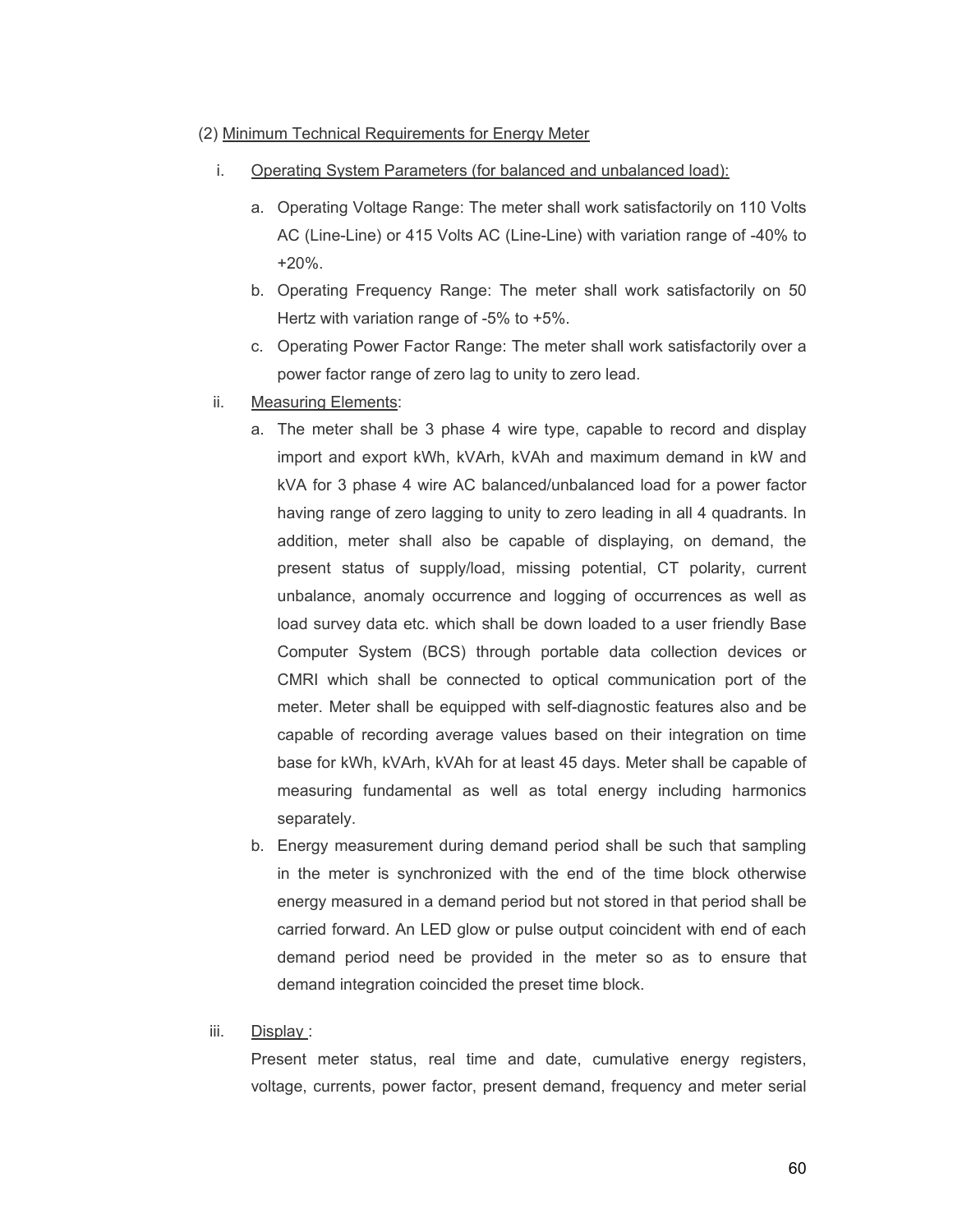(2) Minimum Technical Requirements for Energy Meter

i. Operating System Parameters (for balanced and unbalanced load):

   a. Operating Voltage Range: The meter shall work satisfactorily on 110 Volts AC (Line-Line) or 415 Volts AC (Line-Line) with variation range of -40% to +20%.
   b. Operating Frequency Range: The meter shall work satisfactorily on 50 Hertz with variation range of -5% to +5%.
   c. Operating Power Factor Range: The meter shall work satisfactorily over a power factor range of zero lag to unity to zero lead.

ii. Measuring Elements:

   a. The meter shall be 3 phase 4 wire type, capable to record and display import and export kWh, kVArh, kVAh and maximum demand in kW and kVA for 3 phase 4 wire AC balanced/unbalanced load for a power factor having range of zero lagging to unity to zero leading in all 4 quadrants. In addition, meter shall also be capable of displaying, on demand, the present status of supply/load, missing potential, CT polarity, current unbalance, anomaly occurrence and logging of occurrences as well as load survey data etc. which shall be down loaded to a user friendly Base Computer System (BCS) through portable data collection devices or CMRI which shall be connected to optical communication port of the meter. Meter shall be equipped with self-diagnostic features also and be capable of recording average values based on their integration on time base for kWh, kVArh, kVAh for at least 45 days. Meter shall be capable of measuring fundamental as well as total energy including harmonics separately.
   b. Energy measurement during demand period shall be such that sampling in the meter is synchronized with the end of the time block otherwise energy measured in a demand period but not stored in that period shall be carried forward. An LED glow or pulse output coincident with end of each demand period need be provided in the meter so as to ensure that demand integration coincided the preset time block.

iii. Display :

   Present meter status, real time and date, cumulative energy registers, voltage, currents, power factor, present demand, frequency and meter serial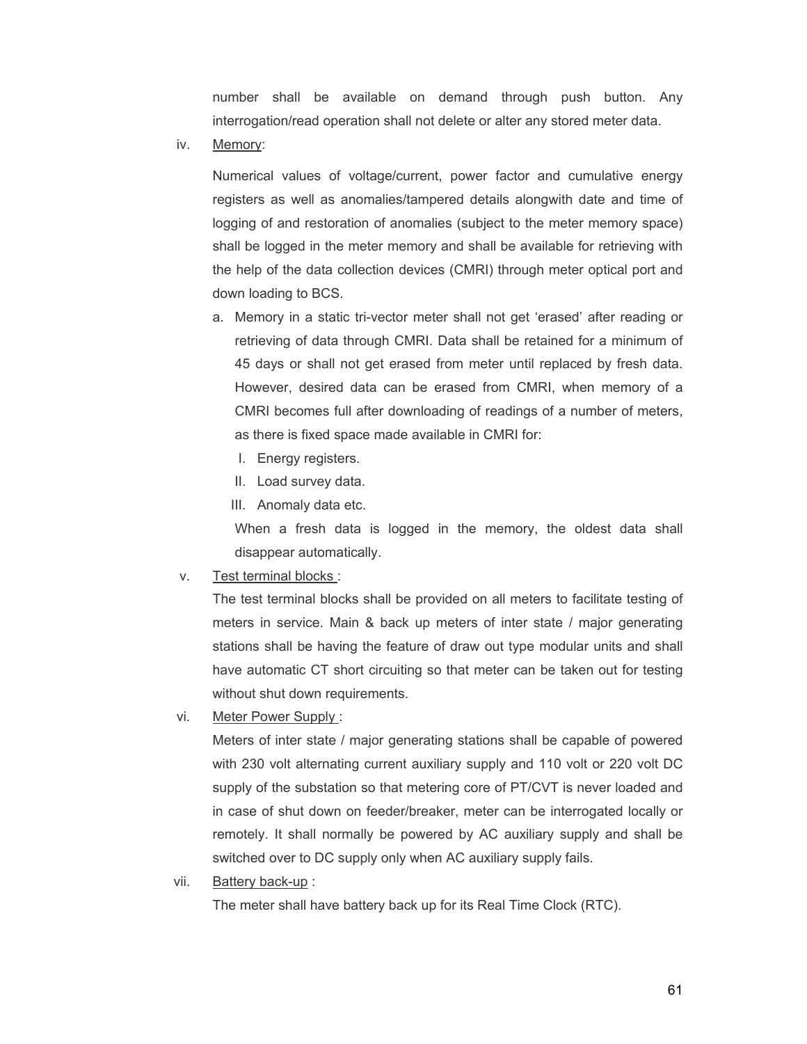number shall be available on demand through push button. Any interrogation/read operation shall not delete or alter any stored meter data.

iv. Memory:

Numerical values of voltage/current, power factor and cumulative energy registers as well as anomalies/tampered details alongwith date and time of logging of and restoration of anomalies (subject to the meter memory space) shall be logged in the meter memory and shall be available for retrieving with the help of the data collection devices (CMRI) through meter optical port and down loading to BCS.

a. Memory in a static tri-vector meter shall not get 'erased' after reading or retrieving of data through CMRI. Data shall be retained for a minimum of 45 days or shall not get erased from meter until replaced by fresh data. However, desired data can be erased from CMRI, when memory of a CMRI becomes full after downloading of readings of a number of meters, as there is fixed space made available in CMRI for:

   I. Energy registers.
   II. Load survey data.
   III. Anomaly data etc.

   When a fresh data is logged in the memory, the oldest data shall disappear automatically.

v. Test terminal blocks :

The test terminal blocks shall be provided on all meters to facilitate testing of meters in service. Main & back up meters of inter state / major generating stations shall be having the feature of draw out type modular units and shall have automatic CT short circuiting so that meter can be taken out for testing without shut down requirements.

vi. Meter Power Supply :

Meters of inter state / major generating stations shall be capable of powered with 230 volt alternating current auxiliary supply and 110 volt or 220 volt DC supply of the substation so that metering core of PT/CVT is never loaded and in case of shut down on feeder/breaker, meter can be interrogated locally or remotely. It shall normally be powered by AC auxiliary supply and shall be switched over to DC supply only when AC auxiliary supply fails.

vii. Battery back-up :

The meter shall have battery back up for its Real Time Clock (RTC).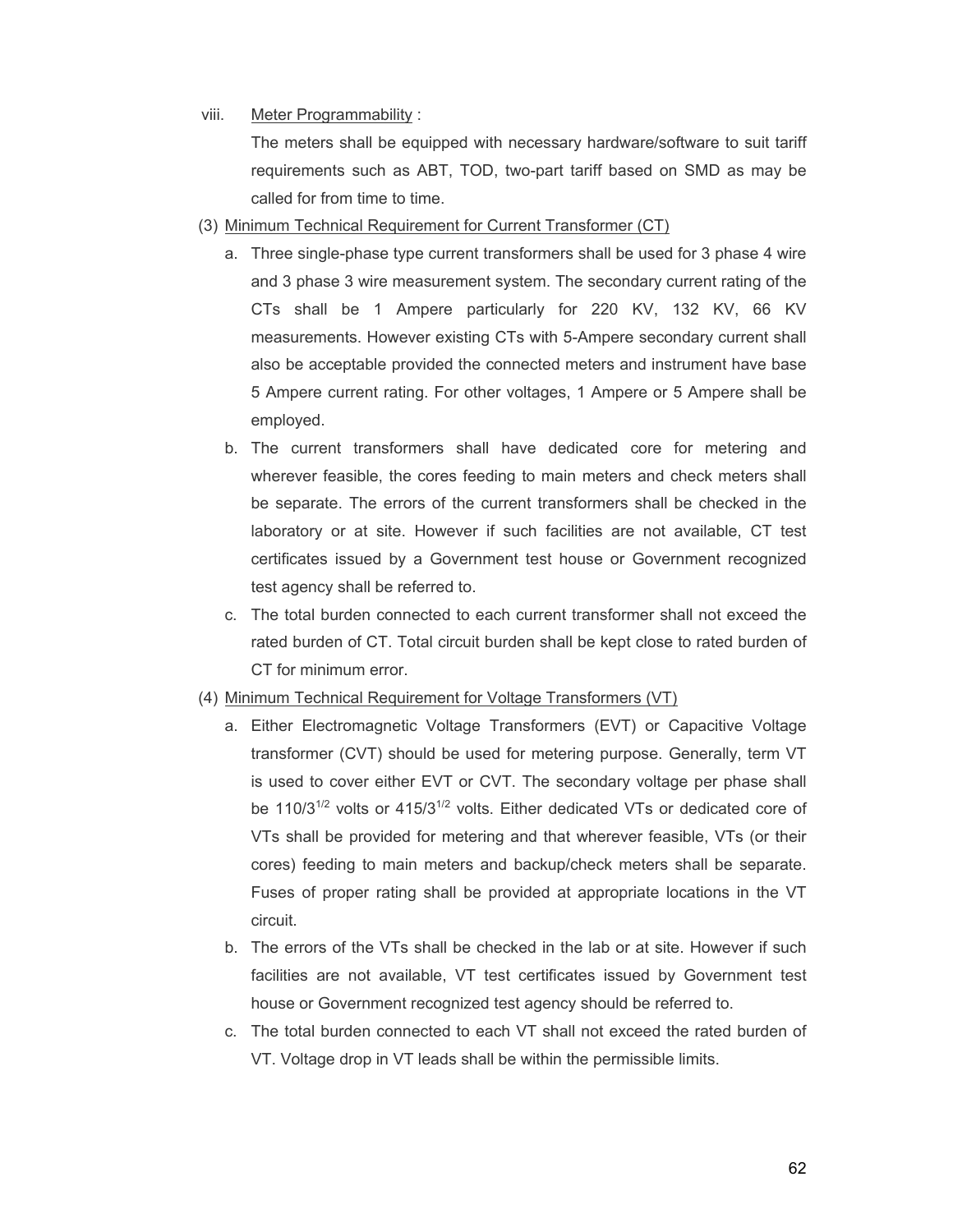viii. Meter Programmability :

The meters shall be equipped with necessary hardware/software to suit tariff requirements such as ABT, TOD, two-part tariff based on SMD as may be called for from time to time.

(3) Minimum Technical Requirement for Current Transformer (CT)

a. Three single-phase type current transformers shall be used for 3 phase 4 wire and 3 phase 3 wire measurement system. The secondary current rating of the CTs shall be 1 Ampere particularly for 220 KV, 132 KV, 66 KV measurements. However existing CTs with 5-Ampere secondary current shall also be acceptable provided the connected meters and instrument have base 5 Ampere current rating. For other voltages, 1 Ampere or 5 Ampere shall be employed.

b. The current transformers shall have dedicated core for metering and wherever feasible, the cores feeding to main meters and check meters shall be separate. The errors of the current transformers shall be checked in the laboratory or at site. However if such facilities are not available, CT test certificates issued by a Government test house or Government recognized test agency shall be referred to.

c. The total burden connected to each current transformer shall not exceed the rated burden of CT. Total circuit burden shall be kept close to rated burden of CT for minimum error.

(4) Minimum Technical Requirement for Voltage Transformers (VT)

a. Either Electromagnetic Voltage Transformers (EVT) or Capacitive Voltage transformer (CVT) should be used for metering purpose. Generally, term VT is used to cover either EVT or CVT. The secondary voltage per phase shall be $110/3^{1/2}$ volts or $415/3^{1/2}$ volts. Either dedicated VTs or dedicated core of VTs shall be provided for metering and that wherever feasible, VTs (or their cores) feeding to main meters and backup/check meters shall be separate. Fuses of proper rating shall be provided at appropriate locations in the VT circuit.

b. The errors of the VTs shall be checked in the lab or at site. However if such facilities are not available, VT test certificates issued by Government test house or Government recognized test agency should be referred to.

c. The total burden connected to each VT shall not exceed the rated burden of VT. Voltage drop in VT leads shall be within the permissible limits.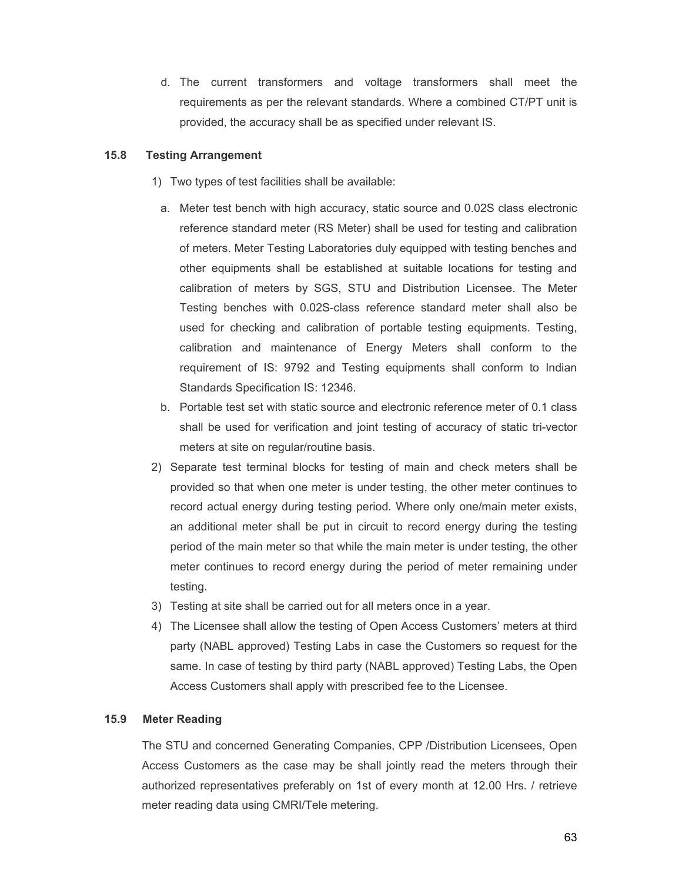d. The current transformers and voltage transformers shall meet the requirements as per the relevant standards. Where a combined CT/PT unit is provided, the accuracy shall be as specified under relevant IS.

### 15.8 Testing Arrangement

1) Two types of test facilities shall be available:

   a. Meter test bench with high accuracy, static source and 0.02S class electronic reference standard meter (RS Meter) shall be used for testing and calibration of meters. Meter Testing Laboratories duly equipped with testing benches and other equipments shall be established at suitable locations for testing and calibration of meters by SGS, STU and Distribution Licensee. The Meter Testing benches with 0.02S-class reference standard meter shall also be used for checking and calibration of portable testing equipments. Testing, calibration and maintenance of Energy Meters shall conform to the requirement of IS: 9792 and Testing equipments shall conform to Indian Standards Specification IS: 12346.

   b. Portable test set with static source and electronic reference meter of 0.1 class shall be used for verification and joint testing of accuracy of static tri-vector meters at site on regular/routine basis.

2) Separate test terminal blocks for testing of main and check meters shall be provided so that when one meter is under testing, the other meter continues to record actual energy during testing period. Where only one/main meter exists, an additional meter shall be put in circuit to record energy during the testing period of the main meter so that while the main meter is under testing, the other meter continues to record energy during the period of meter remaining under testing.

3) Testing at site shall be carried out for all meters once in a year.

4) The Licensee shall allow the testing of Open Access Customers' meters at third party (NABL approved) Testing Labs in case the Customers so request for the same. In case of testing by third party (NABL approved) Testing Labs, the Open Access Customers shall apply with prescribed fee to the Licensee.

### 15.9 Meter Reading

The STU and concerned Generating Companies, CPP /Distribution Licensees, Open Access Customers as the case may be shall jointly read the meters through their authorized representatives preferably on 1st of every month at 12.00 Hrs. / retrieve meter reading data using CMRI/Tele metering.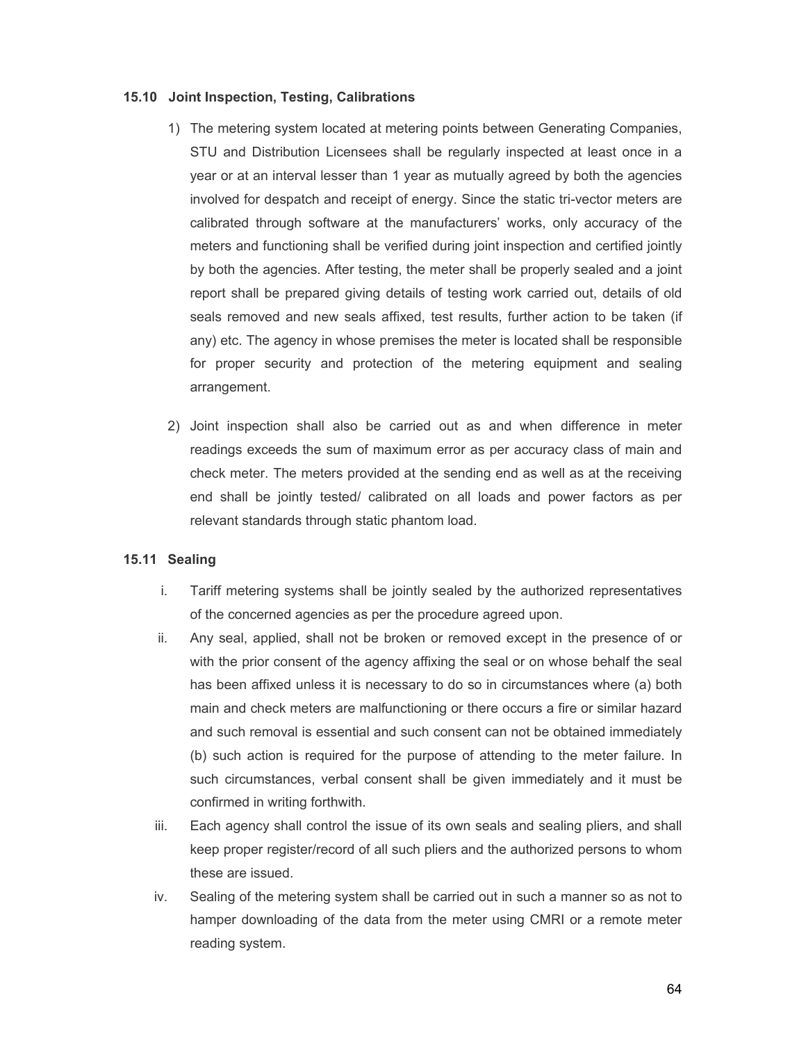### 15.10 Joint Inspection, Testing, Calibrations

1) The metering system located at metering points between Generating Companies, STU and Distribution Licensees shall be regularly inspected at least once in a year or at an interval lesser than 1 year as mutually agreed by both the agencies involved for despatch and receipt of energy. Since the static tri-vector meters are calibrated through software at the manufacturers' works, only accuracy of the meters and functioning shall be verified during joint inspection and certified jointly by both the agencies. After testing, the meter shall be properly sealed and a joint report shall be prepared giving details of testing work carried out, details of old seals removed and new seals affixed, test results, further action to be taken (if any) etc. The agency in whose premises the meter is located shall be responsible for proper security and protection of the metering equipment and sealing arrangement.

2) Joint inspection shall also be carried out as and when difference in meter readings exceeds the sum of maximum error as per accuracy class of main and check meter. The meters provided at the sending end as well as at the receiving end shall be jointly tested/ calibrated on all loads and power factors as per relevant standards through static phantom load.

### 15.11 Sealing

i. Tariff metering systems shall be jointly sealed by the authorized representatives of the concerned agencies as per the procedure agreed upon.

ii. Any seal, applied, shall not be broken or removed except in the presence of or with the prior consent of the agency affixing the seal or on whose behalf the seal has been affixed unless it is necessary to do so in circumstances where (a) both main and check meters are malfunctioning or there occurs a fire or similar hazard and such removal is essential and such consent can not be obtained immediately (b) such action is required for the purpose of attending to the meter failure. In such circumstances, verbal consent shall be given immediately and it must be confirmed in writing forthwith.

iii. Each agency shall control the issue of its own seals and sealing pliers, and shall keep proper register/record of all such pliers and the authorized persons to whom these are issued.

iv. Sealing of the metering system shall be carried out in such a manner so as not to hamper downloading of the data from the meter using CMRI or a remote meter reading system.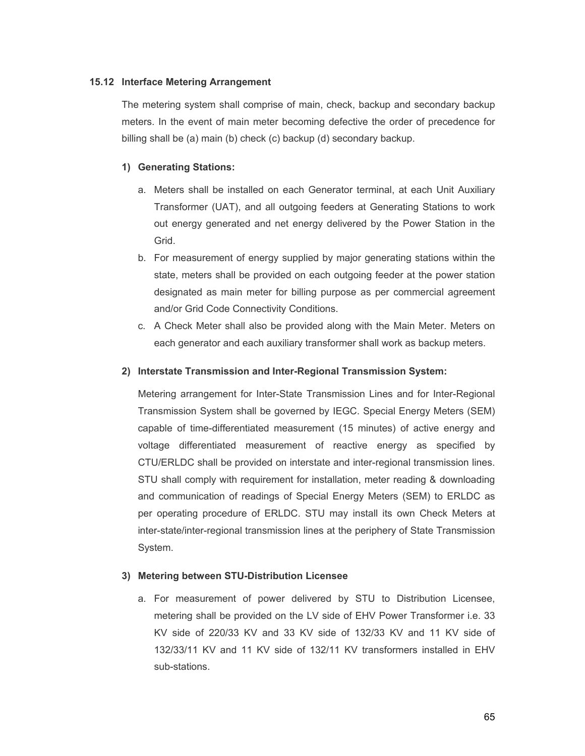### 15.12 Interface Metering Arrangement

The metering system shall comprise of main, check, backup and secondary backup meters. In the event of main meter becoming defective the order of precedence for billing shall be (a) main (b) check (c) backup (d) secondary backup.

#### 1) Generating Stations:

a. Meters shall be installed on each Generator terminal, at each Unit Auxiliary Transformer (UAT), and all outgoing feeders at Generating Stations to work out energy generated and net energy delivered by the Power Station in the Grid.

b. For measurement of energy supplied by major generating stations within the state, meters shall be provided on each outgoing feeder at the power station designated as main meter for billing purpose as per commercial agreement and/or Grid Code Connectivity Conditions.

c. A Check Meter shall also be provided along with the Main Meter. Meters on each generator and each auxiliary transformer shall work as backup meters.

#### 2) Interstate Transmission and Inter-Regional Transmission System:

Metering arrangement for Inter-State Transmission Lines and for Inter-Regional Transmission System shall be governed by IEGC. Special Energy Meters (SEM) capable of time-differentiated measurement (15 minutes) of active energy and voltage differentiated measurement of reactive energy as specified by CTU/ERLDC shall be provided on interstate and inter-regional transmission lines. STU shall comply with requirement for installation, meter reading & downloading and communication of readings of Special Energy Meters (SEM) to ERLDC as per operating procedure of ERLDC. STU may install its own Check Meters at inter-state/inter-regional transmission lines at the periphery of State Transmission System.

#### 3) Metering between STU-Distribution Licensee

a. For measurement of power delivered by STU to Distribution Licensee, metering shall be provided on the LV side of EHV Power Transformer i.e. 33 KV side of 220/33 KV and 33 KV side of 132/33 KV and 11 KV side of 132/33/11 KV and 11 KV side of 132/11 KV transformers installed in EHV sub-stations.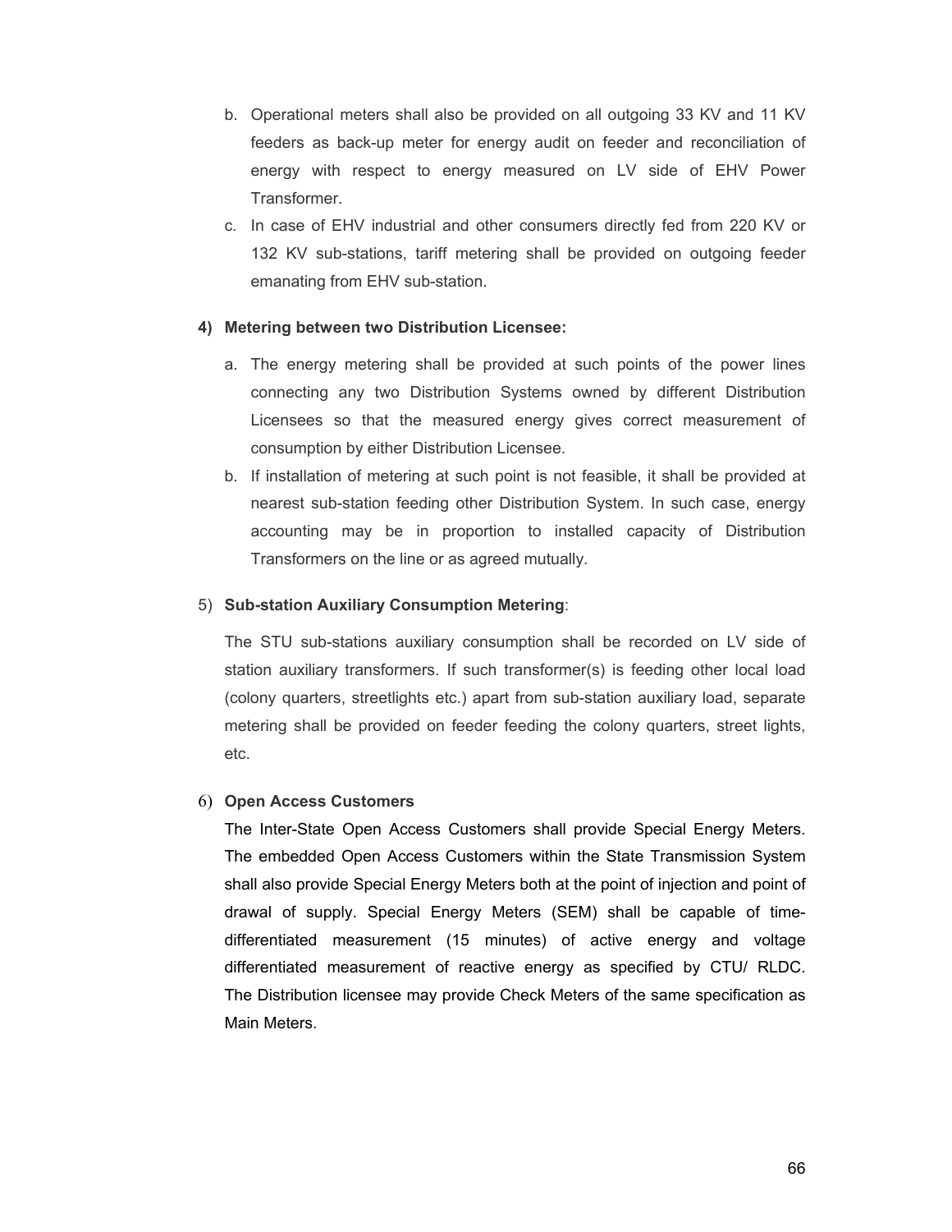b. Operational meters shall also be provided on all outgoing 33 KV and 11 KV feeders as back-up meter for energy audit on feeder and reconciliation of energy with respect to energy measured on LV side of EHV Power Transformer.

c. In case of EHV industrial and other consumers directly fed from 220 KV or 132 KV sub-stations, tariff metering shall be provided on outgoing feeder emanating from EHV sub-station.

**4) Metering between two Distribution Licensee:**

a. The energy metering shall be provided at such points of the power lines connecting any two Distribution Systems owned by different Distribution Licensees so that the measured energy gives correct measurement of consumption by either Distribution Licensee.

b. If installation of metering at such point is not feasible, it shall be provided at nearest sub-station feeding other Distribution System. In such case, energy accounting may be in proportion to installed capacity of Distribution Transformers on the line or as agreed mutually.

5) **Sub-station Auxiliary Consumption Metering**:

The STU sub-stations auxiliary consumption shall be recorded on LV side of station auxiliary transformers. If such transformer(s) is feeding other local load (colony quarters, streetlights etc.) apart from sub-station auxiliary load, separate metering shall be provided on feeder feeding the colony quarters, street lights, etc.

6) **Open Access Customers**

The Inter-State Open Access Customers shall provide Special Energy Meters. The embedded Open Access Customers within the State Transmission System shall also provide Special Energy Meters both at the point of injection and point of drawal of supply. Special Energy Meters (SEM) shall be capable of time-differentiated measurement (15 minutes) of active energy and voltage differentiated measurement of reactive energy as specified by CTU/ RLDC. The Distribution licensee may provide Check Meters of the same specification as Main Meters.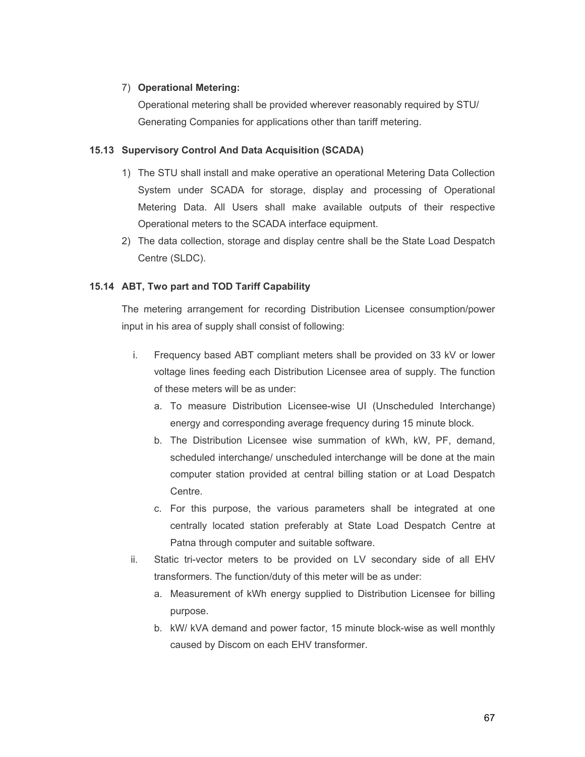7) **Operational Metering:**

   Operational metering shall be provided wherever reasonably required by STU/ Generating Companies for applications other than tariff metering.

### 15.13 Supervisory Control And Data Acquisition (SCADA)

1) The STU shall install and make operative an operational Metering Data Collection System under SCADA for storage, display and processing of Operational Metering Data. All Users shall make available outputs of their respective Operational meters to the SCADA interface equipment.
2) The data collection, storage and display centre shall be the State Load Despatch Centre (SLDC).

### 15.14 ABT, Two part and TOD Tariff Capability

The metering arrangement for recording Distribution Licensee consumption/power input in his area of supply shall consist of following:

i. Frequency based ABT compliant meters shall be provided on 33 kV or lower voltage lines feeding each Distribution Licensee area of supply. The function of these meters will be as under:
   a. To measure Distribution Licensee-wise UI (Unscheduled Interchange) energy and corresponding average frequency during 15 minute block.
   b. The Distribution Licensee wise summation of kWh, kW, PF, demand, scheduled interchange/ unscheduled interchange will be done at the main computer station provided at central billing station or at Load Despatch Centre.
   c. For this purpose, the various parameters shall be integrated at one centrally located station preferably at State Load Despatch Centre at Patna through computer and suitable software.

ii. Static tri-vector meters to be provided on LV secondary side of all EHV transformers. The function/duty of this meter will be as under:
   a. Measurement of kWh energy supplied to Distribution Licensee for billing purpose.
   b. kW/ kVA demand and power factor, 15 minute block-wise as well monthly caused by Discom on each EHV transformer.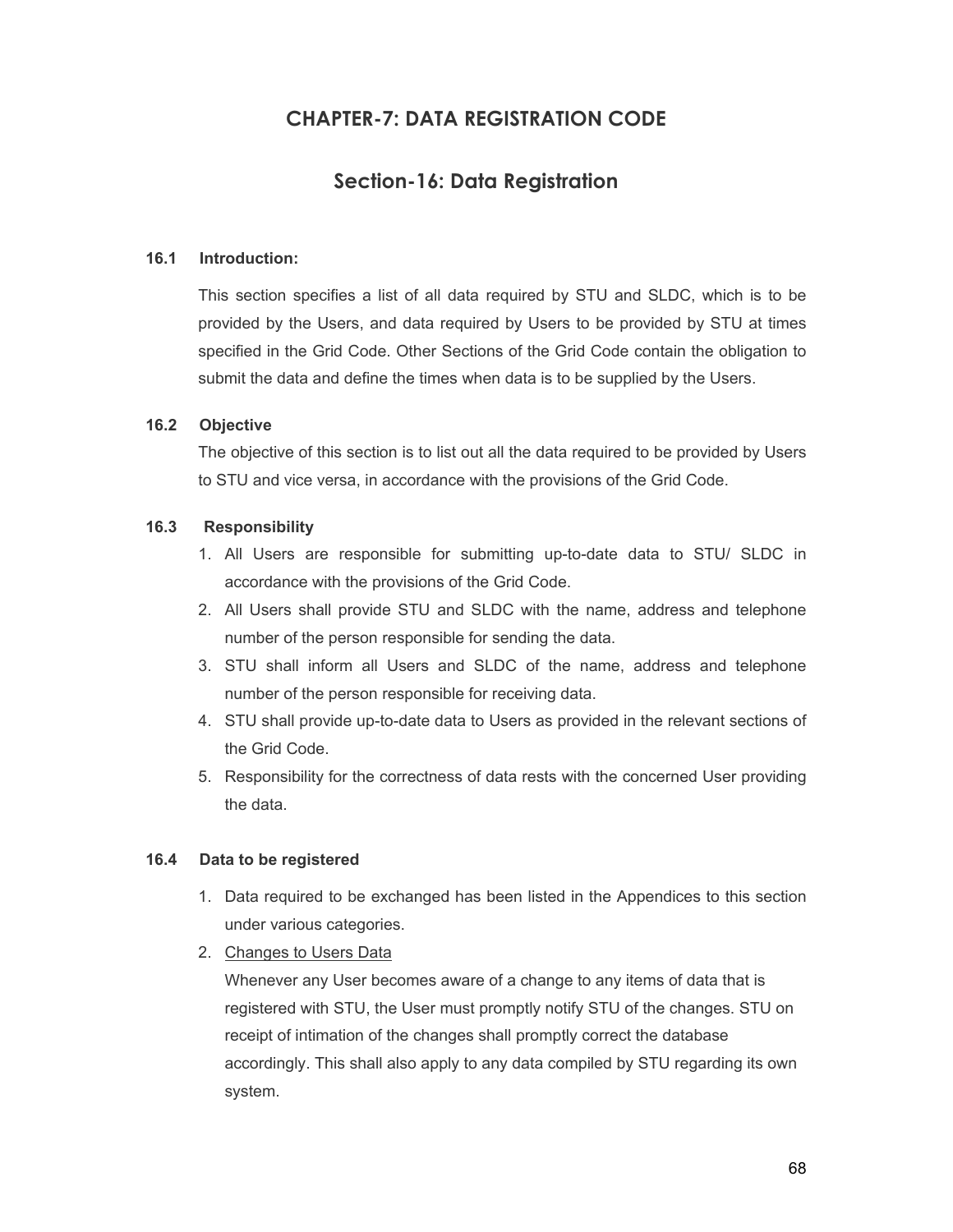# CHAPTER-7: DATA REGISTRATION CODE

## Section-16: Data Registration

### 16.1 Introduction:

This section specifies a list of all data required by STU and SLDC, which is to be provided by the Users, and data required by Users to be provided by STU at times specified in the Grid Code. Other Sections of the Grid Code contain the obligation to submit the data and define the times when data is to be supplied by the Users.

### 16.2 Objective

The objective of this section is to list out all the data required to be provided by Users to STU and vice versa, in accordance with the provisions of the Grid Code.

### 16.3 Responsibility

1. All Users are responsible for submitting up-to-date data to STU/ SLDC in accordance with the provisions of the Grid Code.
2. All Users shall provide STU and SLDC with the name, address and telephone number of the person responsible for sending the data.
3. STU shall inform all Users and SLDC of the name, address and telephone number of the person responsible for receiving data.
4. STU shall provide up-to-date data to Users as provided in the relevant sections of the Grid Code.
5. Responsibility for the correctness of data rests with the concerned User providing the data.

### 16.4 Data to be registered

1. Data required to be exchanged has been listed in the Appendices to this section under various categories.
2. <u>Changes to Users Data</u>

   Whenever any User becomes aware of a change to any items of data that is registered with STU, the User must promptly notify STU of the changes. STU on receipt of intimation of the changes shall promptly correct the database accordingly. This shall also apply to any data compiled by STU regarding its own system.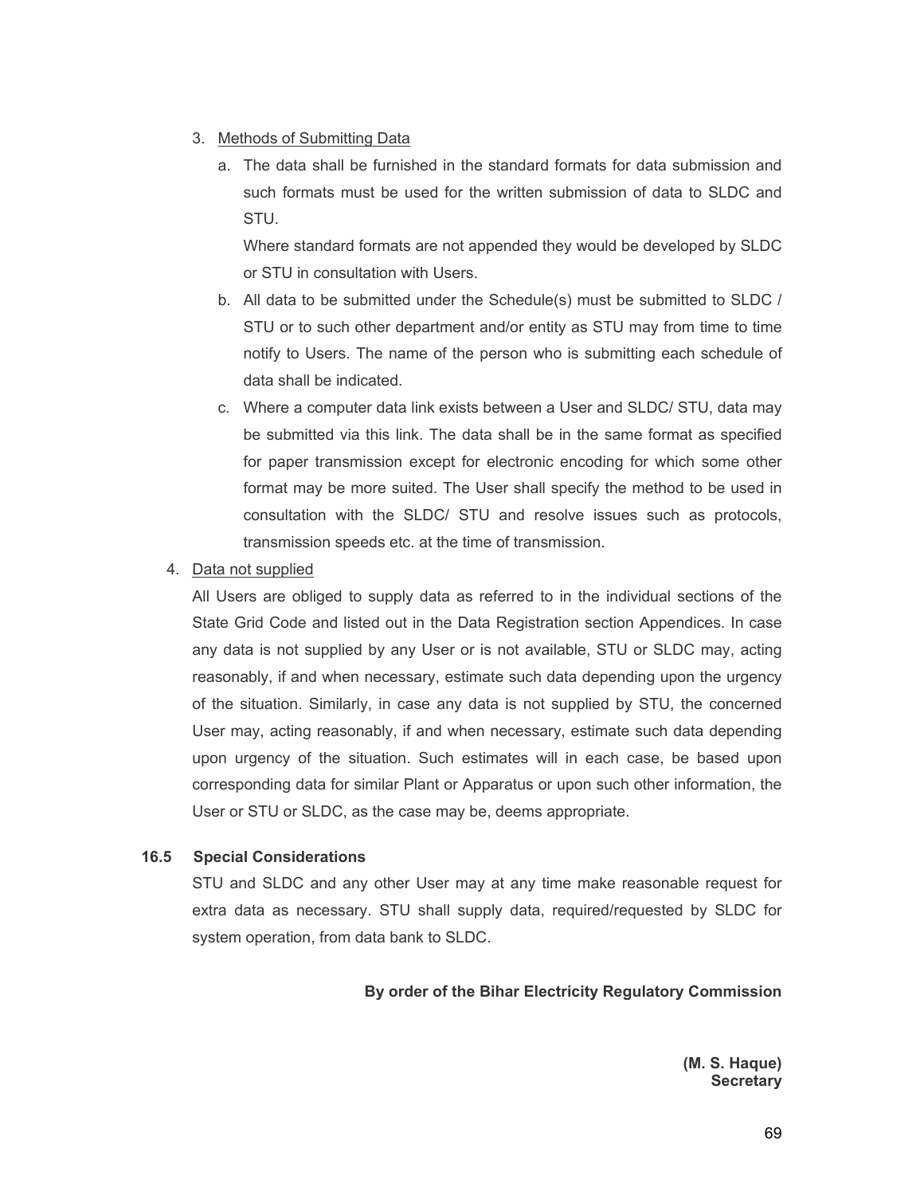3. Methods of Submitting Data

   a. The data shall be furnished in the standard formats for data submission and such formats must be used for the written submission of data to SLDC and STU.

      Where standard formats are not appended they would be developed by SLDC or STU in consultation with Users.

   b. All data to be submitted under the Schedule(s) must be submitted to SLDC / STU or to such other department and/or entity as STU may from time to time notify to Users. The name of the person who is submitting each schedule of data shall be indicated.

   c. Where a computer data link exists between a User and SLDC/ STU, data may be submitted via this link. The data shall be in the same format as specified for paper transmission except for electronic encoding for which some other format may be more suited. The User shall specify the method to be used in consultation with the SLDC/ STU and resolve issues such as protocols, transmission speeds etc. at the time of transmission.

4. Data not supplied

   All Users are obliged to supply data as referred to in the individual sections of the State Grid Code and listed out in the Data Registration section Appendices. In case any data is not supplied by any User or is not available, STU or SLDC may, acting reasonably, if and when necessary, estimate such data depending upon the urgency of the situation. Similarly, in case any data is not supplied by STU, the concerned User may, acting reasonably, if and when necessary, estimate such data depending upon urgency of the situation. Such estimates will in each case, be based upon corresponding data for similar Plant or Apparatus or upon such other information, the User or STU or SLDC, as the case may be, deems appropriate.

### 16.5 Special Considerations

STU and SLDC and any other User may at any time make reasonable request for extra data as necessary. STU shall supply data, required/requested by SLDC for system operation, from data bank to SLDC.

**By order of the Bihar Electricity Regulatory Commission**

**(M. S. Haque)**
**Secretary**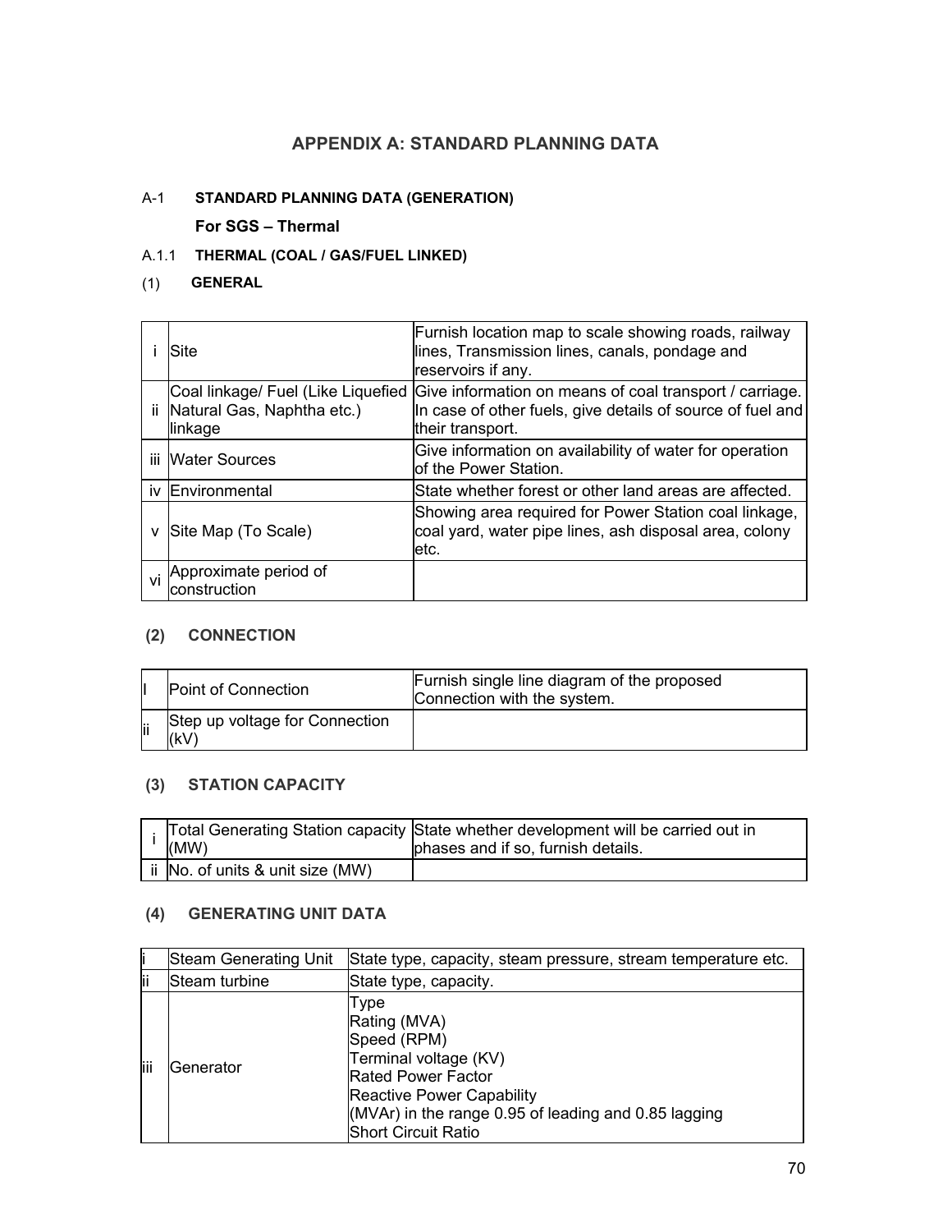# APPENDIX A: STANDARD PLANNING DATA

A-1 **STANDARD PLANNING DATA (GENERATION)**

**For SGS – Thermal**

A.1.1 **THERMAL (COAL / GAS/FUEL LINKED)**

(1) **GENERAL**

| | | |
|---|---|---|
| i | Site | Furnish location map to scale showing roads, railway lines, Transmission lines, canals, pondage and reservoirs if any. |
| ii | Coal linkage/ Fuel (Like Liquefied Natural Gas, Naphtha etc.) linkage | Give information on means of coal transport / carriage. In case of other fuels, give details of source of fuel and their transport. |
| iii | Water Sources | Give information on availability of water for operation of the Power Station. |
| iv | Environmental | State whether forest or other land areas are affected. |
| v | Site Map (To Scale) | Showing area required for Power Station coal linkage, coal yard, water pipe lines, ash disposal area, colony etc. |
| vi | Approximate period of construction | |

**(2) CONNECTION**

| | | |
|---|---|---|
| I | Point of Connection | Furnish single line diagram of the proposed Connection with the system. |
| ii | Step up voltage for Connection (kV) | |

**(3) STATION CAPACITY**

| | | |
|---|---|---|
| i | Total Generating Station capacity (MW) | State whether development will be carried out in phases and if so, furnish details. |
| ii | No. of units & unit size (MW) | |

**(4) GENERATING UNIT DATA**

| | | |
|---|---|---|
| i | Steam Generating Unit | State type, capacity, steam pressure, stream temperature etc. |
| ii | Steam turbine | State type, capacity. |
| iii | Generator | Type<br>Rating (MVA)<br>Speed (RPM)<br>Terminal voltage (KV)<br>Rated Power Factor<br>Reactive Power Capability<br>(MVAr) in the range 0.95 of leading and 0.85 lagging<br>Short Circuit Ratio |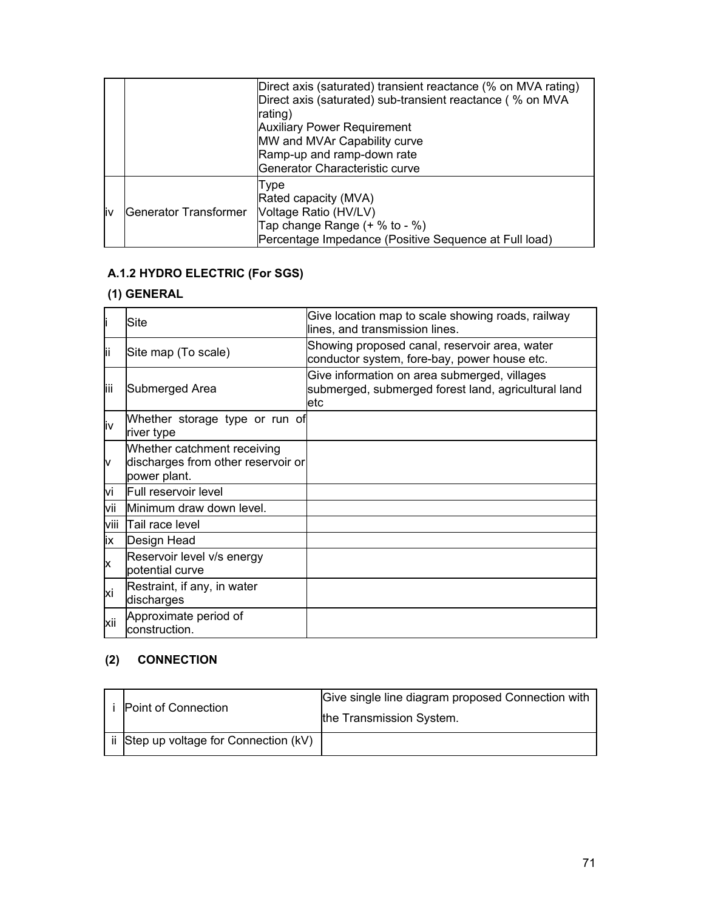| | | |
|---|---|---|
| | | Direct axis (saturated) transient reactance (% on MVA rating)<br>Direct axis (saturated) sub-transient reactance ( % on MVA rating)<br>Auxiliary Power Requirement<br>MW and MVAr Capability curve<br>Ramp-up and ramp-down rate<br>Generator Characteristic curve |
| iv | Generator Transformer | Type<br>Rated capacity (MVA)<br>Voltage Ratio (HV/LV)<br>Tap change Range (+ % to - %)<br>Percentage Impedance (Positive Sequence at Full load) |

### A.1.2 HYDRO ELECTRIC (For SGS)

#### (1) GENERAL

| | | |
|---|---|---|
| i | Site | Give location map to scale showing roads, railway lines, and transmission lines. |
| ii | Site map (To scale) | Showing proposed canal, reservoir area, water conductor system, fore-bay, power house etc. |
| iii | Submerged Area | Give information on area submerged, villages submerged, submerged forest land, agricultural land etc |
| iv | Whether storage type or run of river type | |
| v | Whether catchment receiving discharges from other reservoir or power plant. | |
| vi | Full reservoir level | |
| vii | Minimum draw down level. | |
| viii | Tail race level | |
| ix | Design Head | |
| x | Reservoir level v/s energy potential curve | |
| xi | Restraint, if any, in water discharges | |
| xii | Approximate period of construction. | |

#### (2) CONNECTION

| | | |
|---|---|---|
| i | Point of Connection | Give single line diagram proposed Connection with the Transmission System. |
| ii | Step up voltage for Connection (kV) | |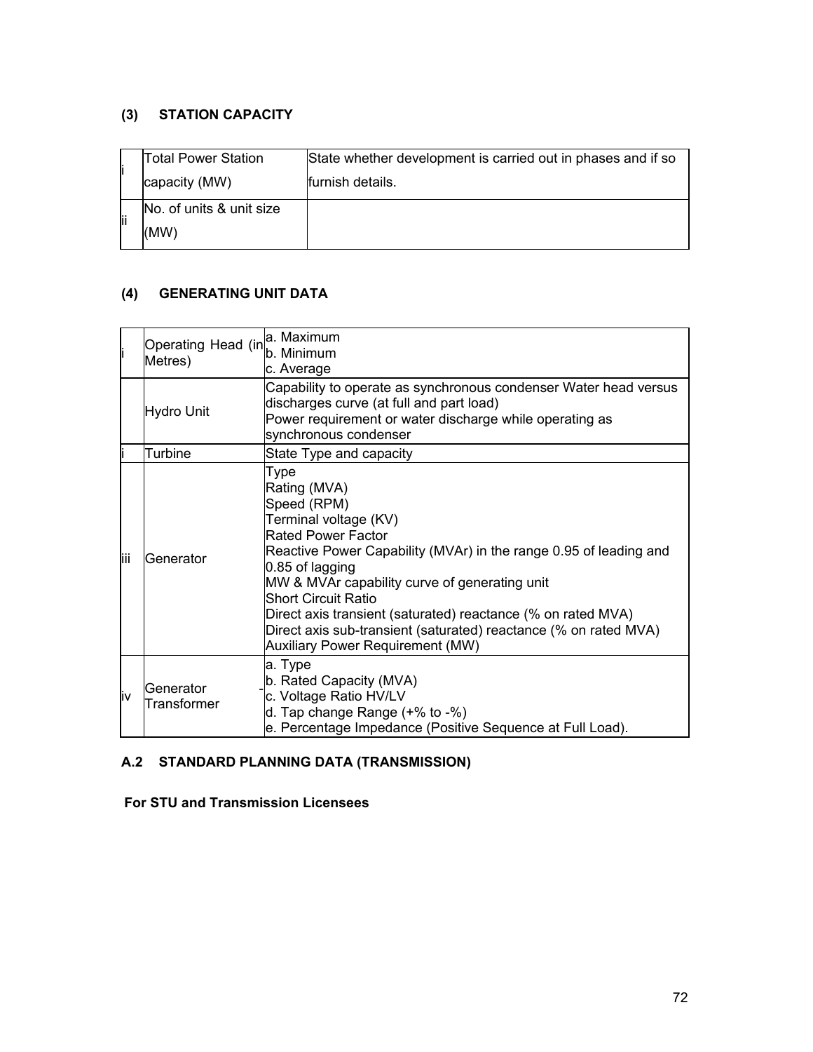### (3) STATION CAPACITY

| | | |
|---|---|---|
| i | Total Power Station capacity (MW) | State whether development is carried out in phases and if so furnish details. |
| ii | No. of units & unit size (MW) | |

### (4) GENERATING UNIT DATA

| | | |
|---|---|---|
| i | Operating Head (in Metres) | a. Maximum<br>b. Minimum<br>c. Average |
| | Hydro Unit | Capability to operate as synchronous condenser Water head versus discharges curve (at full and part load)<br>Power requirement or water discharge while operating as synchronous condenser |
| i | Turbine | State Type and capacity |
| iii | Generator | Type<br>Rating (MVA)<br>Speed (RPM)<br>Terminal voltage (KV)<br>Rated Power Factor<br>Reactive Power Capability (MVAr) in the range 0.95 of leading and 0.85 of lagging<br>MW & MVAr capability curve of generating unit<br>Short Circuit Ratio<br>Direct axis transient (saturated) reactance (% on rated MVA)<br>Direct axis sub-transient (saturated) reactance (% on rated MVA)<br>Auxiliary Power Requirement (MW) |
| iv | Generator - Transformer | a. Type<br>b. Rated Capacity (MVA)<br>c. Voltage Ratio HV/LV<br>d. Tap change Range (+% to -%)<br>e. Percentage Impedance (Positive Sequence at Full Load). |

## A.2 STANDARD PLANNING DATA (TRANSMISSION)

**For STU and Transmission Licensees**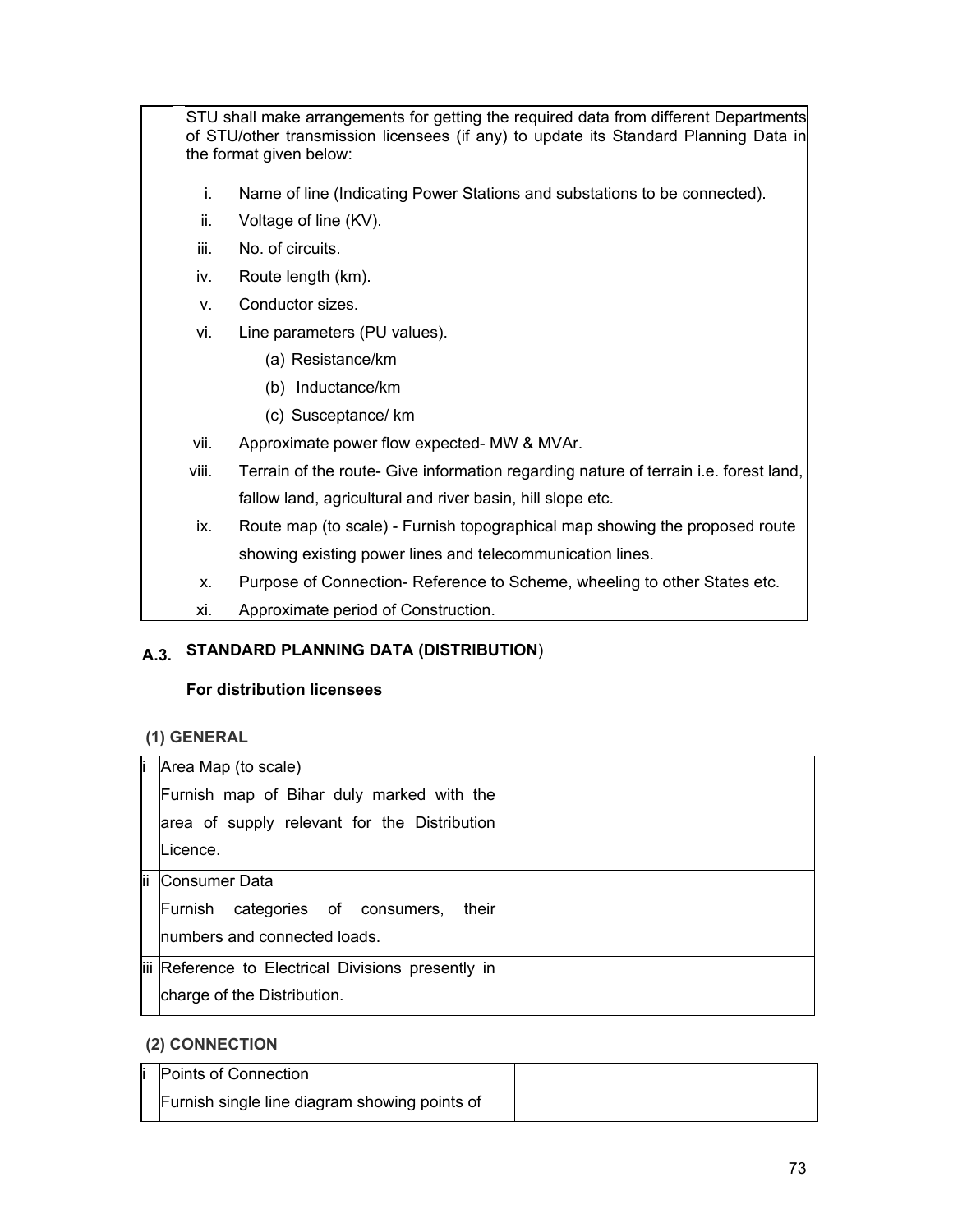STU shall make arrangements for getting the required data from different Departments of STU/other transmission licensees (if any) to update its Standard Planning Data in the format given below:

i. Name of line (Indicating Power Stations and substations to be connected).

ii. Voltage of line (KV).

iii. No. of circuits.

iv. Route length (km).

v. Conductor sizes.

vi. Line parameters (PU values).
   - (a) Resistance/km
   - (b) Inductance/km
   - (c) Susceptance/ km

vii. Approximate power flow expected- MW & MVAr.

viii. Terrain of the route- Give information regarding nature of terrain i.e. forest land, fallow land, agricultural and river basin, hill slope etc.

ix. Route map (to scale) - Furnish topographical map showing the proposed route showing existing power lines and telecommunication lines.

x. Purpose of Connection- Reference to Scheme, wheeling to other States etc.

xi. Approximate period of Construction.

## A.3. STANDARD PLANNING DATA (DISTRIBUTION)

**For distribution licensees**

**(1) GENERAL**

| | | |
|---|---|---|
| i | Area Map (to scale)<br>Furnish map of Bihar duly marked with the area of supply relevant for the Distribution Licence. | |
| ii | Consumer Data<br>Furnish categories of consumers, their numbers and connected loads. | |
| iii | Reference to Electrical Divisions presently in charge of the Distribution. | |

**(2) CONNECTION**

| | | |
|---|---|---|
| i | Points of Connection<br>Furnish single line diagram showing points of | |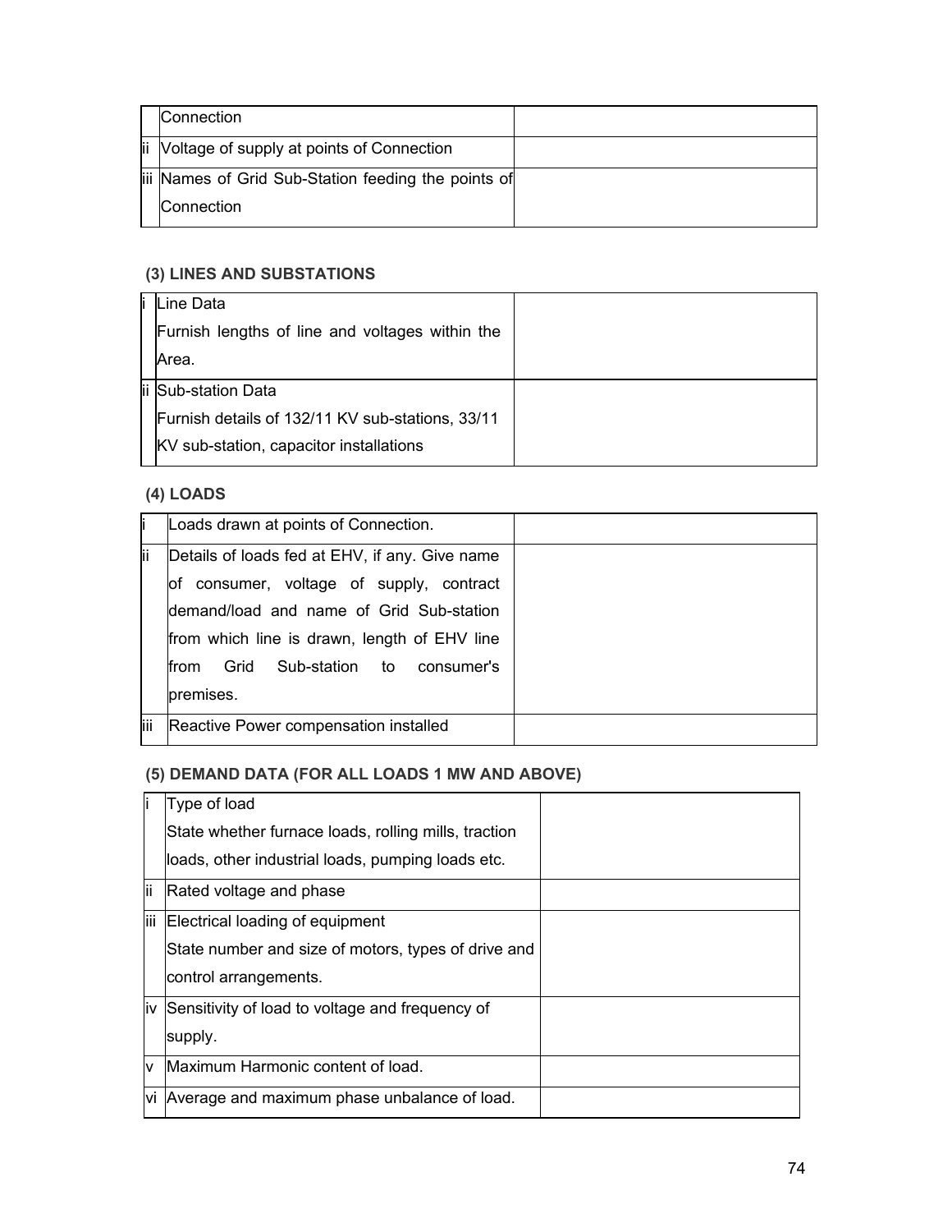|  |  |  |
|---|---|---|
|  | Connection |  |
| ii | Voltage of supply at points of Connection |  |
| iii | Names of Grid Sub-Station feeding the points of Connection |  |

### (3) LINES AND SUBSTATIONS

|  |  |  |
|---|---|---|
| i | Line Data<br>Furnish lengths of line and voltages within the Area. |  |
| ii | Sub-station Data<br>Furnish details of 132/11 KV sub-stations, 33/11 KV sub-station, capacitor installations |  |

### (4) LOADS

|  |  |  |
|---|---|---|
| i | Loads drawn at points of Connection. |  |
| ii | Details of loads fed at EHV, if any. Give name of consumer, voltage of supply, contract demand/load and name of Grid Sub-station from which line is drawn, length of EHV line from Grid Sub-station to consumer's premises. |  |
| iii | Reactive Power compensation installed |  |

### (5) DEMAND DATA (FOR ALL LOADS 1 MW AND ABOVE)

|  |  |  |
|---|---|---|
| i | Type of load<br>State whether furnace loads, rolling mills, traction loads, other industrial loads, pumping loads etc. |  |
| ii | Rated voltage and phase |  |
| iii | Electrical loading of equipment<br>State number and size of motors, types of drive and control arrangements. |  |
| iv | Sensitivity of load to voltage and frequency of supply. |  |
| v | Maximum Harmonic content of load. |  |
| vi | Average and maximum phase unbalance of load. |  |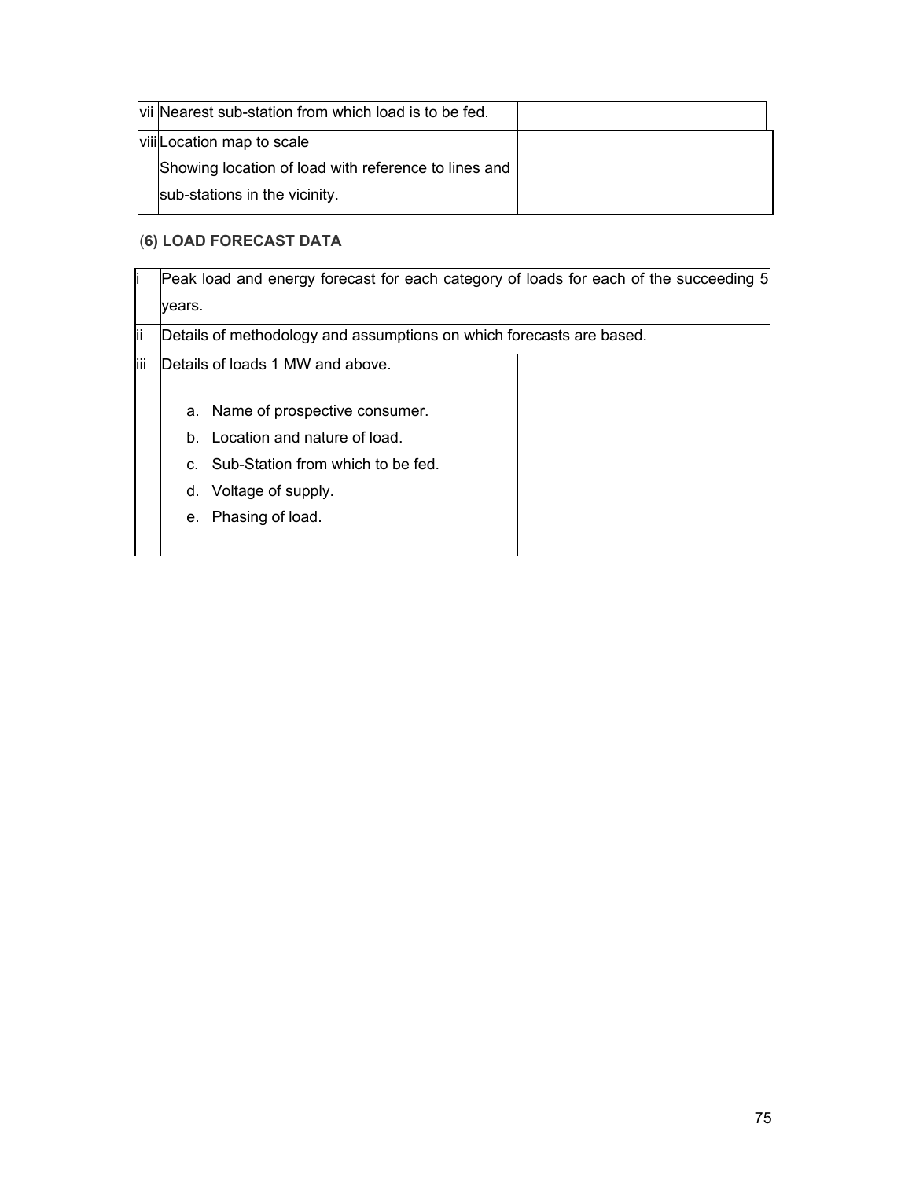| | | |
|---|---|---|
| vii | Nearest sub-station from which load is to be fed. | |
| viii | Location map to scale<br>Showing location of load with reference to lines and sub-stations in the vicinity. | |

**(6) LOAD FORECAST DATA**

| | | |
|---|---|---|
| i | Peak load and energy forecast for each category of loads for each of the succeeding 5 years. | |
| ii | Details of methodology and assumptions on which forecasts are based. | |
| iii | Details of loads 1 MW and above.<br><br>a. Name of prospective consumer.<br>b. Location and nature of load.<br>c. Sub-Station from which to be fed.<br>d. Voltage of supply.<br>e. Phasing of load. | |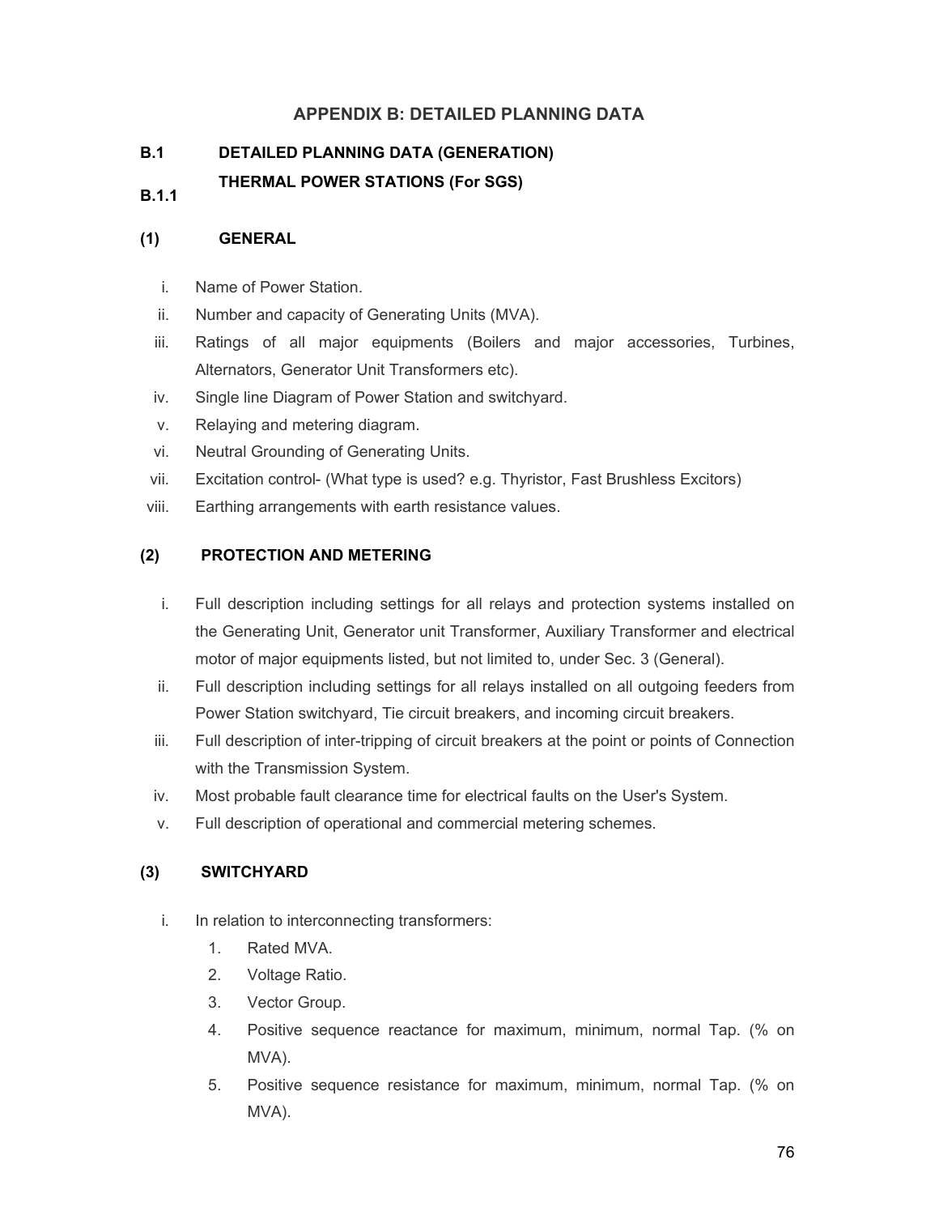# APPENDIX B: DETAILED PLANNING DATA

## B.1 DETAILED PLANNING DATA (GENERATION)

### B.1.1 THERMAL POWER STATIONS (For SGS)

#### (1) GENERAL

i. Name of Power Station.
ii. Number and capacity of Generating Units (MVA).
iii. Ratings of all major equipments (Boilers and major accessories, Turbines, Alternators, Generator Unit Transformers etc).
iv. Single line Diagram of Power Station and switchyard.
v. Relaying and metering diagram.
vi. Neutral Grounding of Generating Units.
vii. Excitation control- (What type is used? e.g. Thyristor, Fast Brushless Excitors)
viii. Earthing arrangements with earth resistance values.

#### (2) PROTECTION AND METERING

i. Full description including settings for all relays and protection systems installed on the Generating Unit, Generator unit Transformer, Auxiliary Transformer and electrical motor of major equipments listed, but not limited to, under Sec. 3 (General).
ii. Full description including settings for all relays installed on all outgoing feeders from Power Station switchyard, Tie circuit breakers, and incoming circuit breakers.
iii. Full description of inter-tripping of circuit breakers at the point or points of Connection with the Transmission System.
iv. Most probable fault clearance time for electrical faults on the User's System.
v. Full description of operational and commercial metering schemes.

#### (3) SWITCHYARD

i. In relation to interconnecting transformers:
   1. Rated MVA.
   2. Voltage Ratio.
   3. Vector Group.
   4. Positive sequence reactance for maximum, minimum, normal Tap. (% on MVA).
   5. Positive sequence resistance for maximum, minimum, normal Tap. (% on MVA).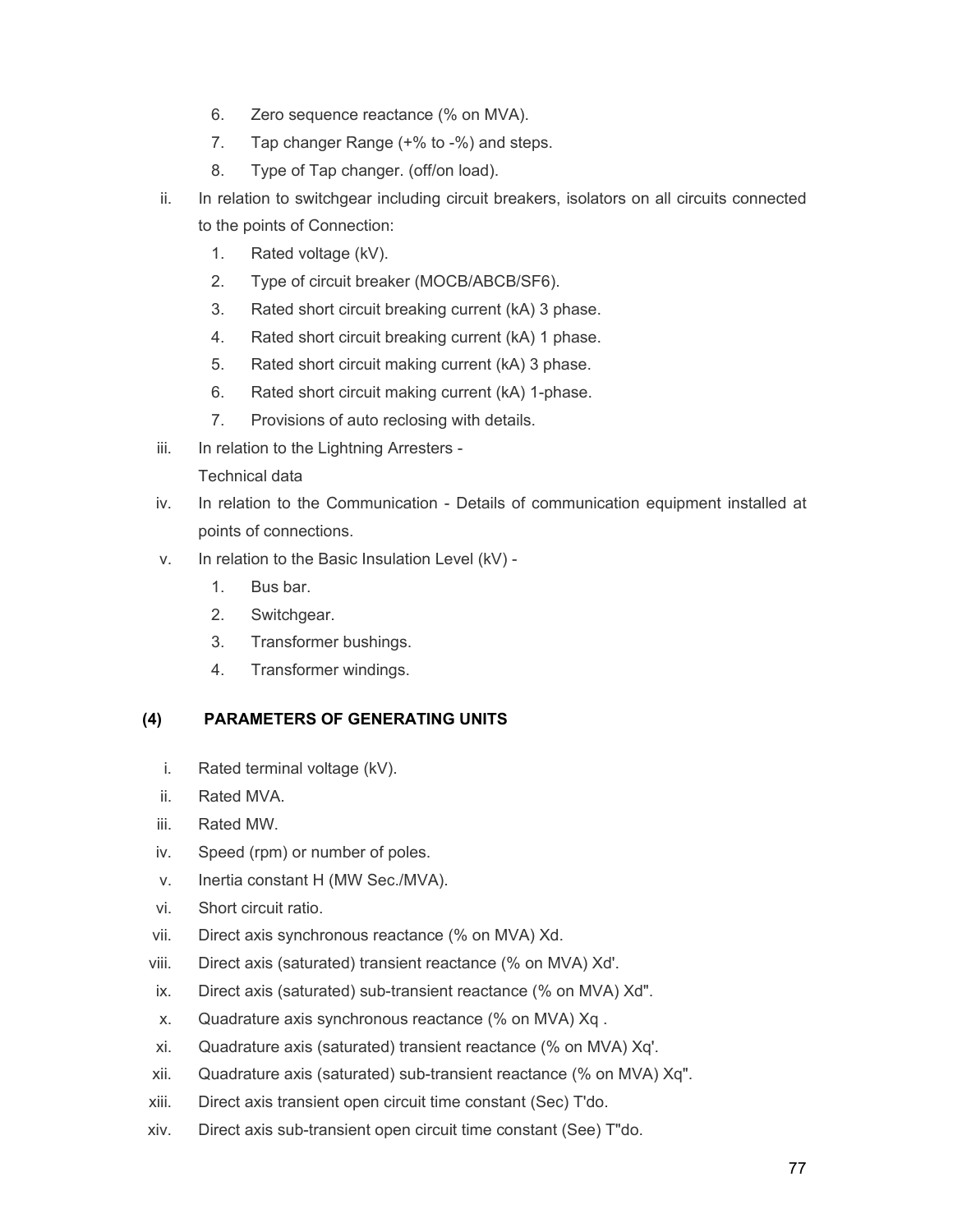6. Zero sequence reactance (% on MVA).
7. Tap changer Range (+% to -%) and steps.
8. Type of Tap changer. (off/on load).

ii. In relation to switchgear including circuit breakers, isolators on all circuits connected to the points of Connection:

1. Rated voltage (kV).
2. Type of circuit breaker (MOCB/ABCB/SF6).
3. Rated short circuit breaking current (kA) 3 phase.
4. Rated short circuit breaking current (kA) 1 phase.
5. Rated short circuit making current (kA) 3 phase.
6. Rated short circuit making current (kA) 1-phase.
7. Provisions of auto reclosing with details.

iii. In relation to the Lightning Arresters -
Technical data

iv. In relation to the Communication - Details of communication equipment installed at points of connections.

v. In relation to the Basic Insulation Level (kV) -

1. Bus bar.
2. Switchgear.
3. Transformer bushings.
4. Transformer windings.

### (4) PARAMETERS OF GENERATING UNITS

i. Rated terminal voltage (kV).

ii. Rated MVA.

iii. Rated MW.

iv. Speed (rpm) or number of poles.

v. Inertia constant H (MW Sec./MVA).

vi. Short circuit ratio.

vii. Direct axis synchronous reactance (% on MVA) Xd.

viii. Direct axis (saturated) transient reactance (% on MVA) Xd'.

ix. Direct axis (saturated) sub-transient reactance (% on MVA) Xd".

x. Quadrature axis synchronous reactance (% on MVA) Xq .

xi. Quadrature axis (saturated) transient reactance (% on MVA) Xq'.

xii. Quadrature axis (saturated) sub-transient reactance (% on MVA) Xq".

xiii. Direct axis transient open circuit time constant (Sec) T'do.

xiv. Direct axis sub-transient open circuit time constant (See) T"do.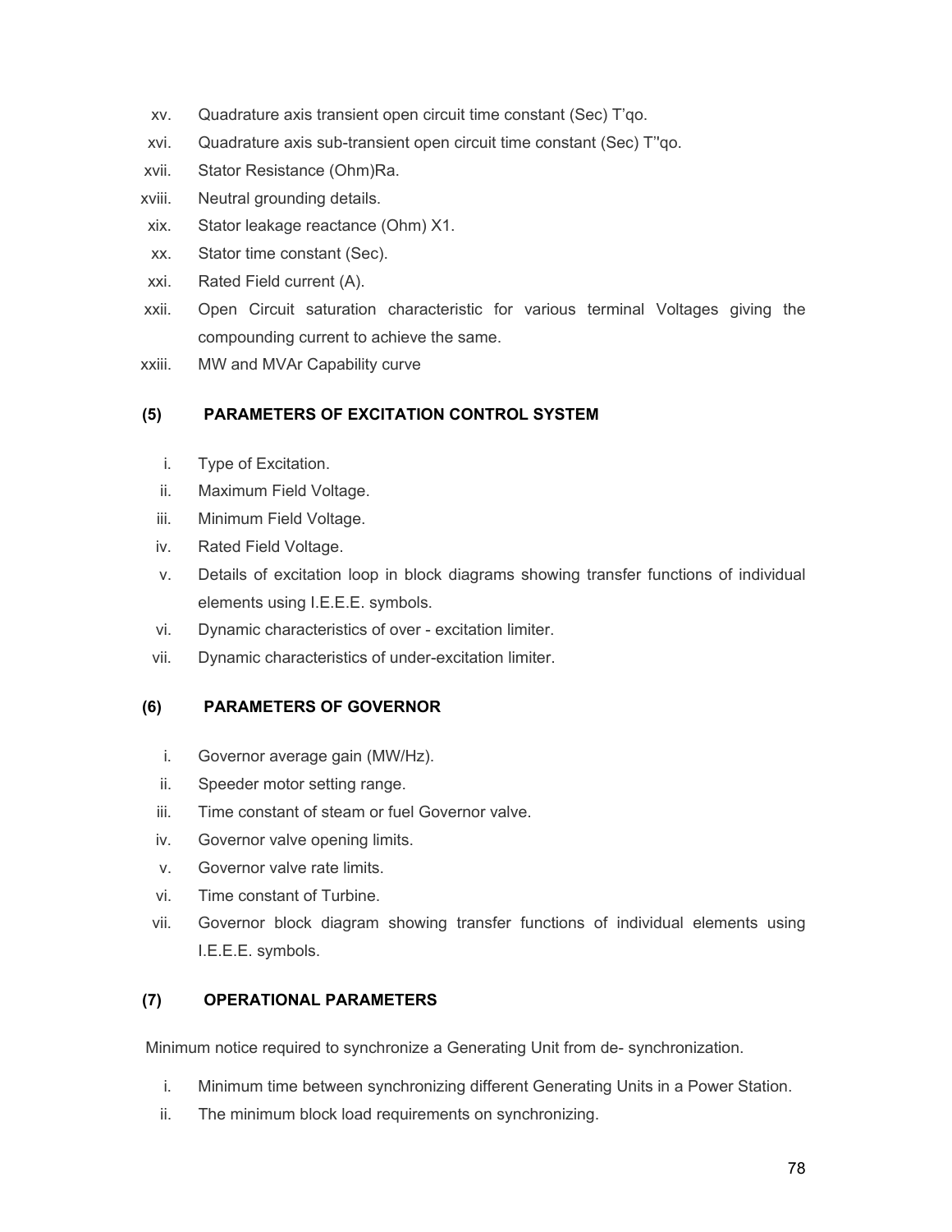- xv. Quadrature axis transient open circuit time constant (Sec) T'qo.
- xvi. Quadrature axis sub-transient open circuit time constant (Sec) T''qo.
- xvii. Stator Resistance (Ohm)Ra.
- xviii. Neutral grounding details.
- xix. Stator leakage reactance (Ohm) X1.
- xx. Stator time constant (Sec).
- xxi. Rated Field current (A).
- xxii. Open Circuit saturation characteristic for various terminal Voltages giving the compounding current to achieve the same.
- xxiii. MW and MVAr Capability curve

### (5) PARAMETERS OF EXCITATION CONTROL SYSTEM

- i. Type of Excitation.
- ii. Maximum Field Voltage.
- iii. Minimum Field Voltage.
- iv. Rated Field Voltage.
- v. Details of excitation loop in block diagrams showing transfer functions of individual elements using I.E.E.E. symbols.
- vi. Dynamic characteristics of over - excitation limiter.
- vii. Dynamic characteristics of under-excitation limiter.

### (6) PARAMETERS OF GOVERNOR

- i. Governor average gain (MW/Hz).
- ii. Speeder motor setting range.
- iii. Time constant of steam or fuel Governor valve.
- iv. Governor valve opening limits.
- v. Governor valve rate limits.
- vi. Time constant of Turbine.
- vii. Governor block diagram showing transfer functions of individual elements using I.E.E.E. symbols.

### (7) OPERATIONAL PARAMETERS

Minimum notice required to synchronize a Generating Unit from de- synchronization.

- i. Minimum time between synchronizing different Generating Units in a Power Station.
- ii. The minimum block load requirements on synchronizing.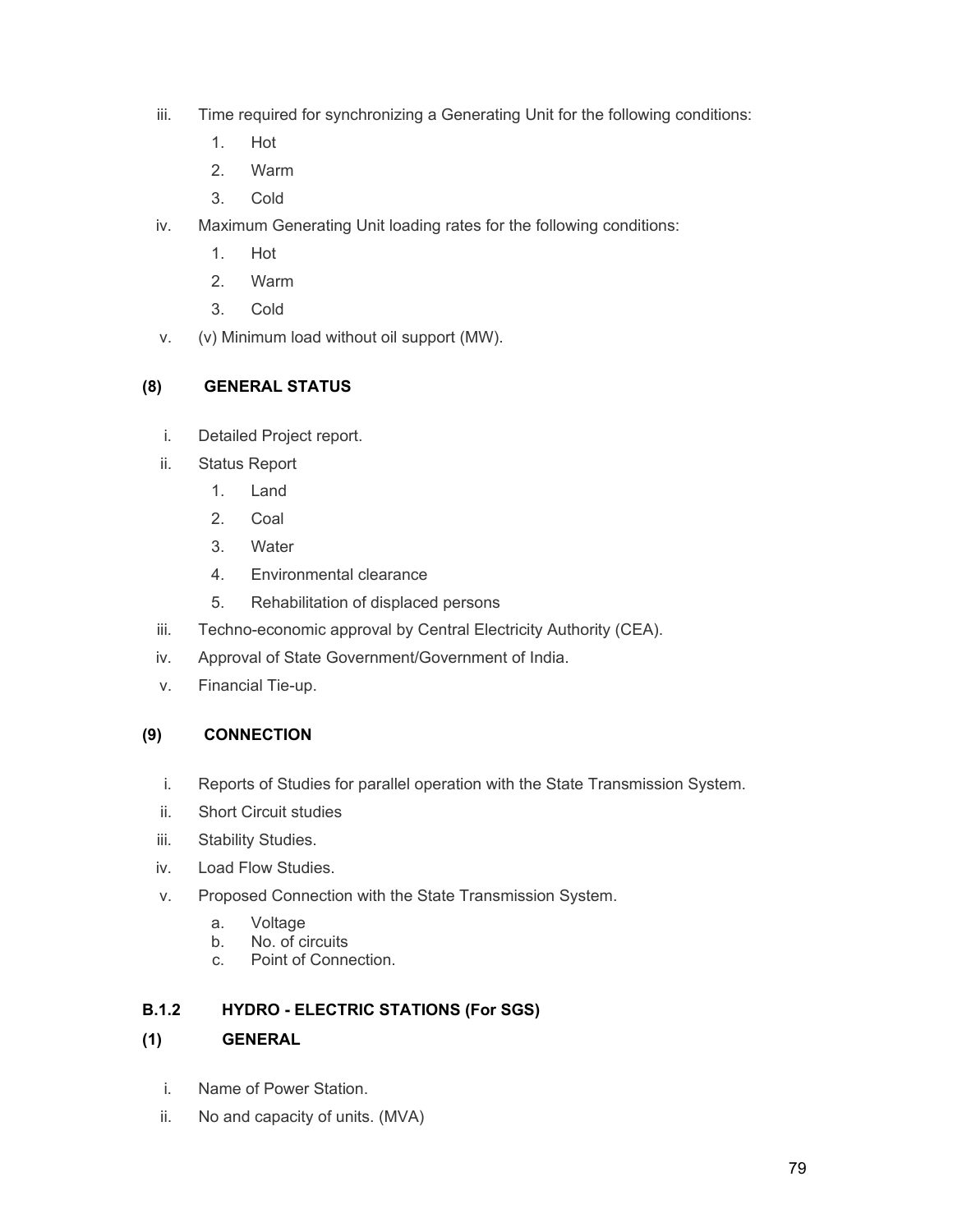iii. Time required for synchronizing a Generating Unit for the following conditions:

   1. Hot
   2. Warm
   3. Cold

iv. Maximum Generating Unit loading rates for the following conditions:

   1. Hot
   2. Warm
   3. Cold

v. (v) Minimum load without oil support (MW).

**(8) GENERAL STATUS**

i. Detailed Project report.

ii. Status Report

   1. Land
   2. Coal
   3. Water
   4. Environmental clearance
   5. Rehabilitation of displaced persons

iii. Techno-economic approval by Central Electricity Authority (CEA).

iv. Approval of State Government/Government of India.

v. Financial Tie-up.

**(9) CONNECTION**

i. Reports of Studies for parallel operation with the State Transmission System.

ii. Short Circuit studies

iii. Stability Studies.

iv. Load Flow Studies.

v. Proposed Connection with the State Transmission System.

   a. Voltage
   b. No. of circuits
   c. Point of Connection.

**B.1.2 HYDRO - ELECTRIC STATIONS (For SGS)**

**(1) GENERAL**

i. Name of Power Station.

ii. No and capacity of units. (MVA)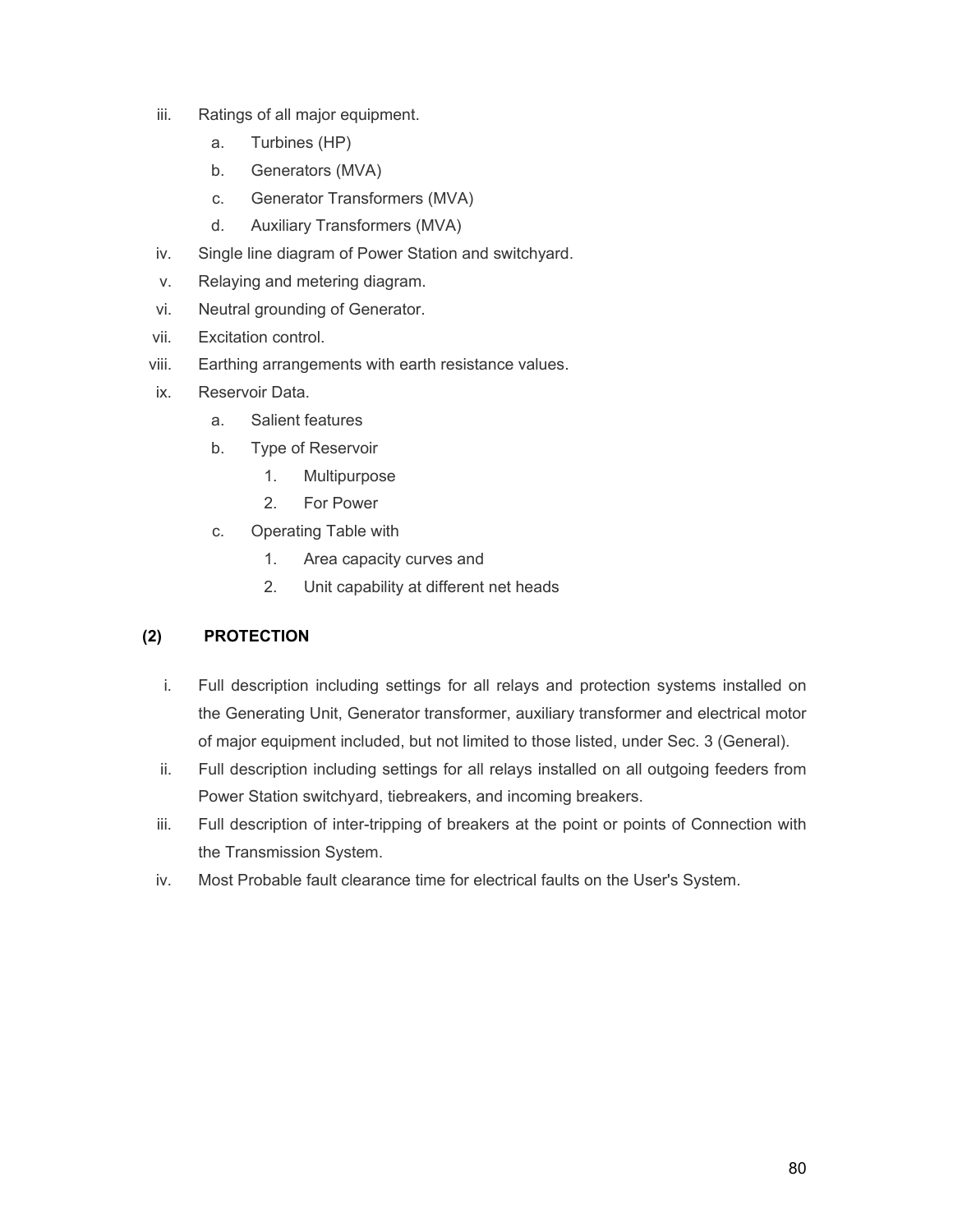iii. Ratings of all major equipment.
   a. Turbines (HP)
   b. Generators (MVA)
   c. Generator Transformers (MVA)
   d. Auxiliary Transformers (MVA)

iv. Single line diagram of Power Station and switchyard.

v. Relaying and metering diagram.

vi. Neutral grounding of Generator.

vii. Excitation control.

viii. Earthing arrangements with earth resistance values.

ix. Reservoir Data.
   a. Salient features
   b. Type of Reservoir
      1. Multipurpose
      2. For Power
   c. Operating Table with
      1. Area capacity curves and
      2. Unit capability at different net heads

**(2) PROTECTION**

i. Full description including settings for all relays and protection systems installed on the Generating Unit, Generator transformer, auxiliary transformer and electrical motor of major equipment included, but not limited to those listed, under Sec. 3 (General).

ii. Full description including settings for all relays installed on all outgoing feeders from Power Station switchyard, tiebreakers, and incoming breakers.

iii. Full description of inter-tripping of breakers at the point or points of Connection with the Transmission System.

iv. Most Probable fault clearance time for electrical faults on the User's System.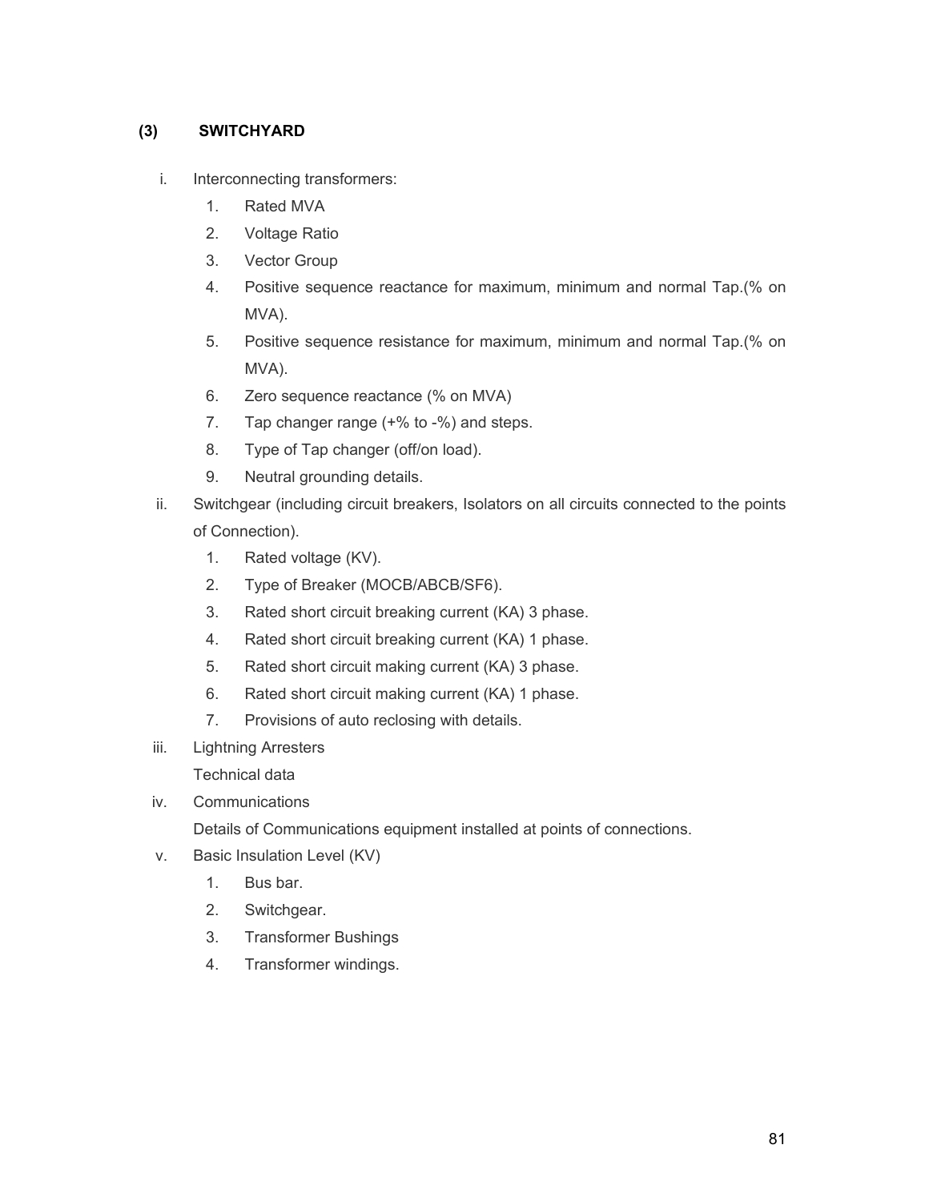### (3) SWITCHYARD

i. Interconnecting transformers:
   1. Rated MVA
   2. Voltage Ratio
   3. Vector Group
   4. Positive sequence reactance for maximum, minimum and normal Tap.(% on MVA).
   5. Positive sequence resistance for maximum, minimum and normal Tap.(% on MVA).
   6. Zero sequence reactance (% on MVA)
   7. Tap changer range (+% to -%) and steps.
   8. Type of Tap changer (off/on load).
   9. Neutral grounding details.

ii. Switchgear (including circuit breakers, Isolators on all circuits connected to the points of Connection).
   1. Rated voltage (KV).
   2. Type of Breaker (MOCB/ABCB/SF6).
   3. Rated short circuit breaking current (KA) 3 phase.
   4. Rated short circuit breaking current (KA) 1 phase.
   5. Rated short circuit making current (KA) 3 phase.
   6. Rated short circuit making current (KA) 1 phase.
   7. Provisions of auto reclosing with details.

iii. Lightning Arresters

   Technical data

iv. Communications

   Details of Communications equipment installed at points of connections.

v. Basic Insulation Level (KV)
   1. Bus bar.
   2. Switchgear.
   3. Transformer Bushings
   4. Transformer windings.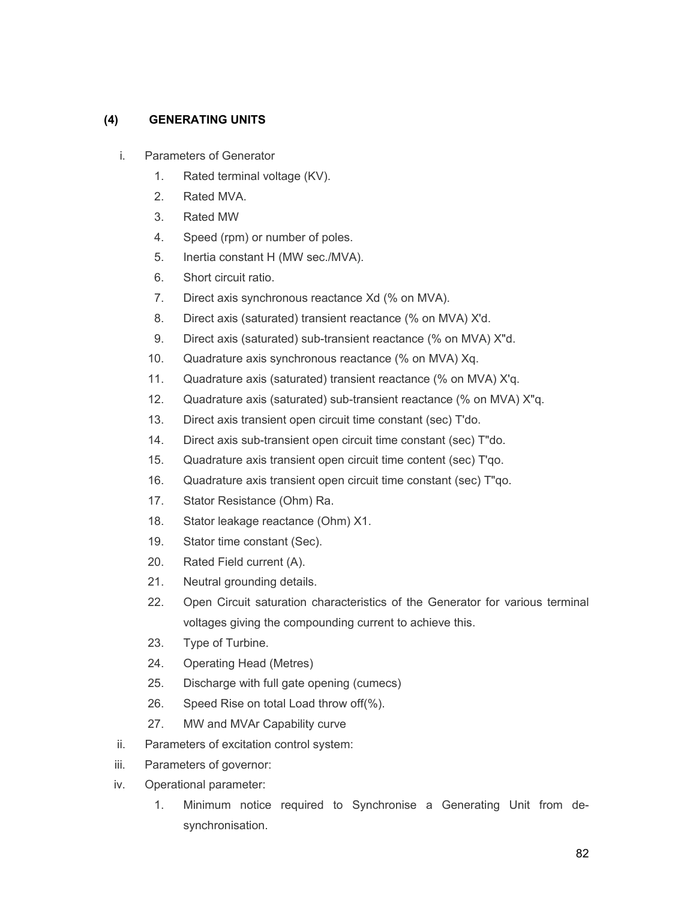### (4) GENERATING UNITS

i. Parameters of Generator

1. Rated terminal voltage (KV).
2. Rated MVA.
3. Rated MW
4. Speed (rpm) or number of poles.
5. Inertia constant H (MW sec./MVA).
6. Short circuit ratio.
7. Direct axis synchronous reactance Xd (% on MVA).
8. Direct axis (saturated) transient reactance (% on MVA) X'd.
9. Direct axis (saturated) sub-transient reactance (% on MVA) X"d.
10. Quadrature axis synchronous reactance (% on MVA) Xq.
11. Quadrature axis (saturated) transient reactance (% on MVA) X'q.
12. Quadrature axis (saturated) sub-transient reactance (% on MVA) X"q.
13. Direct axis transient open circuit time constant (sec) T'do.
14. Direct axis sub-transient open circuit time constant (sec) T"do.
15. Quadrature axis transient open circuit time content (sec) T'qo.
16. Quadrature axis transient open circuit time constant (sec) T"qo.
17. Stator Resistance (Ohm) Ra.
18. Stator leakage reactance (Ohm) X1.
19. Stator time constant (Sec).
20. Rated Field current (A).
21. Neutral grounding details.
22. Open Circuit saturation characteristics of the Generator for various terminal voltages giving the compounding current to achieve this.
23. Type of Turbine.
24. Operating Head (Metres)
25. Discharge with full gate opening (cumecs)
26. Speed Rise on total Load throw off(%).
27. MW and MVAr Capability curve

ii. Parameters of excitation control system:

iii. Parameters of governor:

iv. Operational parameter:

1. Minimum notice required to Synchronise a Generating Unit from de-synchronisation.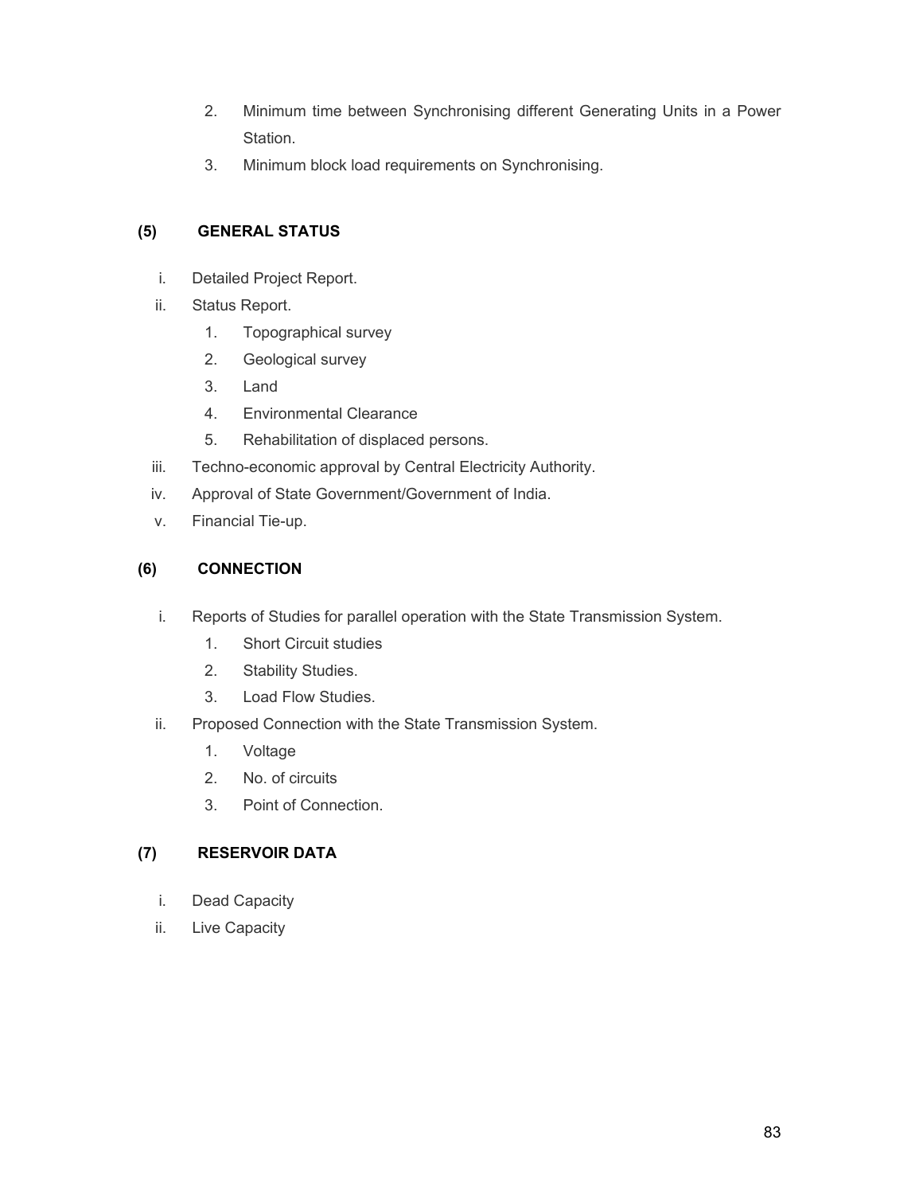2. Minimum time between Synchronising different Generating Units in a Power Station.
3. Minimum block load requirements on Synchronising.

**(5) GENERAL STATUS**

i. Detailed Project Report.

ii. Status Report.
   1. Topographical survey
   2. Geological survey
   3. Land
   4. Environmental Clearance
   5. Rehabilitation of displaced persons.

iii. Techno-economic approval by Central Electricity Authority.

iv. Approval of State Government/Government of India.

v. Financial Tie-up.

**(6) CONNECTION**

i. Reports of Studies for parallel operation with the State Transmission System.
   1. Short Circuit studies
   2. Stability Studies.
   3. Load Flow Studies.

ii. Proposed Connection with the State Transmission System.
   1. Voltage
   2. No. of circuits
   3. Point of Connection.

**(7) RESERVOIR DATA**

i. Dead Capacity

ii. Live Capacity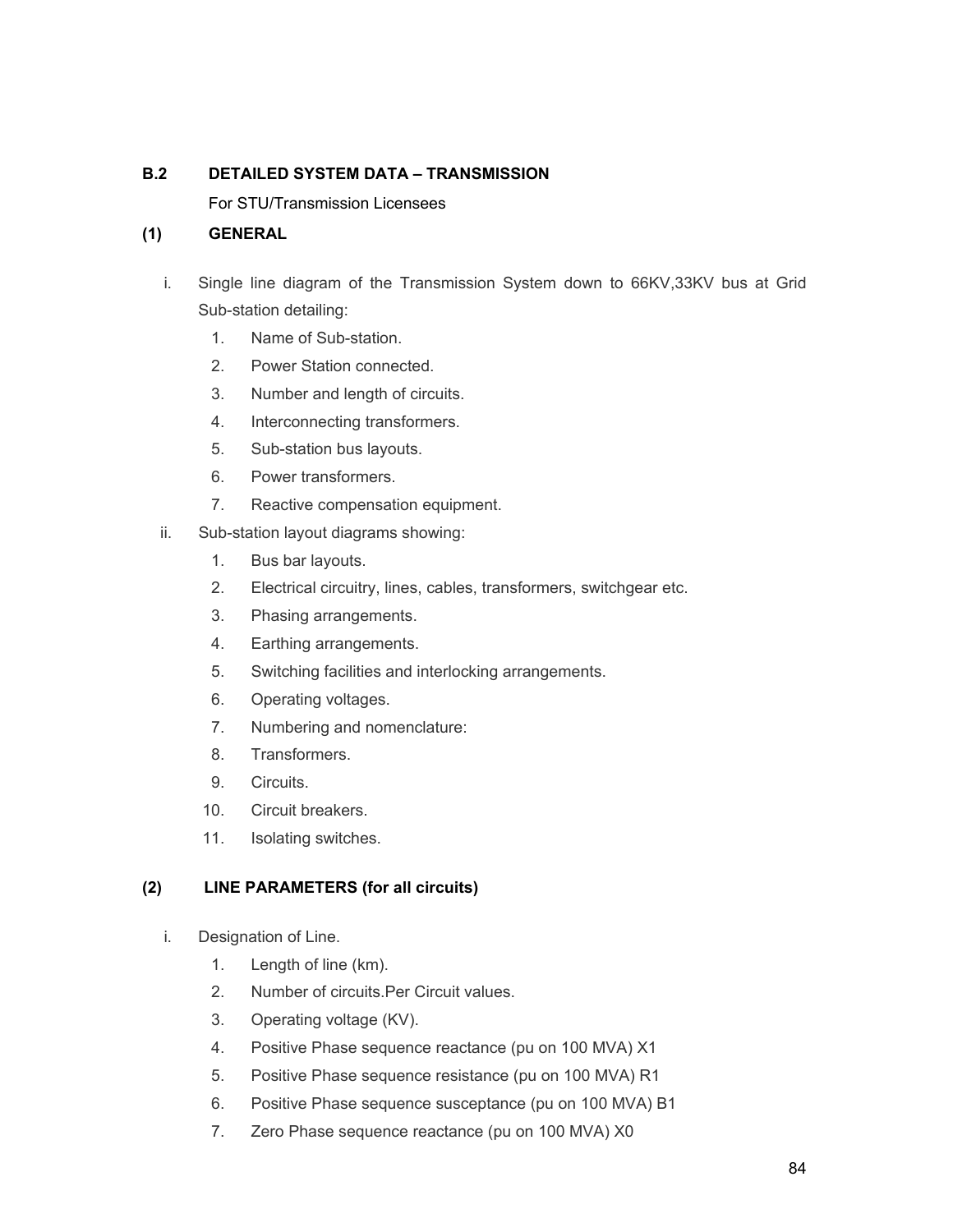**B.2 DETAILED SYSTEM DATA – TRANSMISSION**

For STU/Transmission Licensees

**(1) GENERAL**

i. Single line diagram of the Transmission System down to 66KV,33KV bus at Grid Sub-station detailing:
   1. Name of Sub-station.
   2. Power Station connected.
   3. Number and length of circuits.
   4. Interconnecting transformers.
   5. Sub-station bus layouts.
   6. Power transformers.
   7. Reactive compensation equipment.

ii. Sub-station layout diagrams showing:
   1. Bus bar layouts.
   2. Electrical circuitry, lines, cables, transformers, switchgear etc.
   3. Phasing arrangements.
   4. Earthing arrangements.
   5. Switching facilities and interlocking arrangements.
   6. Operating voltages.
   7. Numbering and nomenclature:
   8. Transformers.
   9. Circuits.
   10. Circuit breakers.
   11. Isolating switches.

**(2) LINE PARAMETERS (for all circuits)**

i. Designation of Line.
   1. Length of line (km).
   2. Number of circuits.Per Circuit values.
   3. Operating voltage (KV).
   4. Positive Phase sequence reactance (pu on 100 MVA) X1
   5. Positive Phase sequence resistance (pu on 100 MVA) R1
   6. Positive Phase sequence susceptance (pu on 100 MVA) B1
   7. Zero Phase sequence reactance (pu on 100 MVA) X0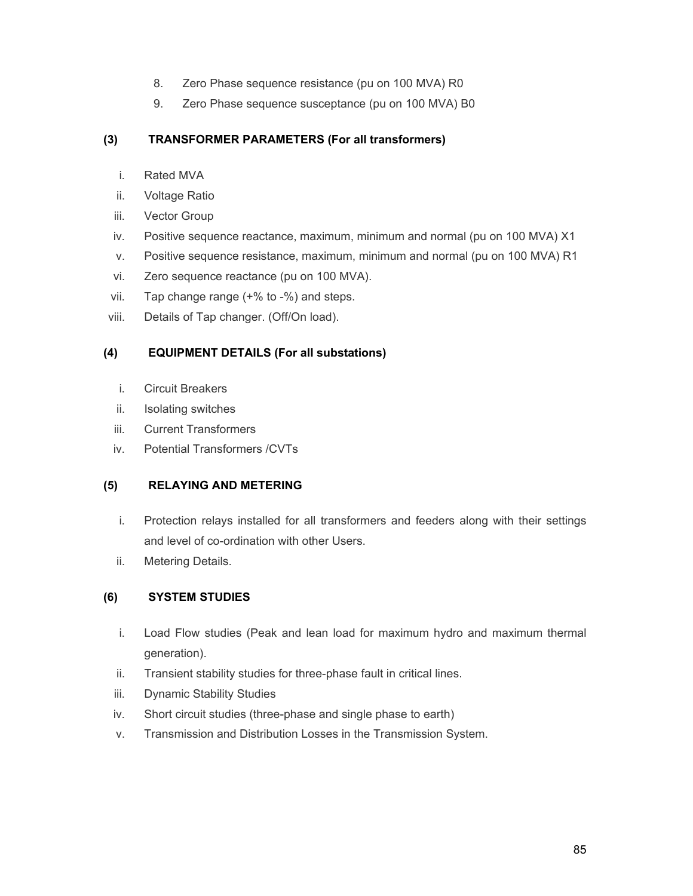8. Zero Phase sequence resistance (pu on 100 MVA) R0
9. Zero Phase sequence susceptance (pu on 100 MVA) B0

**(3) TRANSFORMER PARAMETERS (For all transformers)**

i. Rated MVA
ii. Voltage Ratio
iii. Vector Group
iv. Positive sequence reactance, maximum, minimum and normal (pu on 100 MVA) X1
v. Positive sequence resistance, maximum, minimum and normal (pu on 100 MVA) R1
vi. Zero sequence reactance (pu on 100 MVA).
vii. Tap change range (+% to -%) and steps.
viii. Details of Tap changer. (Off/On load).

**(4) EQUIPMENT DETAILS (For all substations)**

i. Circuit Breakers
ii. Isolating switches
iii. Current Transformers
iv. Potential Transformers /CVTs

**(5) RELAYING AND METERING**

i. Protection relays installed for all transformers and feeders along with their settings and level of co-ordination with other Users.
ii. Metering Details.

**(6) SYSTEM STUDIES**

i. Load Flow studies (Peak and lean load for maximum hydro and maximum thermal generation).
ii. Transient stability studies for three-phase fault in critical lines.
iii. Dynamic Stability Studies
iv. Short circuit studies (three-phase and single phase to earth)
v. Transmission and Distribution Losses in the Transmission System.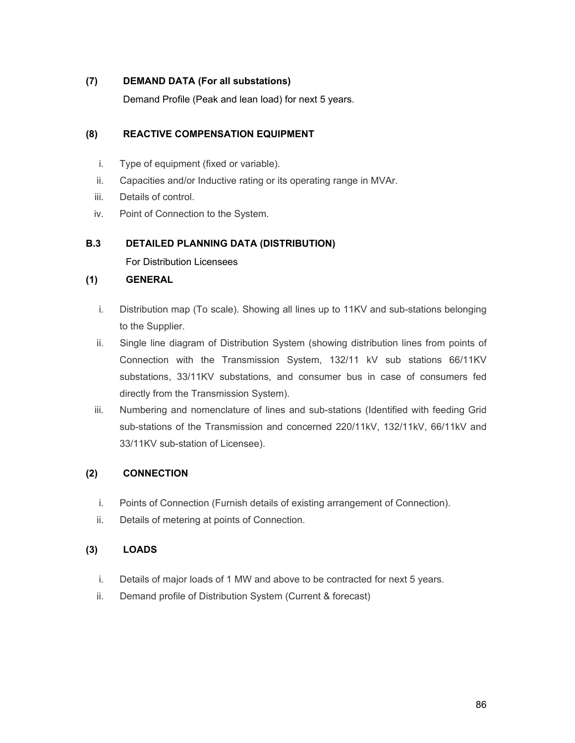**(7) DEMAND DATA (For all substations)**

Demand Profile (Peak and lean load) for next 5 years.

**(8) REACTIVE COMPENSATION EQUIPMENT**

i. Type of equipment (fixed or variable).
ii. Capacities and/or Inductive rating or its operating range in MVAr.
iii. Details of control.
iv. Point of Connection to the System.

**B.3 DETAILED PLANNING DATA (DISTRIBUTION)**

For Distribution Licensees

**(1) GENERAL**

i. Distribution map (To scale). Showing all lines up to 11KV and sub-stations belonging to the Supplier.
ii. Single line diagram of Distribution System (showing distribution lines from points of Connection with the Transmission System, 132/11 kV sub stations 66/11KV substations, 33/11KV substations, and consumer bus in case of consumers fed directly from the Transmission System).
iii. Numbering and nomenclature of lines and sub-stations (Identified with feeding Grid sub-stations of the Transmission and concerned 220/11kV, 132/11kV, 66/11kV and 33/11KV sub-station of Licensee).

**(2) CONNECTION**

i. Points of Connection (Furnish details of existing arrangement of Connection).
ii. Details of metering at points of Connection.

**(3) LOADS**

i. Details of major loads of 1 MW and above to be contracted for next 5 years.
ii. Demand profile of Distribution System (Current & forecast)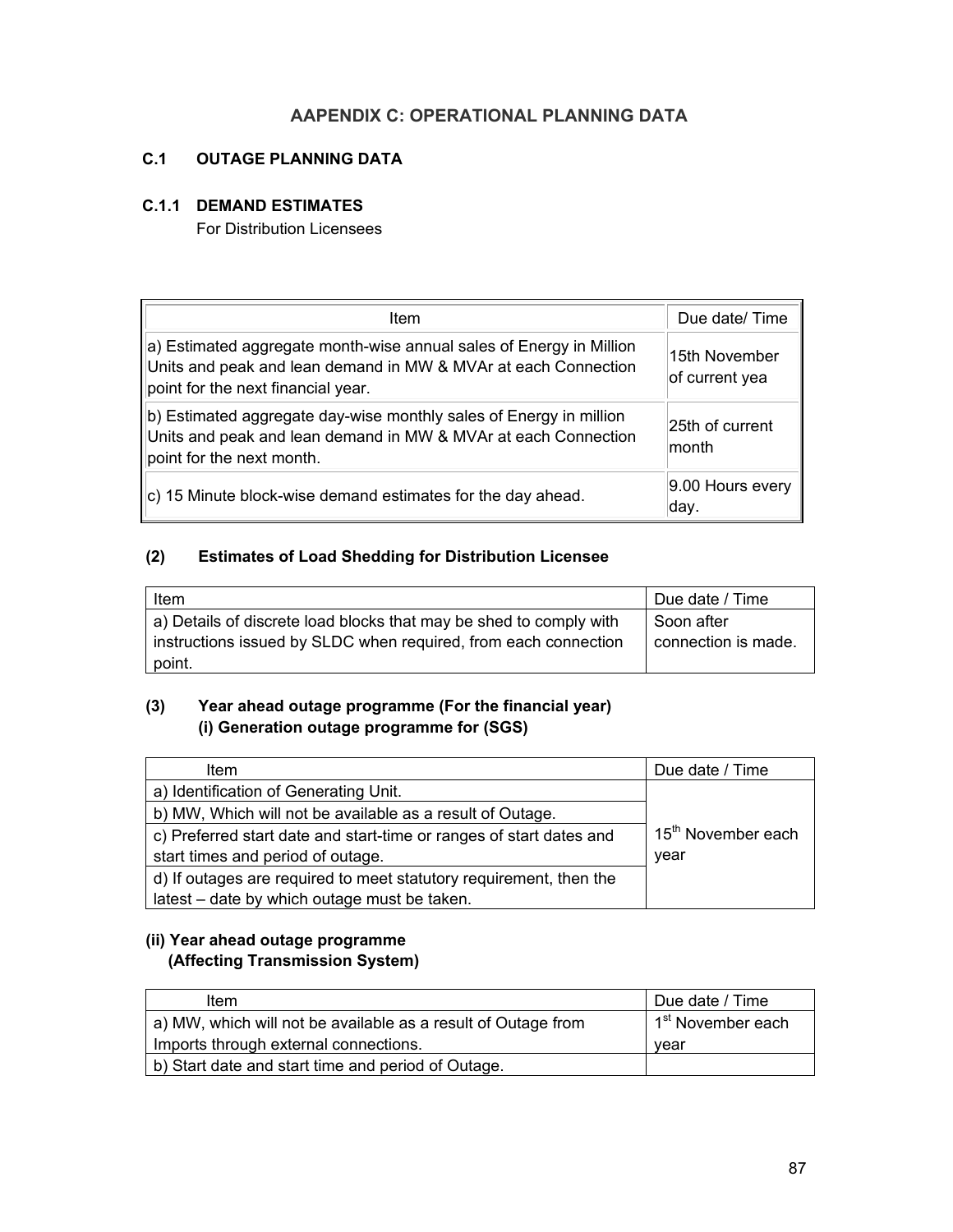# AAPENDIX C: OPERATIONAL PLANNING DATA

## C.1 OUTAGE PLANNING DATA

### C.1.1 DEMAND ESTIMATES

For Distribution Licensees

| Item | Due date/ Time |
|---|---|
| a) Estimated aggregate month-wise annual sales of Energy in Million Units and peak and lean demand in MW & MVAr at each Connection point for the next financial year. | 15th November of current yea |
| b) Estimated aggregate day-wise monthly sales of Energy in million Units and peak and lean demand in MW & MVAr at each Connection point for the next month. | 25th of current month |
| c) 15 Minute block-wise demand estimates for the day ahead. | 9.00 Hours every day. |

#### (2) Estimates of Load Shedding for Distribution Licensee

| Item | Due date / Time |
|---|---|
| a) Details of discrete load blocks that may be shed to comply with instructions issued by SLDC when required, from each connection point. | Soon after connection is made. |

#### (3) Year ahead outage programme (For the financial year)
#### (i) Generation outage programme for (SGS)

| Item | Due date / Time |
|---|---|
| a) Identification of Generating Unit. | 15th November each year |
| b) MW, Which will not be available as a result of Outage. | |
| c) Preferred start date and start-time or ranges of start dates and start times and period of outage. | |
| d) If outages are required to meet statutory requirement, then the latest – date by which outage must be taken. | |

#### (ii) Year ahead outage programme (Affecting Transmission System)

| Item | Due date / Time |
|---|---|
| a) MW, which will not be available as a result of Outage from Imports through external connections. | 1st November each year |
| b) Start date and start time and period of Outage. | |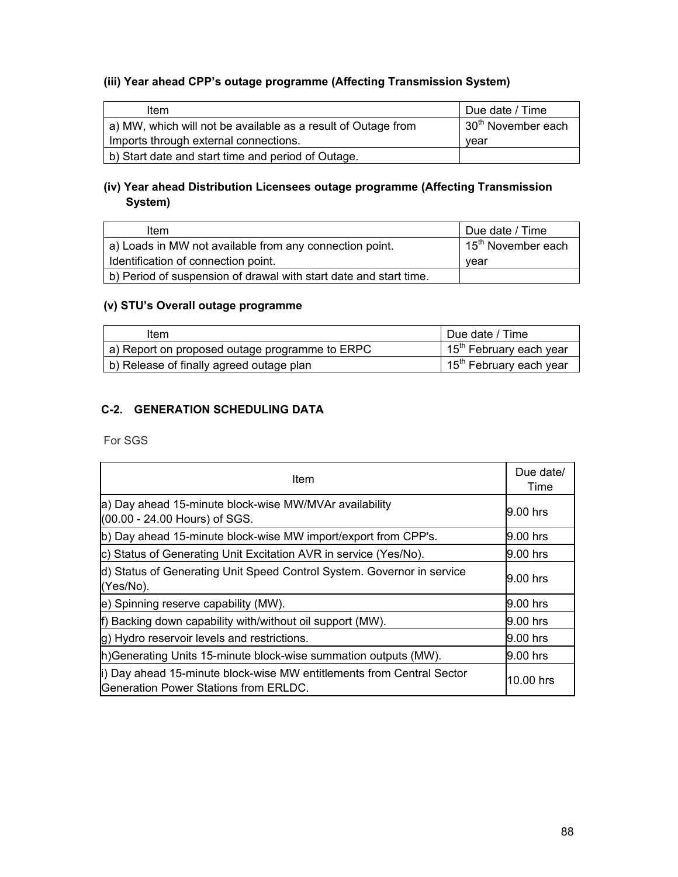**(iii) Year ahead CPP's outage programme (Affecting Transmission System)**

| Item | Due date / Time |
|---|---|
| a) MW, which will not be available as a result of Outage from Imports through external connections. | 30th November each year |
| b) Start date and start time and period of Outage. | |

**(iv) Year ahead Distribution Licensees outage programme (Affecting Transmission System)**

| Item | Due date / Time |
|---|---|
| a) Loads in MW not available from any connection point. Identification of connection point. | 15th November each year |
| b) Period of suspension of drawal with start date and start time. | |

**(v) STU's Overall outage programme**

| Item | Due date / Time |
|---|---|
| a) Report on proposed outage programme to ERPC | 15th February each year |
| b) Release of finally agreed outage plan | 15th February each year |

### C-2. GENERATION SCHEDULING DATA

For SGS

| Item | Due date/ Time |
|---|---|
| a) Day ahead 15-minute block-wise MW/MVAr availability (00.00 - 24.00 Hours) of SGS. | 9.00 hrs |
| b) Day ahead 15-minute block-wise MW import/export from CPP's. | 9.00 hrs |
| c) Status of Generating Unit Excitation AVR in service (Yes/No). | 9.00 hrs |
| d) Status of Generating Unit Speed Control System. Governor in service (Yes/No). | 9.00 hrs |
| e) Spinning reserve capability (MW). | 9.00 hrs |
| f) Backing down capability with/without oil support (MW). | 9.00 hrs |
| g) Hydro reservoir levels and restrictions. | 9.00 hrs |
| h)Generating Units 15-minute block-wise summation outputs (MW). | 9.00 hrs |
| i) Day ahead 15-minute block-wise MW entitlements from Central Sector Generation Power Stations from ERLDC. | 10.00 hrs |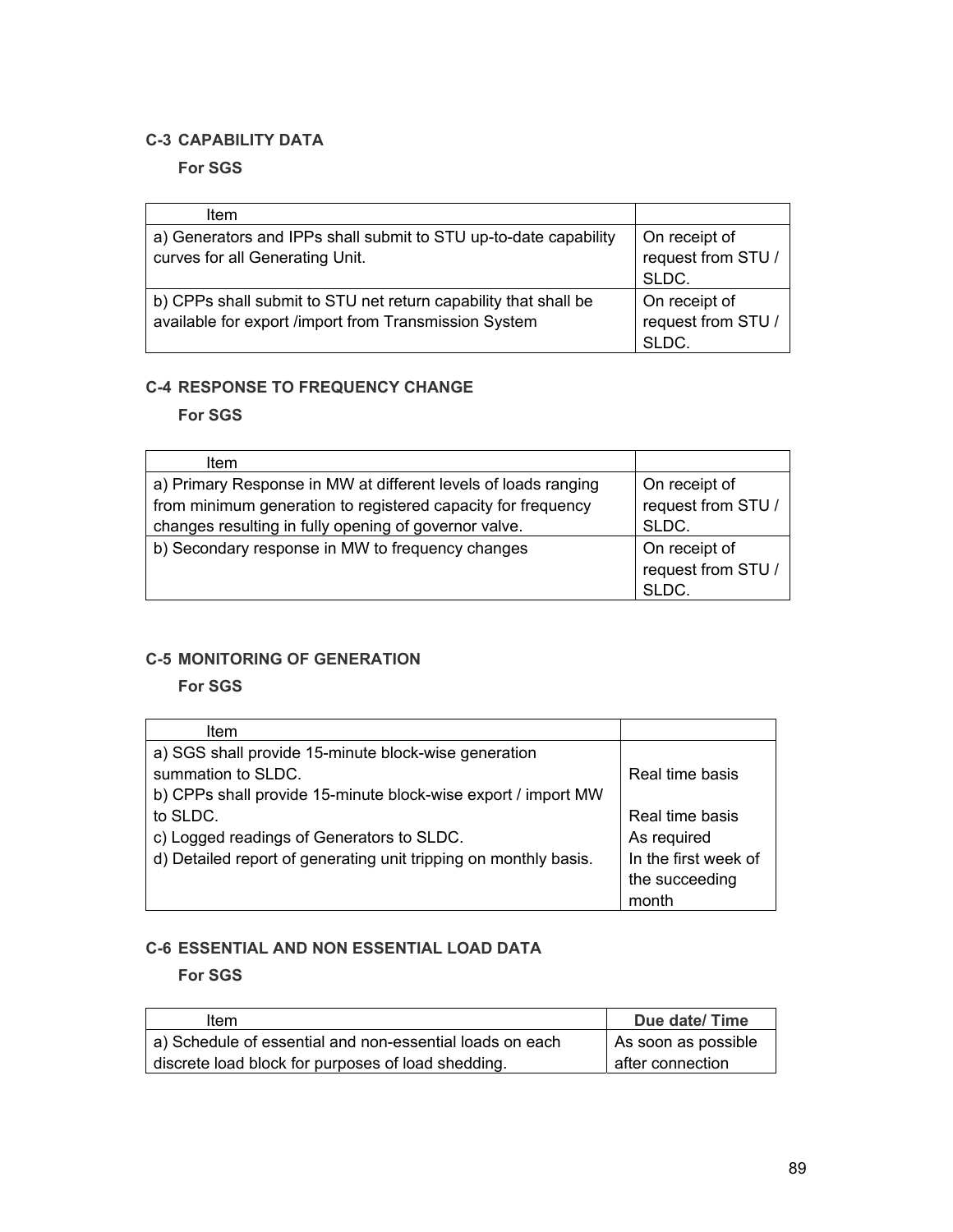## C-3 CAPABILITY DATA

**For SGS**

| Item | |
|---|---|
| a) Generators and IPPs shall submit to STU up-to-date capability curves for all Generating Unit. | On receipt of request from STU / SLDC. |
| b) CPPs shall submit to STU net return capability that shall be available for export /import from Transmission System | On receipt of request from STU / SLDC. |

## C-4 RESPONSE TO FREQUENCY CHANGE

**For SGS**

| Item | |
|---|---|
| a) Primary Response in MW at different levels of loads ranging from minimum generation to registered capacity for frequency changes resulting in fully opening of governor valve. | On receipt of request from STU / SLDC. |
| b) Secondary response in MW to frequency changes | On receipt of request from STU / SLDC. |

## C-5 MONITORING OF GENERATION

**For SGS**

| Item | |
|---|---|
| a) SGS shall provide 15-minute block-wise generation summation to SLDC. | Real time basis |
| b) CPPs shall provide 15-minute block-wise export / import MW to SLDC. | Real time basis |
| c) Logged readings of Generators to SLDC. | As required |
| d) Detailed report of generating unit tripping on monthly basis. | In the first week of the succeeding month |

## C-6 ESSENTIAL AND NON ESSENTIAL LOAD DATA

**For SGS**

| Item | Due date/ Time |
|---|---|
| a) Schedule of essential and non-essential loads on each discrete load block for purposes of load shedding. | As soon as possible after connection |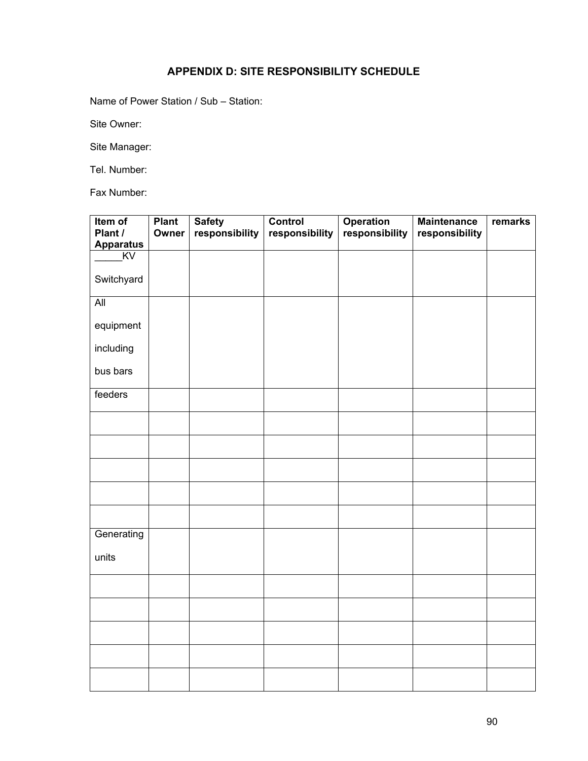## APPENDIX D: SITE RESPONSIBILITY SCHEDULE

Name of Power Station / Sub – Station:

Site Owner:

Site Manager:

Tel. Number:

Fax Number:

| Item of Plant / Apparatus | Plant Owner | Safety responsibility | Control responsibility | Operation responsibility | Maintenance responsibility | remarks |
|---|---|---|---|---|---|---|
| _____KV Switchyard | | | | | | |
| All equipment including bus bars | | | | | | |
| feeders | | | | | | |
| | | | | | | |
| | | | | | | |
| | | | | | | |
| | | | | | | |
| | | | | | | |
| Generating units | | | | | | |
| | | | | | | |
| | | | | | | |
| | | | | | | |
| | | | | | | |
| | | | | | | |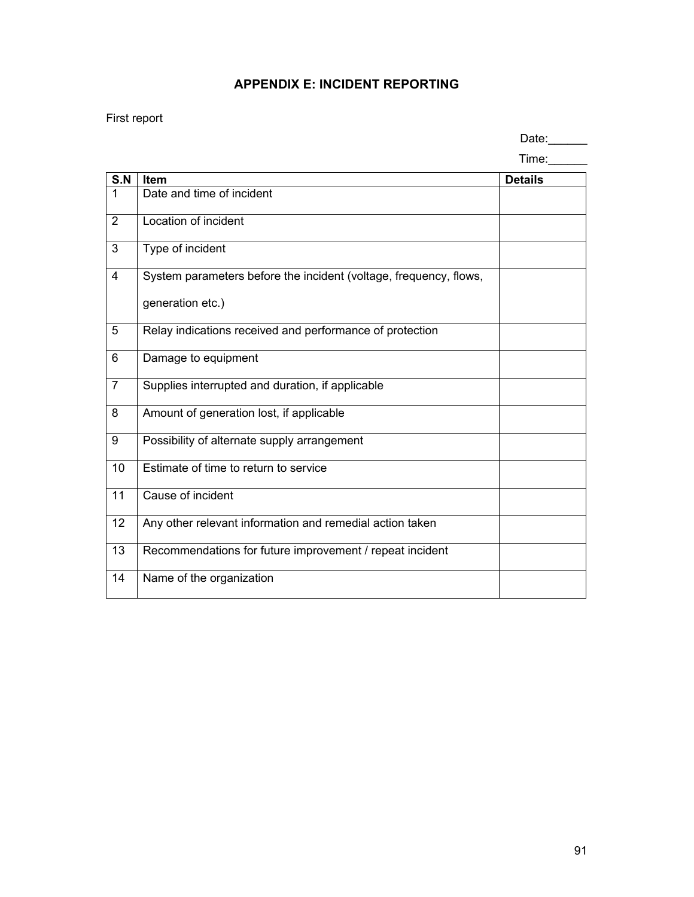## APPENDIX E: INCIDENT REPORTING

First report

Date:______

Time:______

| S.N | Item | Details |
|---|---|---|
| 1 | Date and time of incident | |
| 2 | Location of incident | |
| 3 | Type of incident | |
| 4 | System parameters before the incident (voltage, frequency, flows, generation etc.) | |
| 5 | Relay indications received and performance of protection | |
| 6 | Damage to equipment | |
| 7 | Supplies interrupted and duration, if applicable | |
| 8 | Amount of generation lost, if applicable | |
| 9 | Possibility of alternate supply arrangement | |
| 10 | Estimate of time to return to service | |
| 11 | Cause of incident | |
| 12 | Any other relevant information and remedial action taken | |
| 13 | Recommendations for future improvement / repeat incident | |
| 14 | Name of the organization | |